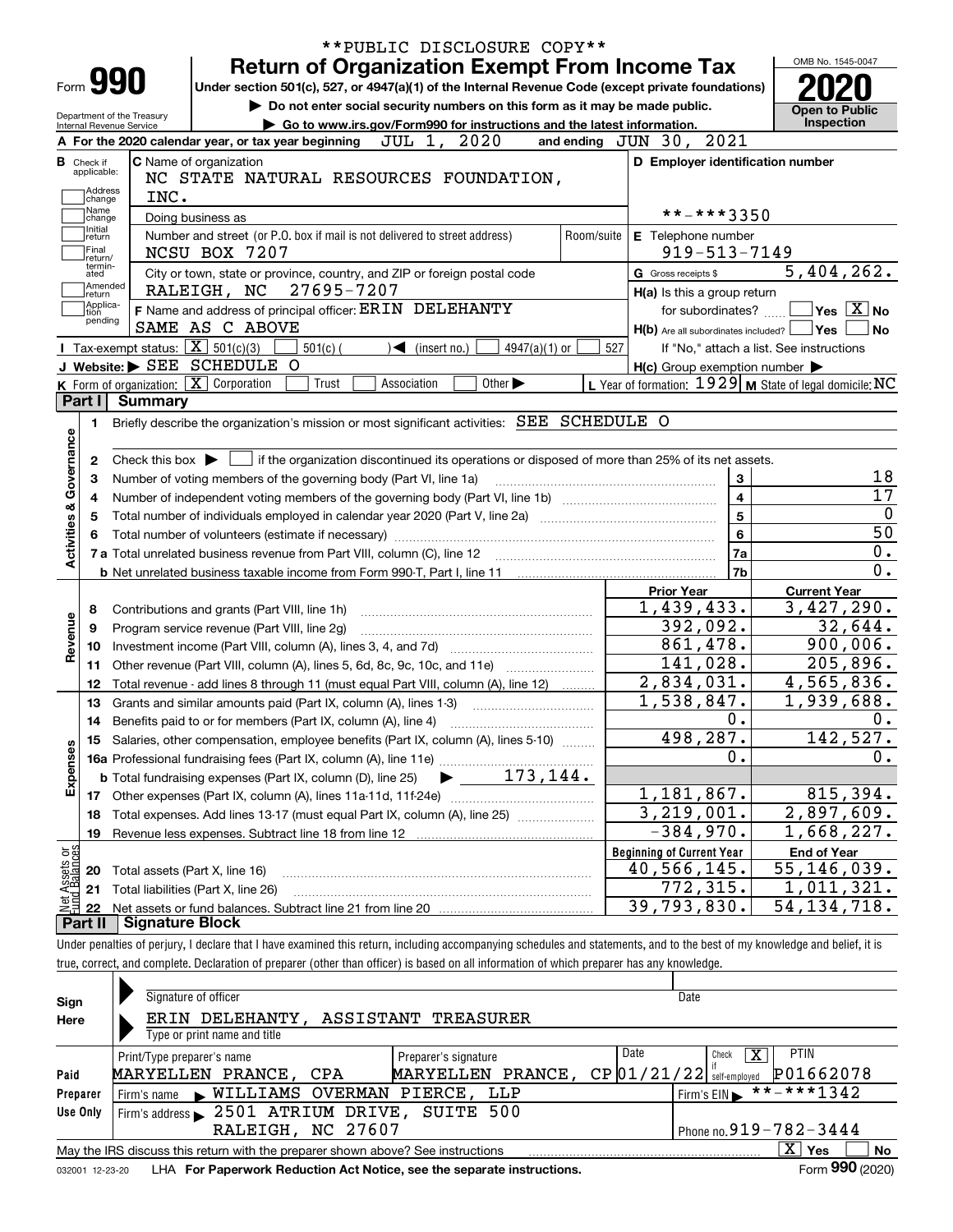**PUBLIC DISCLOSURE COPY**

# Form 990 — Return of Organization Exempt From Income Tax

Under section 501(c), 527, or 4947(a)(1) of the Internal Revenue Code (except private foundations)

▶ Do not enter social security numbers on this form as it may be made public.

▶ Go to www.irs.gov/Form990 for instructions and the latest information.

Department of the Treasury, Internal Revenue Service

OMB No. 1545-0047 | **2020** | Open to Public Inspection

**A** For the 2020 calendar year, or tax year beginning JUL 1, 2020 and ending JUN 30, 2021

**B** Check if applicable: Address change, Name change, Initial return, Final return/terminated, Amended return, Application pending

**C** Name of organization: NC STATE NATURAL RESOURCES FOUNDATION, INC.

Doing business as

Number and street (or P.O. box if mail is not delivered to street address): NCSU BOX 7207 | Room/suite

City or town, state or province, country, and ZIP or foreign postal code: RALEIGH, NC 27695-7207

**F** Name and address of principal officer: ERIN DELEHANTY, SAME AS C ABOVE

**D** Employer identification number: **-***3350

**E** Telephone number: 919-513-7149

**G** Gross receipts $ 5,404,262.

**H(a)** Is this a group return for subordinates? Yes [ ] No [X]

**H(b)** Are all subordinates included? Yes [ ] No [ ] If "No," attach a list. See instructions

**H(c)** Group exemption number ▶

**I** Tax-exempt status: [X] 501(c)(3) [ ] 501(c) ( ) ◀ (insert no.) [ ] 4947(a)(1) or [ ] 527

**J** Website: ▶ SEE SCHEDULE O

**K** Form of organization: [X] Corporation [ ] Trust [ ] Association [ ] Other ▶

**L** Year of formation: 1929 **M** State of legal domicile: NC

## Part I Summary

**Activities & Governance**

1 Briefly describe the organization's mission or most significant activities: SEE SCHEDULE O

2 Check this box ▶ [ ] if the organization discontinued its operations or disposed of more than 25% of its net assets.

| Line | Description | | Value |
|---|---|---|---|
| 3 | Number of voting members of the governing body (Part VI, line 1a) | 3 | 18 |
| 4 | Number of independent voting members of the governing body (Part VI, line 1b) | 4 | 17 |
| 5 | Total number of individuals employed in calendar year 2020 (Part V, line 2a) | 5 | 0 |
| 6 | Total number of volunteers (estimate if necessary) | 6 | 50 |
| 7a | Total unrelated business revenue from Part VIII, column (C), line 12 | 7a | 0. |
| b | Net unrelated business taxable income from Form 990-T, Part I, line 11 | 7b | 0. |

| | Line | Description | Prior Year | Current Year |
|---|---|---|---|---|
| Revenue | 8 | Contributions and grants (Part VIII, line 1h) | 1,439,433. | 3,427,290. |
| | 9 | Program service revenue (Part VIII, line 2g) | 392,092. | 32,644. |
| | 10 | Investment income (Part VIII, column (A), lines 3, 4, and 7d) | 861,478. | 900,006. |
| | 11 | Other revenue (Part VIII, column (A), lines 5, 6d, 8c, 9c, 10c, and 11e) | 141,028. | 205,896. |
| | 12 | Total revenue - add lines 8 through 11 (must equal Part VIII, column (A), line 12) | 2,834,031. | 4,565,836. |
| Expenses | 13 | Grants and similar amounts paid (Part IX, column (A), lines 1-3) | 1,538,847. | 1,939,688. |
| | 14 | Benefits paid to or for members (Part IX, column (A), line 4) | 0. | 0. |
| | 15 | Salaries, other compensation, employee benefits (Part IX, column (A), lines 5-10) | 498,287. | 142,527. |
| | 16a | Professional fundraising fees (Part IX, column (A), line 11e) | 0. | 0. |
| | b | Total fundraising expenses (Part IX, column (D), line 25) ▶ 173,144. | | |
| | 17 | Other expenses (Part IX, column (A), lines 11a-11d, 11f-24e) | 1,181,867. | 815,394. |
| | 18 | Total expenses. Add lines 13-17 (must equal Part IX, column (A), line 25) | 3,219,001. | 2,897,609. |
| | 19 | Revenue less expenses. Subtract line 18 from line 12 | -384,970. | 1,668,227. |

| | Line | Description | Beginning of Current Year | End of Year |
|---|---|---|---|---|
| Net Assets or Fund Balances | 20 | Total assets (Part X, line 16) | 40,566,145. | 55,146,039. |
| | 21 | Total liabilities (Part X, line 26) | 772,315. | 1,011,321. |
| | 22 | Net assets or fund balances. Subtract line 21 from line 20 | 39,793,830. | 54,134,718. |

## Part II Signature Block

Under penalties of perjury, I declare that I have examined this return, including accompanying schedules and statements, and to the best of my knowledge and belief, it is true, correct, and complete. Declaration of preparer (other than officer) is based on all information of which preparer has any knowledge.

**Sign Here**

Signature of officer | Date

ERIN DELEHANTY, ASSISTANT TREASURER

Type or print name and title

**Paid Preparer Use Only**

| Print/Type preparer's name | Preparer's signature | Date | Check [X] if self-employed | PTIN |
|---|---|---|---|---|
| MARYELLEN PRANCE, CPA | MARYELLEN PRANCE, CP | 01/21/22 | | P01662078 |

Firm's name ▶ WILLIAMS OVERMAN PIERCE, LLP | Firm's EIN ▶ **-***1342

Firm's address ▶ 2501 ATRIUM DRIVE, SUITE 500, RALEIGH, NC 27607 | Phone no. 919-782-3444

May the IRS discuss this return with the preparer shown above? See instructions [X] Yes [ ] No

032001 12-23-20 LHA For Paperwork Reduction Act Notice, see the separate instructions. Form **990** (2020)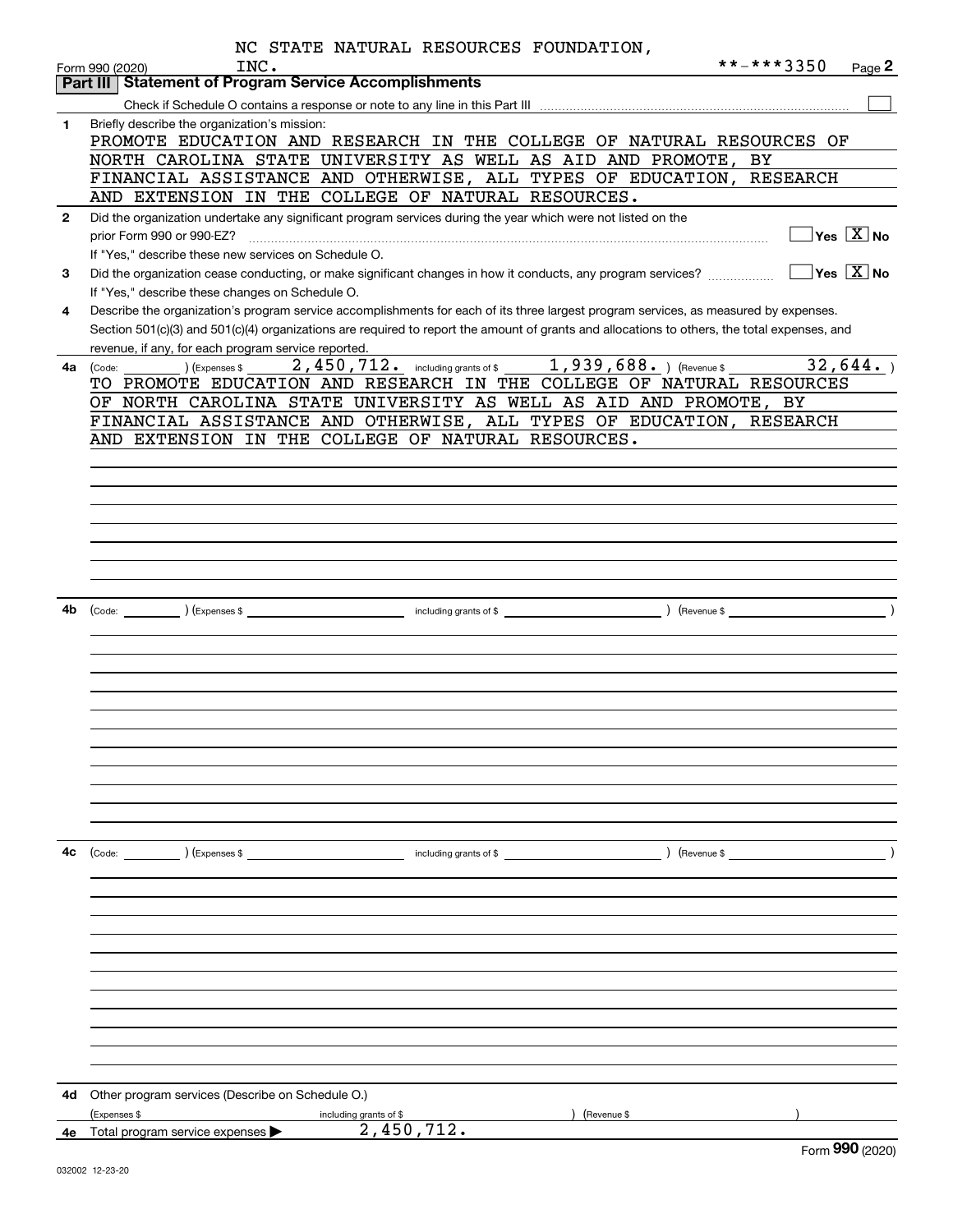NC STATE NATURAL RESOURCES FOUNDATION, INC. **-***3350

Form 990 (2020)

## Part III Statement of Program Service Accomplishments

Check if Schedule O contains a response or note to any line in this Part III

**1** Briefly describe the organization's mission:

PROMOTE EDUCATION AND RESEARCH IN THE COLLEGE OF NATURAL RESOURCES OF NORTH CAROLINA STATE UNIVERSITY AS WELL AS AID AND PROMOTE, BY FINANCIAL ASSISTANCE AND OTHERWISE, ALL TYPES OF EDUCATION, RESEARCH AND EXTENSION IN THE COLLEGE OF NATURAL RESOURCES.

**2** Did the organization undertake any significant program services during the year which were not listed on the prior Form 990 or 990-EZ? Yes [ ] No [X]

If "Yes," describe these new services on Schedule O.

**3** Did the organization cease conducting, or make significant changes in how it conducts, any program services? Yes [ ] No [X]

If "Yes," describe these changes on Schedule O.

**4** Describe the organization's program service accomplishments for each of its three largest program services, as measured by expenses. Section 501(c)(3) and 501(c)(4) organizations are required to report the amount of grants and allocations to others, the total expenses, and revenue, if any, for each program service reported.

**4a** (Code: ) (Expenses $ 2,450,712. including grants of $ 1,939,688. ) (Revenue $ 32,644. )

TO PROMOTE EDUCATION AND RESEARCH IN THE COLLEGE OF NATURAL RESOURCES OF NORTH CAROLINA STATE UNIVERSITY AS WELL AS AID AND PROMOTE, BY FINANCIAL ASSISTANCE AND OTHERWISE, ALL TYPES OF EDUCATION, RESEARCH AND EXTENSION IN THE COLLEGE OF NATURAL RESOURCES.

**4b** (Code: ) (Expenses $ including grants of $ ) (Revenue $ )

**4c** (Code: ) (Expenses $ including grants of $ ) (Revenue $ )

**4d** Other program services (Describe on Schedule O.)

(Expenses $ including grants of $ ) (Revenue $ )

**4e** Total program service expenses ▶ 2,450,712.

Form **990** (2020)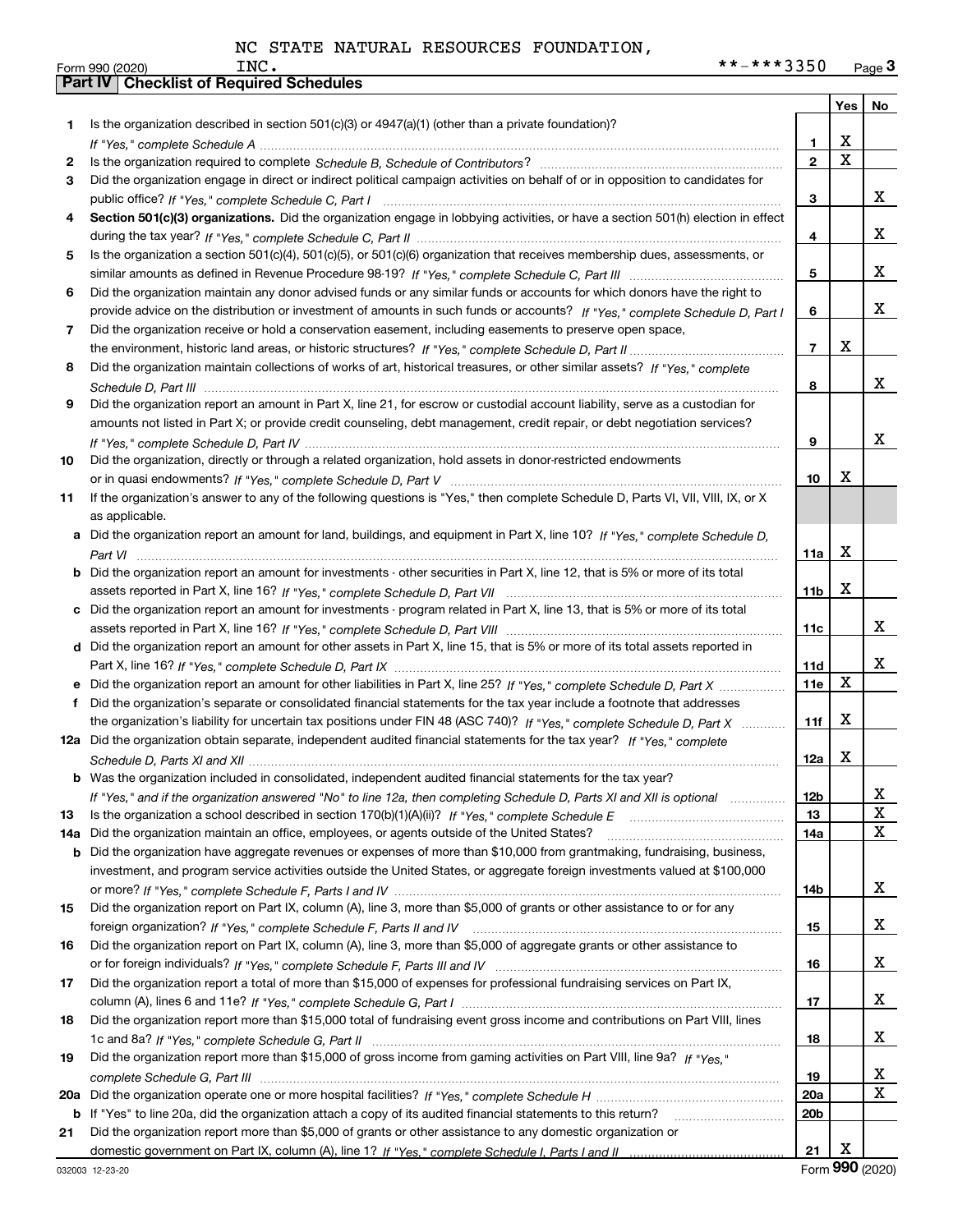NC STATE NATURAL RESOURCES FOUNDATION, INC.

Form 990 (2020) **-***3350

## Part IV Checklist of Required Schedules

| | | | Yes | No |
|---|---|---|---|---|
| 1 | Is the organization described in section 501(c)(3) or 4947(a)(1) (other than a private foundation)? *If "Yes," complete Schedule A* | 1 | X | |
| 2 | Is the organization required to complete *Schedule B, Schedule of Contributors*? | 2 | X | |
| 3 | Did the organization engage in direct or indirect political campaign activities on behalf of or in opposition to candidates for public office? *If "Yes," complete Schedule C, Part I* | 3 | | X |
| 4 | **Section 501(c)(3) organizations.** Did the organization engage in lobbying activities, or have a section 501(h) election in effect during the tax year? *If "Yes," complete Schedule C, Part II* | 4 | | X |
| 5 | Is the organization a section 501(c)(4), 501(c)(5), or 501(c)(6) organization that receives membership dues, assessments, or similar amounts as defined in Revenue Procedure 98-19? *If "Yes," complete Schedule C, Part III* | 5 | | X |
| 6 | Did the organization maintain any donor advised funds or any similar funds or accounts for which donors have the right to provide advice on the distribution or investment of amounts in such funds or accounts? *If "Yes," complete Schedule D, Part I* | 6 | | X |
| 7 | Did the organization receive or hold a conservation easement, including easements to preserve open space, the environment, historic land areas, or historic structures? *If "Yes," complete Schedule D, Part II* | 7 | X | |
| 8 | Did the organization maintain collections of works of art, historical treasures, or other similar assets? *If "Yes," complete Schedule D, Part III* | 8 | | X |
| 9 | Did the organization report an amount in Part X, line 21, for escrow or custodial account liability, serve as a custodian for amounts not listed in Part X; or provide credit counseling, debt management, credit repair, or debt negotiation services? *If "Yes," complete Schedule D, Part IV* | 9 | | X |
| 10 | Did the organization, directly or through a related organization, hold assets in donor-restricted endowments or in quasi endowments? *If "Yes," complete Schedule D, Part V* | 10 | X | |
| 11 | If the organization's answer to any of the following questions is "Yes," then complete Schedule D, Parts VI, VII, VIII, IX, or X as applicable. | | | |
| a | Did the organization report an amount for land, buildings, and equipment in Part X, line 10? *If "Yes," complete Schedule D, Part VI* | 11a | X | |
| b | Did the organization report an amount for investments - other securities in Part X, line 12, that is 5% or more of its total assets reported in Part X, line 16? *If "Yes," complete Schedule D, Part VII* | 11b | X | |
| c | Did the organization report an amount for investments - program related in Part X, line 13, that is 5% or more of its total assets reported in Part X, line 16? *If "Yes," complete Schedule D, Part VIII* | 11c | | X |
| d | Did the organization report an amount for other assets in Part X, line 15, that is 5% or more of its total assets reported in Part X, line 16? *If "Yes," complete Schedule D, Part IX* | 11d | | X |
| e | Did the organization report an amount for other liabilities in Part X, line 25? *If "Yes," complete Schedule D, Part X* | 11e | X | |
| f | Did the organization's separate or consolidated financial statements for the tax year include a footnote that addresses the organization's liability for uncertain tax positions under FIN 48 (ASC 740)? *If "Yes," complete Schedule D, Part X* | 11f | X | |
| 12a | Did the organization obtain separate, independent audited financial statements for the tax year? *If "Yes," complete Schedule D, Parts XI and XII* | 12a | X | |
| b | Was the organization included in consolidated, independent audited financial statements for the tax year? *If "Yes," and if the organization answered "No" to line 12a, then completing Schedule D, Parts XI and XII is optional* | 12b | | X |
| 13 | Is the organization a school described in section 170(b)(1)(A)(ii)? *If "Yes," complete Schedule E* | 13 | | X |
| 14a | Did the organization maintain an office, employees, or agents outside of the United States? | 14a | | X |
| b | Did the organization have aggregate revenues or expenses of more than $10,000 from grantmaking, fundraising, business, investment, and program service activities outside the United States, or aggregate foreign investments valued at $100,000 or more? *If "Yes," complete Schedule F, Parts I and IV* | 14b | | X |
| 15 | Did the organization report on Part IX, column (A), line 3, more than $5,000 of grants or other assistance to or for any foreign organization? *If "Yes," complete Schedule F, Parts II and IV* | 15 | | X |
| 16 | Did the organization report on Part IX, column (A), line 3, more than $5,000 of aggregate grants or other assistance to or for foreign individuals? *If "Yes," complete Schedule F, Parts III and IV* | 16 | | X |
| 17 | Did the organization report a total of more than $15,000 of expenses for professional fundraising services on Part IX, column (A), lines 6 and 11e? *If "Yes," complete Schedule G, Part I* | 17 | | X |
| 18 | Did the organization report more than $15,000 total of fundraising event gross income and contributions on Part VIII, lines 1c and 8a? *If "Yes," complete Schedule G, Part II* | 18 | | X |
| 19 | Did the organization report more than $15,000 of gross income from gaming activities on Part VIII, line 9a? *If "Yes," complete Schedule G, Part III* | 19 | | X |
| 20a | Did the organization operate one or more hospital facilities? *If "Yes," complete Schedule H* | 20a | | X |
| b | If "Yes" to line 20a, did the organization attach a copy of its audited financial statements to this return? | 20b | | |
| 21 | Did the organization report more than $5,000 of grants or other assistance to any domestic organization or domestic government on Part IX, column (A), line 1? *If "Yes," complete Schedule I, Parts I and II* | 21 | X | |

032003 12-23-20 Form **990** (2020)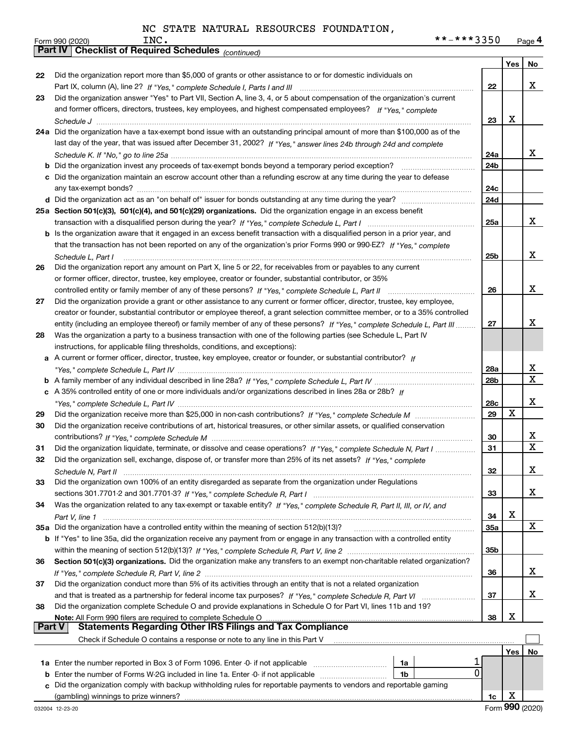NC STATE NATURAL RESOURCES FOUNDATION, INC. **-***3350

Form 990 (2020)

## Part IV Checklist of Required Schedules *(continued)*

| | | | Yes | No |
|---|---|---|---|---|
| 22 | Did the organization report more than $5,000 of grants or other assistance to or for domestic individuals on Part IX, column (A), line 2? *If "Yes," complete Schedule I, Parts I and III* | 22 | | X |
| 23 | Did the organization answer "Yes" to Part VII, Section A, line 3, 4, or 5 about compensation of the organization's current and former officers, directors, trustees, key employees, and highest compensated employees? *If "Yes," complete Schedule J* | 23 | X | |
| 24a | Did the organization have a tax-exempt bond issue with an outstanding principal amount of more than $100,000 as of the last day of the year, that was issued after December 31, 2002? *If "Yes," answer lines 24b through 24d and complete Schedule K. If "No," go to line 25a* | 24a | | X |
| b | Did the organization invest any proceeds of tax-exempt bonds beyond a temporary period exception? | 24b | | |
| c | Did the organization maintain an escrow account other than a refunding escrow at any time during the year to defease any tax-exempt bonds? | 24c | | |
| d | Did the organization act as an "on behalf of" issuer for bonds outstanding at any time during the year? | 24d | | |
| 25a | **Section 501(c)(3), 501(c)(4), and 501(c)(29) organizations.** Did the organization engage in an excess benefit transaction with a disqualified person during the year? *If "Yes," complete Schedule L, Part I* | 25a | | X |
| b | Is the organization aware that it engaged in an excess benefit transaction with a disqualified person in a prior year, and that the transaction has not been reported on any of the organization's prior Forms 990 or 990-EZ? *If "Yes," complete Schedule L, Part I* | 25b | | X |
| 26 | Did the organization report any amount on Part X, line 5 or 22, for receivables from or payables to any current or former officer, director, trustee, key employee, creator or founder, substantial contributor, or 35% controlled entity or family member of any of these persons? *If "Yes," complete Schedule L, Part II* | 26 | | X |
| 27 | Did the organization provide a grant or other assistance to any current or former officer, director, trustee, key employee, creator or founder, substantial contributor or employee thereof, a grant selection committee member, or to a 35% controlled entity (including an employee thereof) or family member of any of these persons? *If "Yes," complete Schedule L, Part III* | 27 | | X |
| 28 | Was the organization a party to a business transaction with one of the following parties (see Schedule L, Part IV instructions, for applicable filing thresholds, conditions, and exceptions): | | | |
| a | A current or former officer, director, trustee, key employee, creator or founder, or substantial contributor? *If "Yes," complete Schedule L, Part IV* | 28a | | X |
| b | A family member of any individual described in line 28a? *If "Yes," complete Schedule L, Part IV* | 28b | | X |
| c | A 35% controlled entity of one or more individuals and/or organizations described in lines 28a or 28b? *If "Yes," complete Schedule L, Part IV* | 28c | | X |
| 29 | Did the organization receive more than $25,000 in non-cash contributions? *If "Yes," complete Schedule M* | 29 | X | |
| 30 | Did the organization receive contributions of art, historical treasures, or other similar assets, or qualified conservation contributions? *If "Yes," complete Schedule M* | 30 | | X |
| 31 | Did the organization liquidate, terminate, or dissolve and cease operations? *If "Yes," complete Schedule N, Part I* | 31 | | X |
| 32 | Did the organization sell, exchange, dispose of, or transfer more than 25% of its net assets? *If "Yes," complete Schedule N, Part II* | 32 | | X |
| 33 | Did the organization own 100% of an entity disregarded as separate from the organization under Regulations sections 301.7701-2 and 301.7701-3? *If "Yes," complete Schedule R, Part I* | 33 | | X |
| 34 | Was the organization related to any tax-exempt or taxable entity? *If "Yes," complete Schedule R, Part II, III, or IV, and Part V, line 1* | 34 | X | |
| 35a | Did the organization have a controlled entity within the meaning of section 512(b)(13)? | 35a | | X |
| b | If "Yes" to line 35a, did the organization receive any payment from or engage in any transaction with a controlled entity within the meaning of section 512(b)(13)? *If "Yes," complete Schedule R, Part V, line 2* | 35b | | |
| 36 | **Section 501(c)(3) organizations.** Did the organization make any transfers to an exempt non-charitable related organization? *If "Yes," complete Schedule R, Part V, line 2* | 36 | | X |
| 37 | Did the organization conduct more than 5% of its activities through an entity that is not a related organization and that is treated as a partnership for federal income tax purposes? *If "Yes," complete Schedule R, Part VI* | 37 | | X |
| 38 | Did the organization complete Schedule O and provide explanations in Schedule O for Part VI, lines 11b and 19? **Note:** All Form 990 filers are required to complete Schedule O | 38 | X | |

## Part V Statements Regarding Other IRS Filings and Tax Compliance

Check if Schedule O contains a response or note to any line in this Part V ☐

| | | | | | Yes | No |
|---|---|---|---|---|---|---|
| 1a | Enter the number reported in Box 3 of Form 1096. Enter -0- if not applicable | 1a | 1 | | | |
| b | Enter the number of Forms W-2G included in line 1a. Enter -0- if not applicable | 1b | 0 | | | |
| c | Did the organization comply with backup withholding rules for reportable payments to vendors and reportable gaming (gambling) winnings to prize winners? | | | 1c | X | |

Form **990** (2020)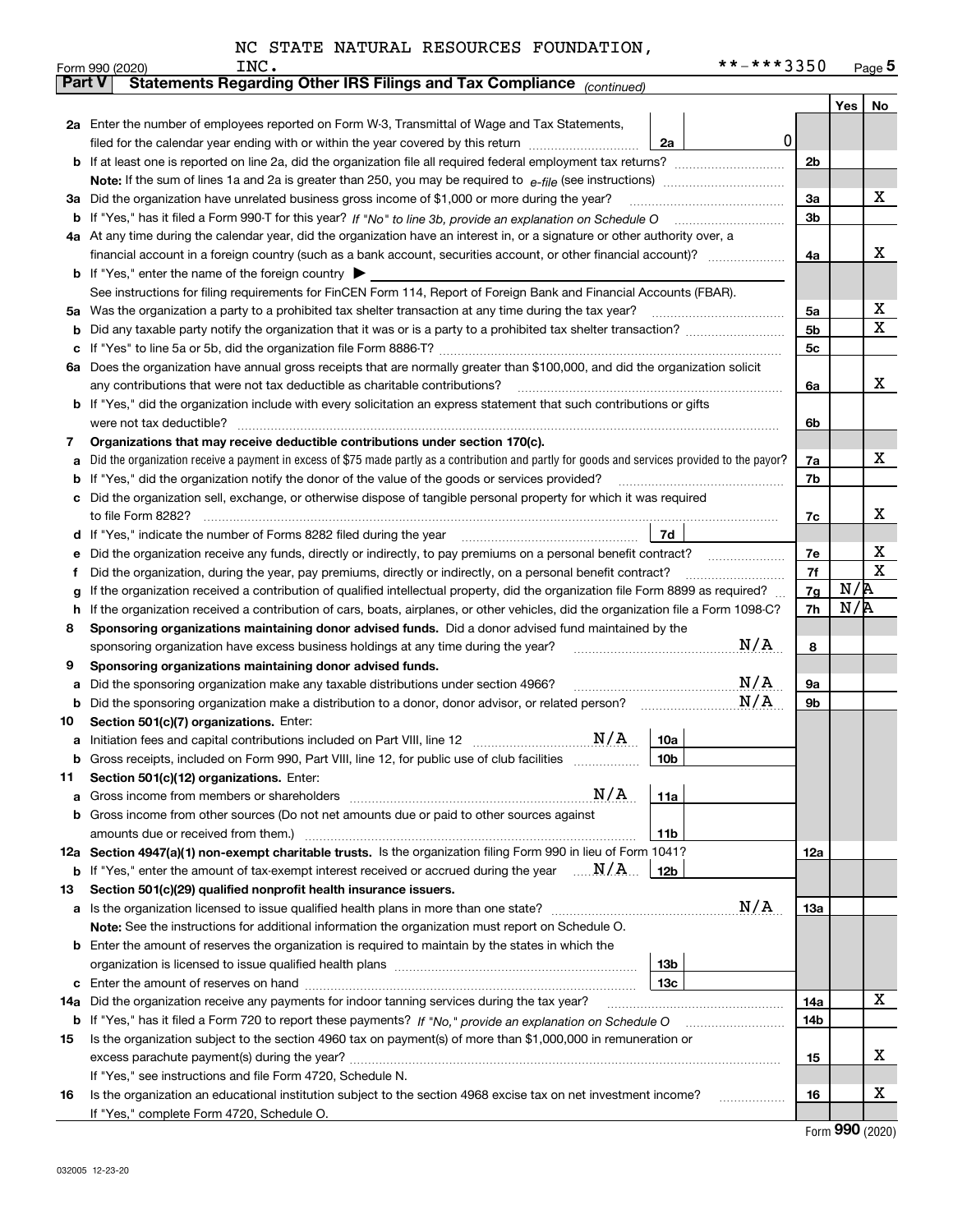NC STATE NATURAL RESOURCES FOUNDATION, INC. **-***3350

Form 990 (2020) Page 5

## Part V Statements Regarding Other IRS Filings and Tax Compliance *(continued)*

| | | | | | Yes | No |
|---|---|---|---|---|---|---|
| **2a** | Enter the number of employees reported on Form W-3, Transmittal of Wage and Tax Statements, filed for the calendar year ending with or within the year covered by this return | 2a | 0 | | | |
| **b** | If at least one is reported on line 2a, did the organization file all required federal employment tax returns? | | | 2b | | |
| | **Note:** If the sum of lines 1a and 2a is greater than 250, you may be required to *e-file* (see instructions) | | | | | |
| **3a** | Did the organization have unrelated business gross income of $1,000 or more during the year? | | | 3a | | X |
| **b** | If "Yes," has it filed a Form 990-T for this year? *If "No" to line 3b, provide an explanation on Schedule O* | | | 3b | | |
| **4a** | At any time during the calendar year, did the organization have an interest in, or a signature or other authority over, a financial account in a foreign country (such as a bank account, securities account, or other financial account)? | | | 4a | | X |
| **b** | If "Yes," enter the name of the foreign country ▶ | | | | | |
| | See instructions for filing requirements for FinCEN Form 114, Report of Foreign Bank and Financial Accounts (FBAR). | | | | | |
| **5a** | Was the organization a party to a prohibited tax shelter transaction at any time during the tax year? | | | 5a | | X |
| **b** | Did any taxable party notify the organization that it was or is a party to a prohibited tax shelter transaction? | | | 5b | | X |
| **c** | If "Yes" to line 5a or 5b, did the organization file Form 8886-T? | | | 5c | | |
| **6a** | Does the organization have annual gross receipts that are normally greater than $100,000, and did the organization solicit any contributions that were not tax deductible as charitable contributions? | | | 6a | | X |
| **b** | If "Yes," did the organization include with every solicitation an express statement that such contributions or gifts were not tax deductible? | | | 6b | | |
| **7** | **Organizations that may receive deductible contributions under section 170(c).** | | | | | |
| **a** | Did the organization receive a payment in excess of $75 made partly as a contribution and partly for goods and services provided to the payor? | | | 7a | | X |
| **b** | If "Yes," did the organization notify the donor of the value of the goods or services provided? | | | 7b | | |
| **c** | Did the organization sell, exchange, or otherwise dispose of tangible personal property for which it was required to file Form 8282? | | | 7c | | X |
| **d** | If "Yes," indicate the number of Forms 8282 filed during the year | 7d | | | | |
| **e** | Did the organization receive any funds, directly or indirectly, to pay premiums on a personal benefit contract? | | | 7e | | X |
| **f** | Did the organization, during the year, pay premiums, directly or indirectly, on a personal benefit contract? | | | 7f | | X |
| **g** | If the organization received a contribution of qualified intellectual property, did the organization file Form 8899 as required? | | | 7g | N/A | |
| **h** | If the organization received a contribution of cars, boats, airplanes, or other vehicles, did the organization file a Form 1098-C? | | | 7h | N/A | |
| **8** | **Sponsoring organizations maintaining donor advised funds.** Did a donor advised fund maintained by the sponsoring organization have excess business holdings at any time during the year? N/A | | | 8 | | |
| **9** | **Sponsoring organizations maintaining donor advised funds.** | | | | | |
| **a** | Did the sponsoring organization make any taxable distributions under section 4966? N/A | | | 9a | | |
| **b** | Did the sponsoring organization make a distribution to a donor, donor advisor, or related person? N/A | | | 9b | | |
| **10** | **Section 501(c)(7) organizations.** Enter: | | | | | |
| **a** | Initiation fees and capital contributions included on Part VIII, line 12 N/A | 10a | | | | |
| **b** | Gross receipts, included on Form 990, Part VIII, line 12, for public use of club facilities | 10b | | | | |
| **11** | **Section 501(c)(12) organizations.** Enter: | | | | | |
| **a** | Gross income from members or shareholders N/A | 11a | | | | |
| **b** | Gross income from other sources (Do not net amounts due or paid to other sources against amounts due or received from them.) | 11b | | | | |
| **12a** | **Section 4947(a)(1) non-exempt charitable trusts.** Is the organization filing Form 990 in lieu of Form 1041? | | | 12a | | |
| **b** | If "Yes," enter the amount of tax-exempt interest received or accrued during the year N/A | 12b | | | | |
| **13** | **Section 501(c)(29) qualified nonprofit health insurance issuers.** | | | | | |
| **a** | Is the organization licensed to issue qualified health plans in more than one state? N/A | | | 13a | | |
| | **Note:** See the instructions for additional information the organization must report on Schedule O. | | | | | |
| **b** | Enter the amount of reserves the organization is required to maintain by the states in which the organization is licensed to issue qualified health plans | 13b | | | | |
| **c** | Enter the amount of reserves on hand | 13c | | | | |
| **14a** | Did the organization receive any payments for indoor tanning services during the tax year? | | | 14a | | X |
| **b** | If "Yes," has it filed a Form 720 to report these payments? *If "No," provide an explanation on Schedule O* | | | 14b | | |
| **15** | Is the organization subject to the section 4960 tax on payment(s) of more than $1,000,000 in remuneration or excess parachute payment(s) during the year? | | | 15 | | X |
| | If "Yes," see instructions and file Form 4720, Schedule N. | | | | | |
| **16** | Is the organization an educational institution subject to the section 4968 excise tax on net investment income? | | | 16 | | X |
| | If "Yes," complete Form 4720, Schedule O. | | | | | |

Form **990** (2020)

032005 12-23-20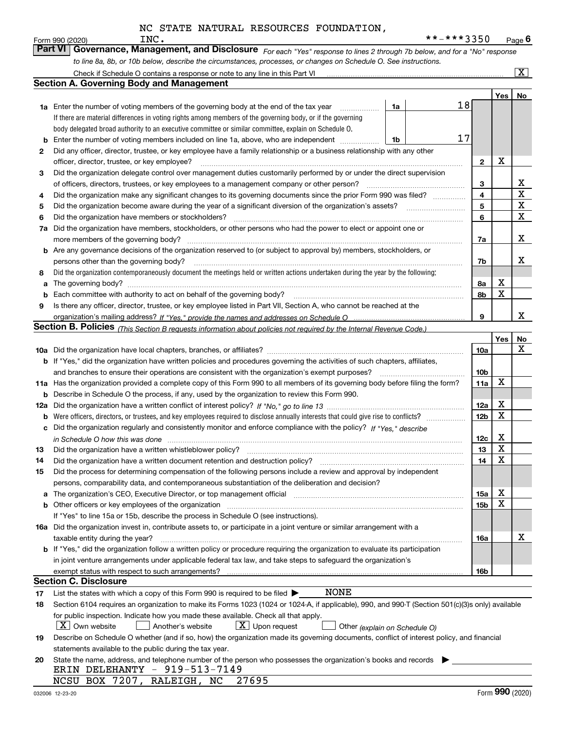NC STATE NATURAL RESOURCES FOUNDATION, INC. **-***3350

Form 990 (2020) Page 6

## Part VI Governance, Management, and Disclosure

*For each "Yes" response to lines 2 through 7b below, and for a "No" response to line 8a, 8b, or 10b below, describe the circumstances, processes, or changes on Schedule O. See instructions.*

Check if Schedule O contains a response or note to any line in this Part VI [X]

### Section A. Governing Body and Management

| | | | | Yes | No |
|---|---|---|---|---|---|
| 1a | Enter the number of voting members of the governing body at the end of the tax year | 1a | 18 | | |
| | If there are material differences in voting rights among members of the governing body, or if the governing body delegated broad authority to an executive committee or similar committee, explain on Schedule O. | | | | |
| b | Enter the number of voting members included on line 1a, above, who are independent | 1b | 17 | | |
| 2 | Did any officer, director, trustee, or key employee have a family relationship or a business relationship with any other officer, director, trustee, or key employee? | 2 | | X | |
| 3 | Did the organization delegate control over management duties customarily performed by or under the direct supervision of officers, directors, trustees, or key employees to a management company or other person? | 3 | | | X |
| 4 | Did the organization make any significant changes to its governing documents since the prior Form 990 was filed? | 4 | | | X |
| 5 | Did the organization become aware during the year of a significant diversion of the organization's assets? | 5 | | | X |
| 6 | Did the organization have members or stockholders? | 6 | | | X |
| 7a | Did the organization have members, stockholders, or other persons who had the power to elect or appoint one or more members of the governing body? | 7a | | | X |
| b | Are any governance decisions of the organization reserved to (or subject to approval by) members, stockholders, or persons other than the governing body? | 7b | | | X |
| 8 | Did the organization contemporaneously document the meetings held or written actions undertaken during the year by the following: | | | | |
| a | The governing body? | 8a | | X | |
| b | Each committee with authority to act on behalf of the governing body? | 8b | | X | |
| 9 | Is there any officer, director, trustee, or key employee listed in Part VII, Section A, who cannot be reached at the organization's mailing address? *If "Yes," provide the names and addresses on Schedule O* | 9 | | | X |

### Section B. Policies *(This Section B requests information about policies not required by the Internal Revenue Code.)*

| | | | Yes | No |
|---|---|---|---|---|
| 10a | Did the organization have local chapters, branches, or affiliates? | 10a | | X |
| b | If "Yes," did the organization have written policies and procedures governing the activities of such chapters, affiliates, and branches to ensure their operations are consistent with the organization's exempt purposes? | 10b | | |
| 11a | Has the organization provided a complete copy of this Form 990 to all members of its governing body before filing the form? | 11a | X | |
| b | Describe in Schedule O the process, if any, used by the organization to review this Form 990. | | | |
| 12a | Did the organization have a written conflict of interest policy? *If "No," go to line 13* | 12a | X | |
| b | Were officers, directors, or trustees, and key employees required to disclose annually interests that could give rise to conflicts? | 12b | X | |
| c | Did the organization regularly and consistently monitor and enforce compliance with the policy? *If "Yes," describe in Schedule O how this was done* | 12c | X | |
| 13 | Did the organization have a written whistleblower policy? | 13 | X | |
| 14 | Did the organization have a written document retention and destruction policy? | 14 | X | |
| 15 | Did the process for determining compensation of the following persons include a review and approval by independent persons, comparability data, and contemporaneous substantiation of the deliberation and decision? | | | |
| a | The organization's CEO, Executive Director, or top management official | 15a | X | |
| b | Other officers or key employees of the organization | 15b | X | |
| | If "Yes" to line 15a or 15b, describe the process in Schedule O (see instructions). | | | |
| 16a | Did the organization invest in, contribute assets to, or participate in a joint venture or similar arrangement with a taxable entity during the year? | 16a | | X |
| b | If "Yes," did the organization follow a written policy or procedure requiring the organization to evaluate its participation in joint venture arrangements under applicable federal tax law, and take steps to safeguard the organization's exempt status with respect to such arrangements? | 16b | | |

### Section C. Disclosure

17 List the states with which a copy of this Form 990 is required to be filed ▶ NONE

18 Section 6104 requires an organization to make its Forms 1023 (1024 or 1024-A, if applicable), 990, and 990-T (Section 501(c)(3)s only) available for public inspection. Indicate how you made these available. Check all that apply.

[X] Own website [ ] Another's website [X] Upon request [ ] Other *(explain on Schedule O)*

19 Describe on Schedule O whether (and if so, how) the organization made its governing documents, conflict of interest policy, and financial statements available to the public during the tax year.

20 State the name, address, and telephone number of the person who possesses the organization's books and records ▶

ERIN DELEHANTY - 919-513-7149

NCSU BOX 7207, RALEIGH, NC 27695

032006 12-23-20 Form **990** (2020)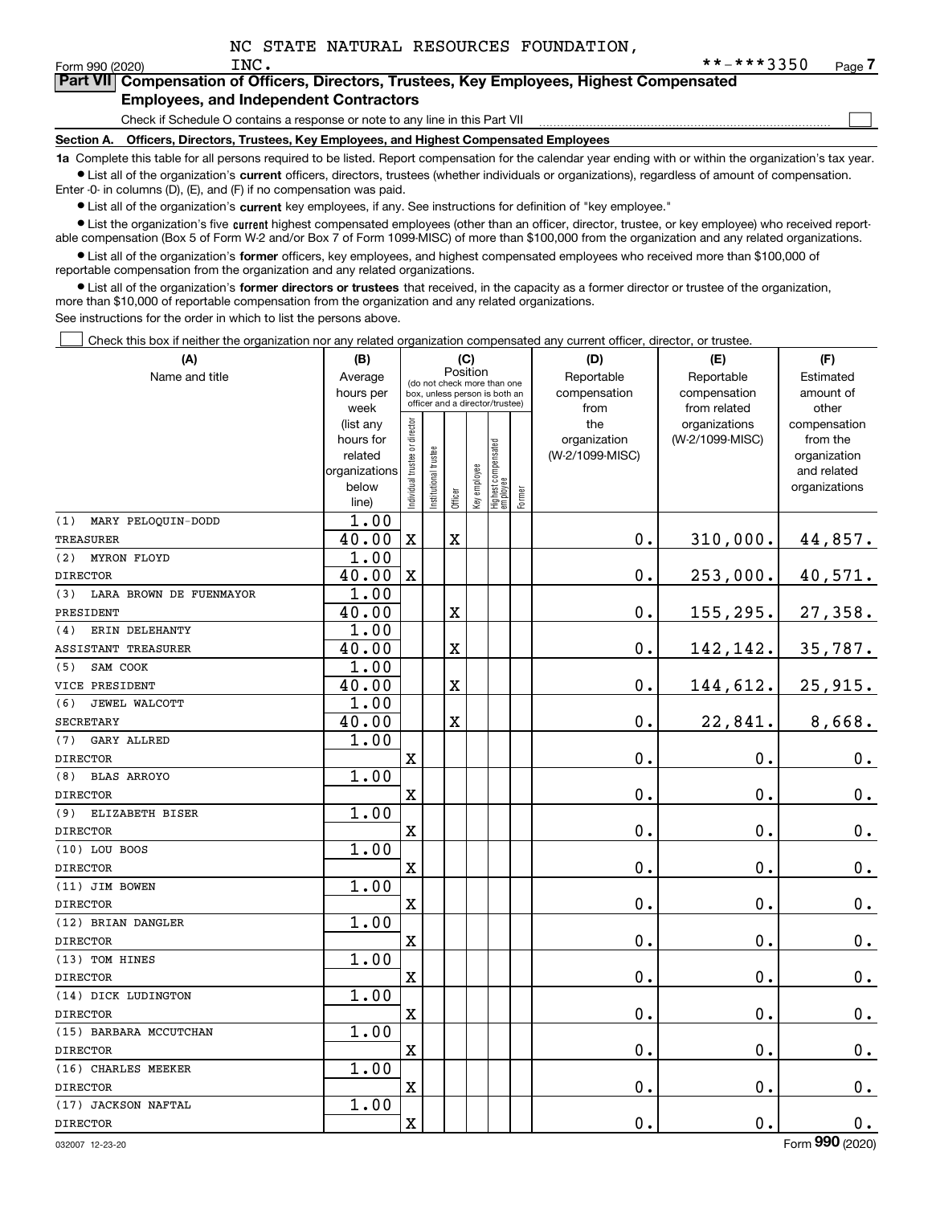NC STATE NATURAL RESOURCES FOUNDATION, INC. **-***3350

Form 990 (2020)

## Part VII Compensation of Officers, Directors, Trustees, Key Employees, Highest Compensated Employees, and Independent Contractors

Check if Schedule O contains a response or note to any line in this Part VII ☐

### Section A. Officers, Directors, Trustees, Key Employees, and Highest Compensated Employees

**1a** Complete this table for all persons required to be listed. Report compensation for the calendar year ending with or within the organization's tax year.

- List all of the organization's **current** officers, directors, trustees (whether individuals or organizations), regardless of amount of compensation. Enter -0- in columns (D), (E), and (F) if no compensation was paid.
- List all of the organization's **current** key employees, if any. See instructions for definition of "key employee."
- List the organization's five **current** highest compensated employees (other than an officer, director, trustee, or key employee) who received reportable compensation (Box 5 of Form W-2 and/or Box 7 of Form 1099-MISC) of more than $100,000 from the organization and any related organizations.
- List all of the organization's **former** officers, key employees, and highest compensated employees who received more than $100,000 of reportable compensation from the organization and any related organizations.
- List all of the organization's **former directors or trustees** that received, in the capacity as a former director or trustee of the organization, more than $10,000 of reportable compensation from the organization and any related organizations.

See instructions for the order in which to list the persons above.

☐ Check this box if neither the organization nor any related organization compensated any current officer, director, or trustee.

| (A) Name and title | (B) Average hours per week (list any hours for related organizations below line) | (C) Position: Individual trustee or director | Institutional trustee | Officer | Key employee | Highest compensated employee | Former | (D) Reportable compensation from the organization (W-2/1099-MISC) | (E) Reportable compensation from related organizations (W-2/1099-MISC) | (F) Estimated amount of other compensation from the organization and related organizations |
|---|---|---|---|---|---|---|---|---|---|---|
| (1) MARY PELOQUIN-DODD<br>TREASURER | 1.00<br>40.00 | X | | X | | | | 0. | 310,000. | 44,857. |
| (2) MYRON FLOYD<br>DIRECTOR | 1.00<br>40.00 | X | | | | | | 0. | 253,000. | 40,571. |
| (3) LARA BROWN DE FUENMAYOR<br>PRESIDENT | 1.00<br>40.00 | | | X | | | | 0. | 155,295. | 27,358. |
| (4) ERIN DELEHANTY<br>ASSISTANT TREASURER | 1.00<br>40.00 | | | X | | | | 0. | 142,142. | 35,787. |
| (5) SAM COOK<br>VICE PRESIDENT | 1.00<br>40.00 | | | X | | | | 0. | 144,612. | 25,915. |
| (6) JEWEL WALCOTT<br>SECRETARY | 1.00<br>40.00 | | | X | | | | 0. | 22,841. | 8,668. |
| (7) GARY ALLRED<br>DIRECTOR | 1.00 | X | | | | | | 0. | 0. | 0. |
| (8) BLAS ARROYO<br>DIRECTOR | 1.00 | X | | | | | | 0. | 0. | 0. |
| (9) ELIZABETH BISER<br>DIRECTOR | 1.00 | X | | | | | | 0. | 0. | 0. |
| (10) LOU BOOS<br>DIRECTOR | 1.00 | X | | | | | | 0. | 0. | 0. |
| (11) JIM BOWEN<br>DIRECTOR | 1.00 | X | | | | | | 0. | 0. | 0. |
| (12) BRIAN DANGLER<br>DIRECTOR | 1.00 | X | | | | | | 0. | 0. | 0. |
| (13) TOM HINES<br>DIRECTOR | 1.00 | X | | | | | | 0. | 0. | 0. |
| (14) DICK LUDINGTON<br>DIRECTOR | 1.00 | X | | | | | | 0. | 0. | 0. |
| (15) BARBARA MCCUTCHAN<br>DIRECTOR | 1.00 | X | | | | | | 0. | 0. | 0. |
| (16) CHARLES MEEKER<br>DIRECTOR | 1.00 | X | | | | | | 0. | 0. | 0. |
| (17) JACKSON NAFTAL<br>DIRECTOR | 1.00 | X | | | | | | 0. | 0. | 0. |

032007 12-23-20 Form 990 (2020)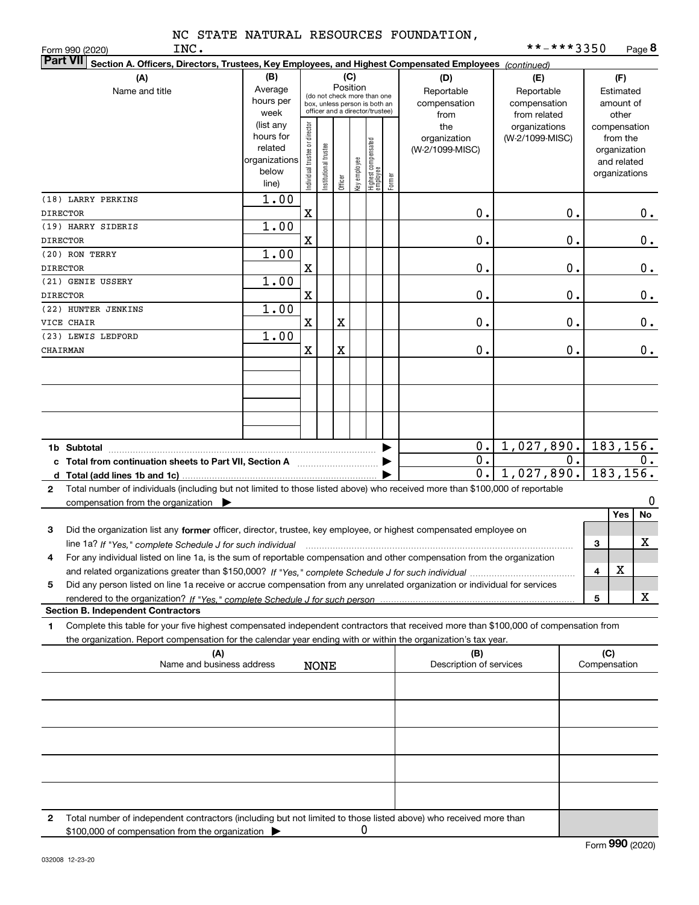NC STATE NATURAL RESOURCES FOUNDATION, INC.

**-***3350

Form 990 (2020)

**Part VII Section A. Officers, Directors, Trustees, Key Employees, and Highest Compensated Employees** *(continued)*

| (A) Name and title | (B) Average hours per week (list any hours for related organizations below line) | (C) Position: Individual trustee or director | Institutional trustee | Officer | Key employee | Highest compensated employee | Former | (D) Reportable compensation from the organization (W-2/1099-MISC) | (E) Reportable compensation from related organizations (W-2/1099-MISC) | (F) Estimated amount of other compensation from the organization and related organizations |
|---|---|---|---|---|---|---|---|---|---|---|
| (18) LARRY PERKINS<br>DIRECTOR | 1.00 | X | | | | | | 0. | 0. | 0. |
| (19) HARRY SIDERIS<br>DIRECTOR | 1.00 | X | | | | | | 0. | 0. | 0. |
| (20) RON TERRY<br>DIRECTOR | 1.00 | X | | | | | | 0. | 0. | 0. |
| (21) GENIE USSERY<br>DIRECTOR | 1.00 | X | | | | | | 0. | 0. | 0. |
| (22) HUNTER JENKINS<br>VICE CHAIR | 1.00 | X | | X | | | | 0. | 0. | 0. |
| (23) LEWIS LEDFORD<br>CHAIRMAN | 1.00 | X | | X | | | | 0. | 0. | 0. |
| | | | | | | | | | | |
| | | | | | | | | | | |
| | | | | | | | | | | |

| | (D) | (E) | (F) |
|---|---|---|---|
| **1b Subtotal** | 0. | 1,027,890. | 183,156. |
| **c Total from continuation sheets to Part VII, Section A** | 0. | 0. | 0. |
| **d Total (add lines 1b and 1c)** | 0. | 1,027,890. | 183,156. |

**2** Total number of individuals (including but not limited to those listed above) who received more than $100,000 of reportable compensation from the organization ▶ 0

| | | Yes | No |
|---|---|---|---|
| **3** Did the organization list any **former** officer, director, trustee, key employee, or highest compensated employee on line 1a? *If "Yes," complete Schedule J for such individual* | 3 | | X |
| **4** For any individual listed on line 1a, is the sum of reportable compensation and other compensation from the organization and related organizations greater than $150,000? *If "Yes," complete Schedule J for such individual* | 4 | X | |
| **5** Did any person listed on line 1a receive or accrue compensation from any unrelated organization or individual for services rendered to the organization? *If "Yes," complete Schedule J for such person* | 5 | | X |

**Section B. Independent Contractors**

**1** Complete this table for your five highest compensated independent contractors that received more than $100,000 of compensation from the organization. Report compensation for the calendar year ending with or within the organization's tax year.

| (A) Name and business address | (B) Description of services | (C) Compensation |
|---|---|---|
| NONE | | |
| | | |
| | | |
| | | |
| | | |

**2** Total number of independent contractors (including but not limited to those listed above) who received more than $100,000 of compensation from the organization ▶ 0

Form **990** (2020)

032008 12-23-20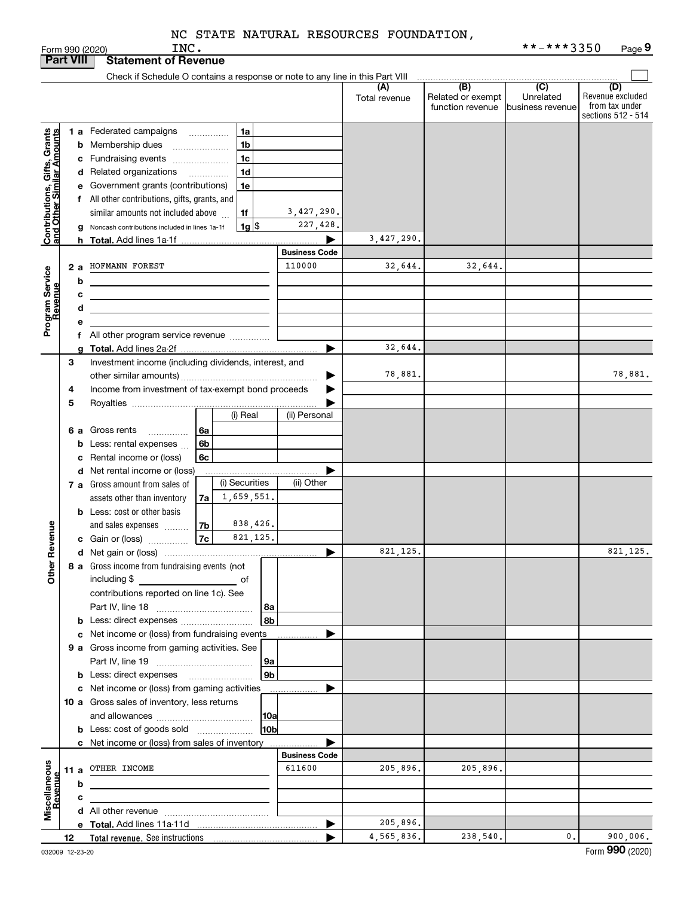NC STATE NATURAL RESOURCES FOUNDATION, INC. **-***3350

Form 990 (2020)

## Part VIII Statement of Revenue

Check if Schedule O contains a response or note to any line in this Part VIII

| | | | | (A) Total revenue | (B) Related or exempt function revenue | (C) Unrelated business revenue | (D) Revenue excluded from tax under sections 512 - 514 |
|---|---|---|---|---|---|---|---|
| Contributions, Gifts, Grants and Other Similar Amounts | 1 a | Federated campaigns | 1a | | | | |
| | b | Membership dues | 1b | | | | |
| | c | Fundraising events | 1c | | | | |
| | d | Related organizations | 1d | | | | |
| | e | Government grants (contributions) | 1e | | | | |
| | f | All other contributions, gifts, grants, and similar amounts not included above | 1f 3,427,290. | | | | |
| | g | Noncash contributions included in lines 1a-1f | 1g $ 227,428. | | | | |
| | h | Total. Add lines 1a-1f | | 3,427,290. | | | |
| | | | Business Code | | | | |
| Program Service Revenue | 2 a | HOFMANN FOREST | 110000 | 32,644. | 32,644. | | |
| | b | | | | | | |
| | c | | | | | | |
| | d | | | | | | |
| | e | | | | | | |
| | f | All other program service revenue | | | | | |
| | g | Total. Add lines 2a-2f | | 32,644. | | | |
| Other Revenue | 3 | Investment income (including dividends, interest, and other similar amounts) | | 78,881. | | | 78,881. |
| | 4 | Income from investment of tax-exempt bond proceeds | | | | | |
| | 5 | Royalties | | | | | |
| | | | (i) Real / (ii) Personal | | | | |
| | 6 a | Gross rents | 6a | | | | |
| | b | Less: rental expenses | 6b | | | | |
| | c | Rental income or (loss) | 6c | | | | |
| | d | Net rental income or (loss) | | | | | |
| | | | (i) Securities / (ii) Other | | | | |
| | 7 a | Gross amount from sales of assets other than inventory | 7a 1,659,551. | | | | |
| | b | Less: cost or other basis and sales expenses | 7b 838,426. | | | | |
| | c | Gain or (loss) | 7c 821,125. | | | | |
| | d | Net gain or (loss) | | 821,125. | | | 821,125. |
| | 8 a | Gross income from fundraising events (not including $ ______ of contributions reported on line 1c). See Part IV, line 18 | 8a | | | | |
| | b | Less: direct expenses | 8b | | | | |
| | c | Net income or (loss) from fundraising events | | | | | |
| | 9 a | Gross income from gaming activities. See Part IV, line 19 | 9a | | | | |
| | b | Less: direct expenses | 9b | | | | |
| | c | Net income or (loss) from gaming activities | | | | | |
| | 10 a | Gross sales of inventory, less returns and allowances | 10a | | | | |
| | b | Less: cost of goods sold | 10b | | | | |
| | c | Net income or (loss) from sales of inventory | | | | | |
| | | | Business Code | | | | |
| Miscellaneous Revenue | 11 a | OTHER INCOME | 611600 | 205,896. | 205,896. | | |
| | b | | | | | | |
| | c | | | | | | |
| | d | All other revenue | | | | | |
| | e | Total. Add lines 11a-11d | | 205,896. | | | |
| | 12 | Total revenue. See instructions | | 4,565,836. | 238,540. | 0. | 900,006. |

032009 12-23-20

Form 990 (2020)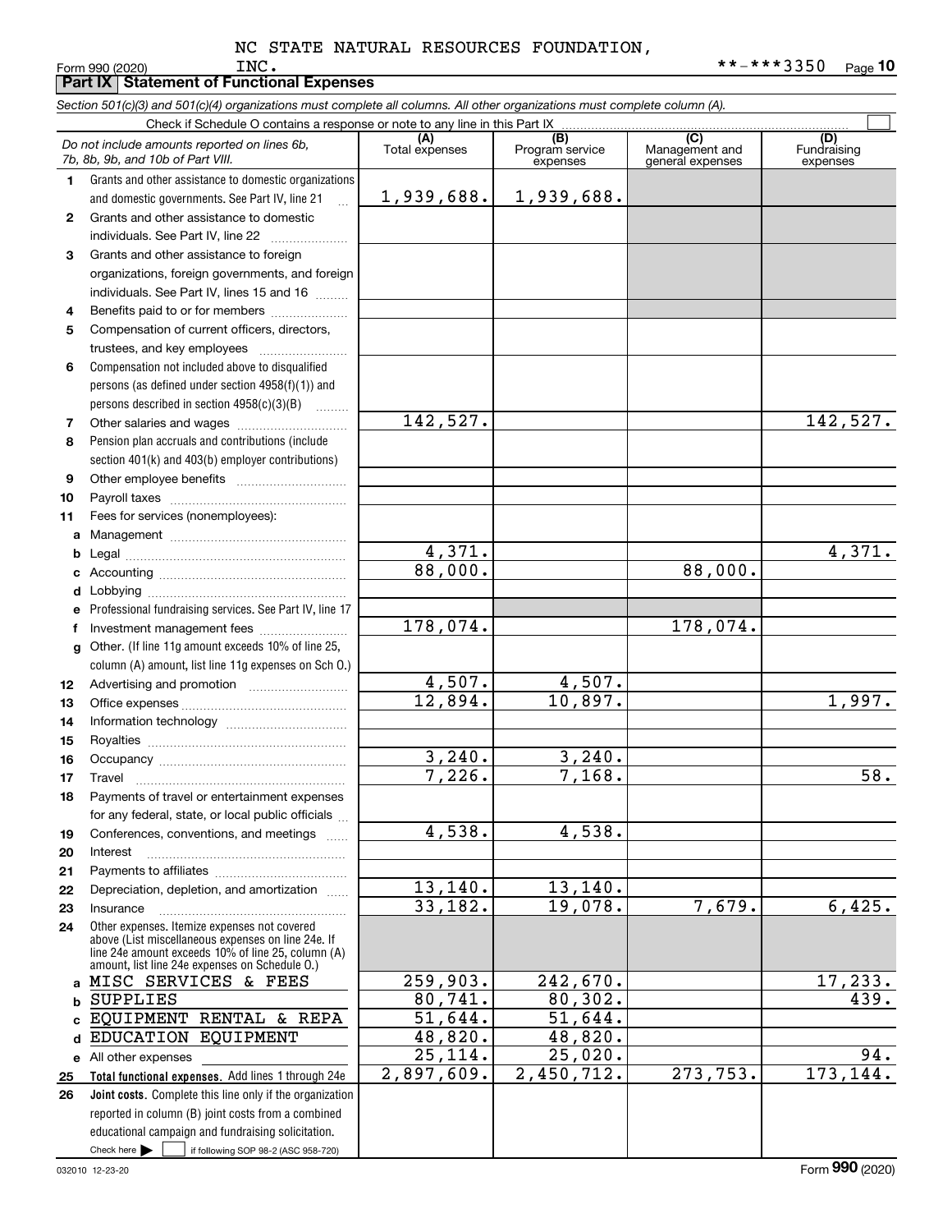NC STATE NATURAL RESOURCES FOUNDATION, INC.

Form 990 (2020) **-***3350 Page 10

## Part IX Statement of Functional Expenses

*Section 501(c)(3) and 501(c)(4) organizations must complete all columns. All other organizations must complete column (A).*

Check if Schedule O contains a response or note to any line in this Part IX ☐

| | *Do not include amounts reported on lines 6b, 7b, 8b, 9b, and 10b of Part VIII.* | (A) Total expenses | (B) Program service expenses | (C) Management and general expenses | (D) Fundraising expenses |
|---|---|---|---|---|---|
| 1 | Grants and other assistance to domestic organizations and domestic governments. See Part IV, line 21 | 1,939,688. | 1,939,688. | | |
| 2 | Grants and other assistance to domestic individuals. See Part IV, line 22 | | | | |
| 3 | Grants and other assistance to foreign organizations, foreign governments, and foreign individuals. See Part IV, lines 15 and 16 | | | | |
| 4 | Benefits paid to or for members | | | | |
| 5 | Compensation of current officers, directors, trustees, and key employees | | | | |
| 6 | Compensation not included above to disqualified persons (as defined under section 4958(f)(1)) and persons described in section 4958(c)(3)(B) | | | | |
| 7 | Other salaries and wages | 142,527. | | | 142,527. |
| 8 | Pension plan accruals and contributions (include section 401(k) and 403(b) employer contributions) | | | | |
| 9 | Other employee benefits | | | | |
| 10 | Payroll taxes | | | | |
| 11 | Fees for services (nonemployees): | | | | |
| a | Management | | | | |
| b | Legal | 4,371. | | | 4,371. |
| c | Accounting | 88,000. | | 88,000. | |
| d | Lobbying | | | | |
| e | Professional fundraising services. See Part IV, line 17 | | | | |
| f | Investment management fees | 178,074. | | 178,074. | |
| g | Other. (If line 11g amount exceeds 10% of line 25, column (A) amount, list line 11g expenses on Sch O.) | | | | |
| 12 | Advertising and promotion | 4,507. | 4,507. | | |
| 13 | Office expenses | 12,894. | 10,897. | | 1,997. |
| 14 | Information technology | | | | |
| 15 | Royalties | | | | |
| 16 | Occupancy | 3,240. | 3,240. | | |
| 17 | Travel | 7,226. | 7,168. | | 58. |
| 18 | Payments of travel or entertainment expenses for any federal, state, or local public officials | | | | |
| 19 | Conferences, conventions, and meetings | 4,538. | 4,538. | | |
| 20 | Interest | | | | |
| 21 | Payments to affiliates | | | | |
| 22 | Depreciation, depletion, and amortization | 13,140. | 13,140. | | |
| 23 | Insurance | 33,182. | 19,078. | 7,679. | 6,425. |
| 24 | Other expenses. Itemize expenses not covered above (List miscellaneous expenses on line 24e. If line 24e amount exceeds 10% of line 25, column (A) amount, list line 24e expenses on Schedule O.) | | | | |
| a | MISC SERVICES & FEES | 259,903. | 242,670. | | 17,233. |
| b | SUPPLIES | 80,741. | 80,302. | | 439. |
| c | EQUIPMENT RENTAL & REPA | 51,644. | 51,644. | | |
| d | EDUCATION EQUIPMENT | 48,820. | 48,820. | | |
| e | All other expenses | 25,114. | 25,020. | | 94. |
| 25 | **Total functional expenses.** Add lines 1 through 24e | 2,897,609. | 2,450,712. | 273,753. | 173,144. |
| 26 | **Joint costs.** Complete this line only if the organization reported in column (B) joint costs from a combined educational campaign and fundraising solicitation. Check here ☐ if following SOP 98-2 (ASC 958-720) | | | | |

032010 12-23-20 Form **990** (2020)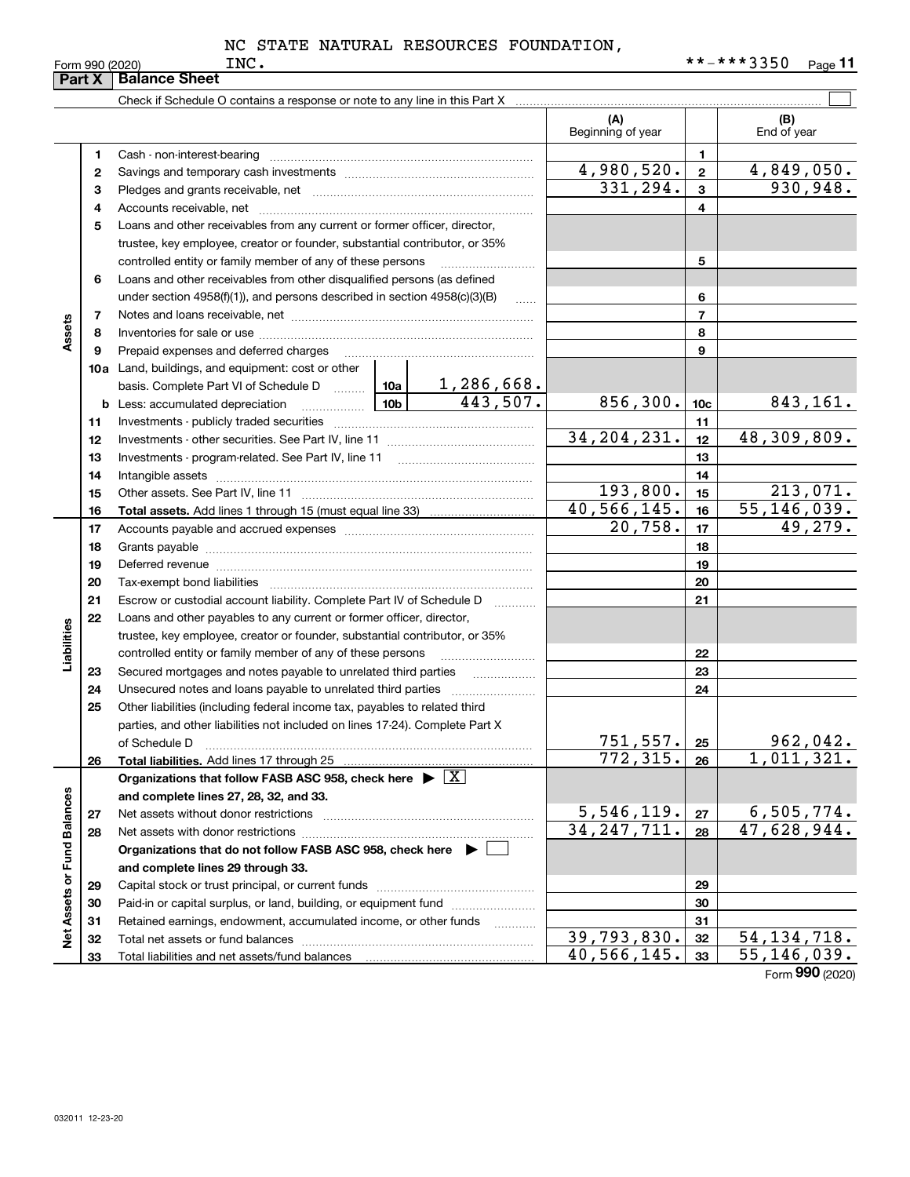NC STATE NATURAL RESOURCES FOUNDATION, INC.

Form 990 (2020) **-***3350 Page 11

## Part X Balance Sheet

Check if Schedule O contains a response or note to any line in this Part X

| | | Description | | | (A) Beginning of year | | (B) End of year |
|---|---|---|---|---|---|---|---|
| Assets | 1 | Cash - non-interest-bearing | | | | 1 | |
| | 2 | Savings and temporary cash investments | | | 4,980,520. | 2 | 4,849,050. |
| | 3 | Pledges and grants receivable, net | | | 331,294. | 3 | 930,948. |
| | 4 | Accounts receivable, net | | | | 4 | |
| | 5 | Loans and other receivables from any current or former officer, director, trustee, key employee, creator or founder, substantial contributor, or 35% controlled entity or family member of any of these persons | | | | 5 | |
| | 6 | Loans and other receivables from other disqualified persons (as defined under section 4958(f)(1)), and persons described in section 4958(c)(3)(B) | | | | 6 | |
| | 7 | Notes and loans receivable, net | | | | 7 | |
| | 8 | Inventories for sale or use | | | | 8 | |
| | 9 | Prepaid expenses and deferred charges | | | | 9 | |
| | 10a | Land, buildings, and equipment: cost or other basis. Complete Part VI of Schedule D | 10a | 1,286,668. | | | |
| | b | Less: accumulated depreciation | 10b | 443,507. | 856,300. | 10c | 843,161. |
| | 11 | Investments - publicly traded securities | | | | 11 | |
| | 12 | Investments - other securities. See Part IV, line 11 | | | 34,204,231. | 12 | 48,309,809. |
| | 13 | Investments - program-related. See Part IV, line 11 | | | | 13 | |
| | 14 | Intangible assets | | | | 14 | |
| | 15 | Other assets. See Part IV, line 11 | | | 193,800. | 15 | 213,071. |
| | 16 | **Total assets.** Add lines 1 through 15 (must equal line 33) | | | 40,566,145. | 16 | 55,146,039. |
| Liabilities | 17 | Accounts payable and accrued expenses | | | 20,758. | 17 | 49,279. |
| | 18 | Grants payable | | | | 18 | |
| | 19 | Deferred revenue | | | | 19 | |
| | 20 | Tax-exempt bond liabilities | | | | 20 | |
| | 21 | Escrow or custodial account liability. Complete Part IV of Schedule D | | | | 21 | |
| | 22 | Loans and other payables to any current or former officer, director, trustee, key employee, creator or founder, substantial contributor, or 35% controlled entity or family member of any of these persons | | | | 22 | |
| | 23 | Secured mortgages and notes payable to unrelated third parties | | | | 23 | |
| | 24 | Unsecured notes and loans payable to unrelated third parties | | | | 24 | |
| | 25 | Other liabilities (including federal income tax, payables to related third parties, and other liabilities not included on lines 17-24). Complete Part X of Schedule D | | | 751,557. | 25 | 962,042. |
| | 26 | **Total liabilities.** Add lines 17 through 25 | | | 772,315. | 26 | 1,011,321. |
| Net Assets or Fund Balances | | **Organizations that follow FASB ASC 958, check here ▶ [X] and complete lines 27, 28, 32, and 33.** | | | | | |
| | 27 | Net assets without donor restrictions | | | 5,546,119. | 27 | 6,505,774. |
| | 28 | Net assets with donor restrictions | | | 34,247,711. | 28 | 47,628,944. |
| | | **Organizations that do not follow FASB ASC 958, check here ▶ [ ] and complete lines 29 through 33.** | | | | | |
| | 29 | Capital stock or trust principal, or current funds | | | | 29 | |
| | 30 | Paid-in or capital surplus, or land, building, or equipment fund | | | | 30 | |
| | 31 | Retained earnings, endowment, accumulated income, or other funds | | | | 31 | |
| | 32 | Total net assets or fund balances | | | 39,793,830. | 32 | 54,134,718. |
| | 33 | Total liabilities and net assets/fund balances | | | 40,566,145. | 33 | 55,146,039. |

Form **990** (2020)

032011 12-23-20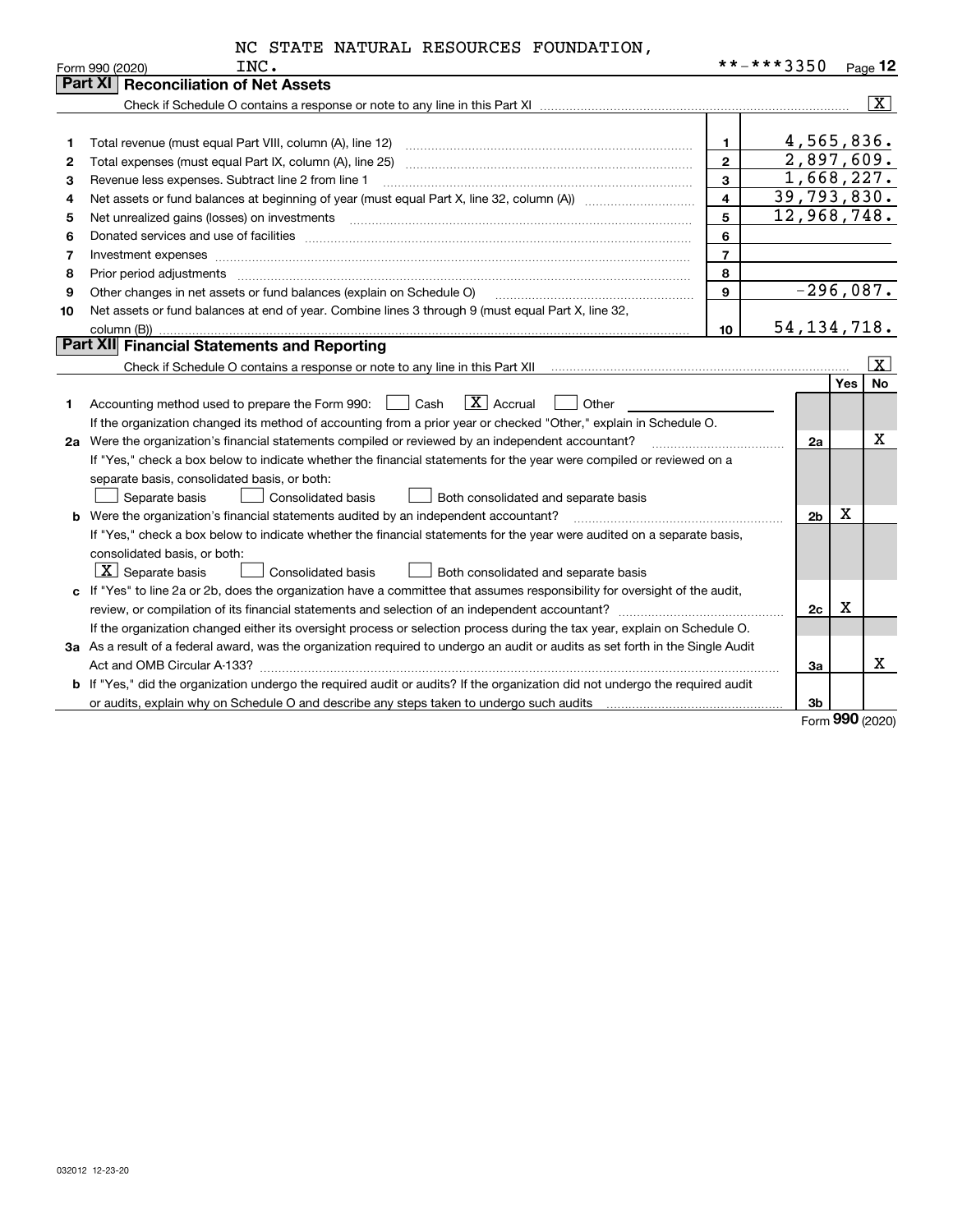NC STATE NATURAL RESOURCES FOUNDATION, INC.

Form 990 (2020) **-***3350 Page 12

## Part XI Reconciliation of Net Assets

Check if Schedule O contains a response or note to any line in this Part XI ..... [X]

| | | | |
|---|---|---|---|
| 1 | Total revenue (must equal Part VIII, column (A), line 12) | 1 | 4,565,836. |
| 2 | Total expenses (must equal Part IX, column (A), line 25) | 2 | 2,897,609. |
| 3 | Revenue less expenses. Subtract line 2 from line 1 | 3 | 1,668,227. |
| 4 | Net assets or fund balances at beginning of year (must equal Part X, line 32, column (A)) | 4 | 39,793,830. |
| 5 | Net unrealized gains (losses) on investments | 5 | 12,968,748. |
| 6 | Donated services and use of facilities | 6 | |
| 7 | Investment expenses | 7 | |
| 8 | Prior period adjustments | 8 | |
| 9 | Other changes in net assets or fund balances (explain on Schedule O) | 9 | -296,087. |
| 10 | Net assets or fund balances at end of year. Combine lines 3 through 9 (must equal Part X, line 32, column (B)) | 10 | 54,134,718. |

## Part XII Financial Statements and Reporting

Check if Schedule O contains a response or note to any line in this Part XII ..... [X]

| | | | Yes | No |
|---|---|---|---|---|
| 1 | Accounting method used to prepare the Form 990: [ ] Cash [X] Accrual [ ] Other ____ If the organization changed its method of accounting from a prior year or checked "Other," explain in Schedule O. | | | |
| 2a | Were the organization's financial statements compiled or reviewed by an independent accountant? If "Yes," check a box below to indicate whether the financial statements for the year were compiled or reviewed on a separate basis, consolidated basis, or both: [ ] Separate basis [ ] Consolidated basis [ ] Both consolidated and separate basis | 2a | | X |
| b | Were the organization's financial statements audited by an independent accountant? If "Yes," check a box below to indicate whether the financial statements for the year were audited on a separate basis, consolidated basis, or both: [X] Separate basis [ ] Consolidated basis [ ] Both consolidated and separate basis | 2b | X | |
| c | If "Yes" to line 2a or 2b, does the organization have a committee that assumes responsibility for oversight of the audit, review, or compilation of its financial statements and selection of an independent accountant? If the organization changed either its oversight process or selection process during the tax year, explain on Schedule O. | 2c | X | |
| 3a | As a result of a federal award, was the organization required to undergo an audit or audits as set forth in the Single Audit Act and OMB Circular A-133? | 3a | | X |
| b | If "Yes," did the organization undergo the required audit or audits? If the organization did not undergo the required audit or audits, explain why on Schedule O and describe any steps taken to undergo such audits | 3b | | |

Form **990** (2020)

032012 12-23-20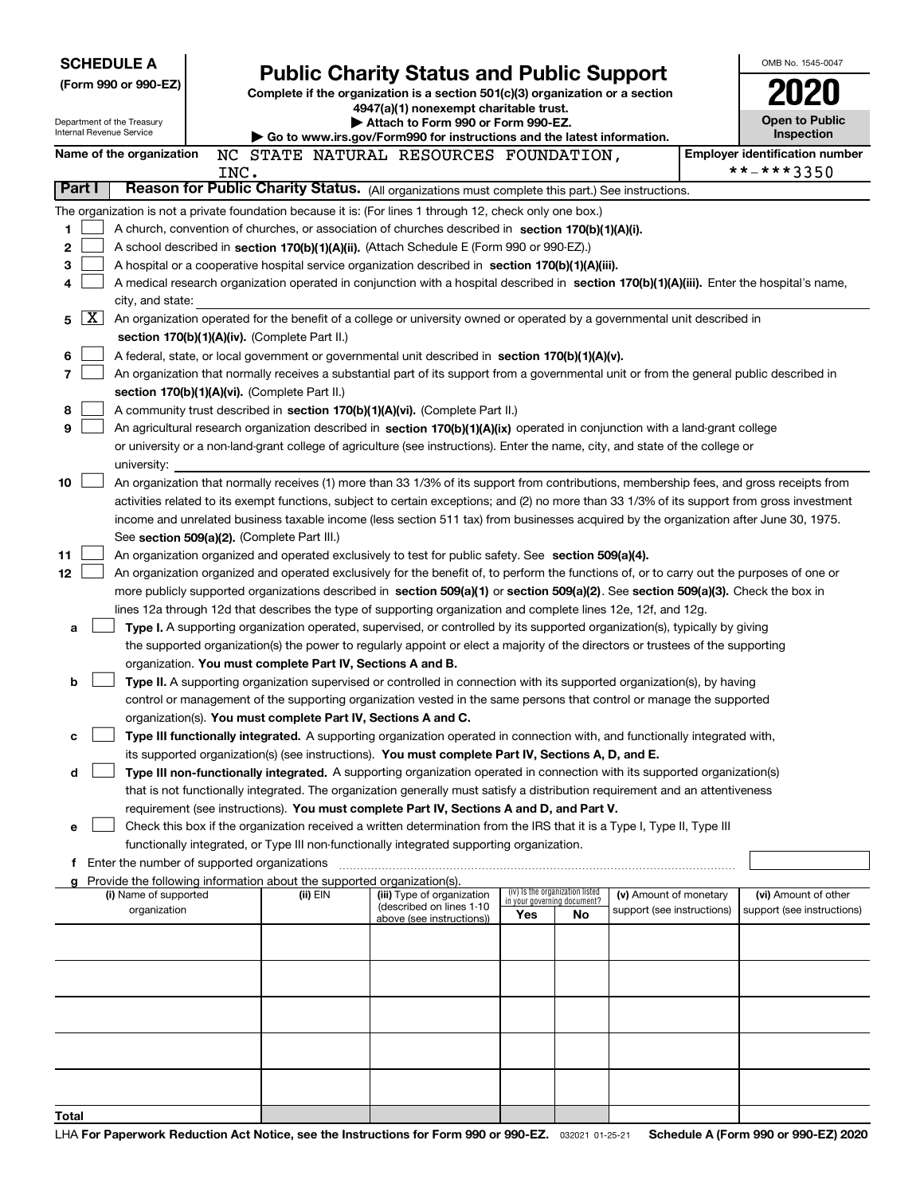**SCHEDULE A**
**(Form 990 or 990-EZ)**

Department of the Treasury
Internal Revenue Service

# Public Charity Status and Public Support

**Complete if the organization is a section 501(c)(3) organization or a section 4947(a)(1) nonexempt charitable trust.**
**▶ Attach to Form 990 or Form 990-EZ.**
**▶ Go to www.irs.gov/Form990 for instructions and the latest information.**

OMB No. 1545-0047

**2020**

**Open to Public Inspection**

**Name of the organization** NC STATE NATURAL RESOURCES FOUNDATION, INC.

**Employer identification number** **-***3350

**Part I** **Reason for Public Charity Status.** (All organizations must complete this part.) See instructions.

The organization is not a private foundation because it is: (For lines 1 through 12, check only one box.)

1 ☐ A church, convention of churches, or association of churches described in **section 170(b)(1)(A)(i).**

2 ☐ A school described in **section 170(b)(1)(A)(ii).** (Attach Schedule E (Form 990 or 990-EZ).)

3 ☐ A hospital or a cooperative hospital service organization described in **section 170(b)(1)(A)(iii).**

4 ☐ A medical research organization operated in conjunction with a hospital described in **section 170(b)(1)(A)(iii).** Enter the hospital's name, city, and state:

5 ☒ An organization operated for the benefit of a college or university owned or operated by a governmental unit described in **section 170(b)(1)(A)(iv).** (Complete Part II.)

6 ☐ A federal, state, or local government or governmental unit described in **section 170(b)(1)(A)(v).**

7 ☐ An organization that normally receives a substantial part of its support from a governmental unit or from the general public described in **section 170(b)(1)(A)(vi).** (Complete Part II.)

8 ☐ A community trust described in **section 170(b)(1)(A)(vi).** (Complete Part II.)

9 ☐ An agricultural research organization described in **section 170(b)(1)(A)(ix)** operated in conjunction with a land-grant college or university or a non-land-grant college of agriculture (see instructions). Enter the name, city, and state of the college or university:

10 ☐ An organization that normally receives (1) more than 33 1/3% of its support from contributions, membership fees, and gross receipts from activities related to its exempt functions, subject to certain exceptions; and (2) no more than 33 1/3% of its support from gross investment income and unrelated business taxable income (less section 511 tax) from businesses acquired by the organization after June 30, 1975. See **section 509(a)(2).** (Complete Part III.)

11 ☐ An organization organized and operated exclusively to test for public safety. See **section 509(a)(4).**

12 ☐ An organization organized and operated exclusively for the benefit of, to perform the functions of, or to carry out the purposes of one or more publicly supported organizations described in **section 509(a)(1)** or **section 509(a)(2)**. See **section 509(a)(3).** Check the box in lines 12a through 12d that describes the type of supporting organization and complete lines 12e, 12f, and 12g.

a ☐ **Type I.** A supporting organization operated, supervised, or controlled by its supported organization(s), typically by giving the supported organization(s) the power to regularly appoint or elect a majority of the directors or trustees of the supporting organization. **You must complete Part IV, Sections A and B.**

b ☐ **Type II.** A supporting organization supervised or controlled in connection with its supported organization(s), by having control or management of the supporting organization vested in the same persons that control or manage the supported organization(s). **You must complete Part IV, Sections A and C.**

c ☐ **Type III functionally integrated.** A supporting organization operated in connection with, and functionally integrated with, its supported organization(s) (see instructions). **You must complete Part IV, Sections A, D, and E.**

d ☐ **Type III non-functionally integrated.** A supporting organization operated in connection with its supported organization(s) that is not functionally integrated. The organization generally must satisfy a distribution requirement and an attentiveness requirement (see instructions). **You must complete Part IV, Sections A and D, and Part V.**

e ☐ Check this box if the organization received a written determination from the IRS that it is a Type I, Type II, Type III functionally integrated, or Type III non-functionally integrated supporting organization.

f Enter the number of supported organizations

g Provide the following information about the supported organization(s).

| (i) Name of supported organization | (ii) EIN | (iii) Type of organization (described on lines 1-10 above (see instructions)) | (iv) Is the organization listed in your governing document? Yes | No | (v) Amount of monetary support (see instructions) | (vi) Amount of other support (see instructions) |
|---|---|---|---|---|---|---|
| | | | | | | |
| | | | | | | |
| | | | | | | |
| | | | | | | |
| | | | | | | |
| **Total** | | | | | | |

LHA **For Paperwork Reduction Act Notice, see the Instructions for Form 990 or 990-EZ.** 032021 01-25-21 **Schedule A (Form 990 or 990-EZ) 2020**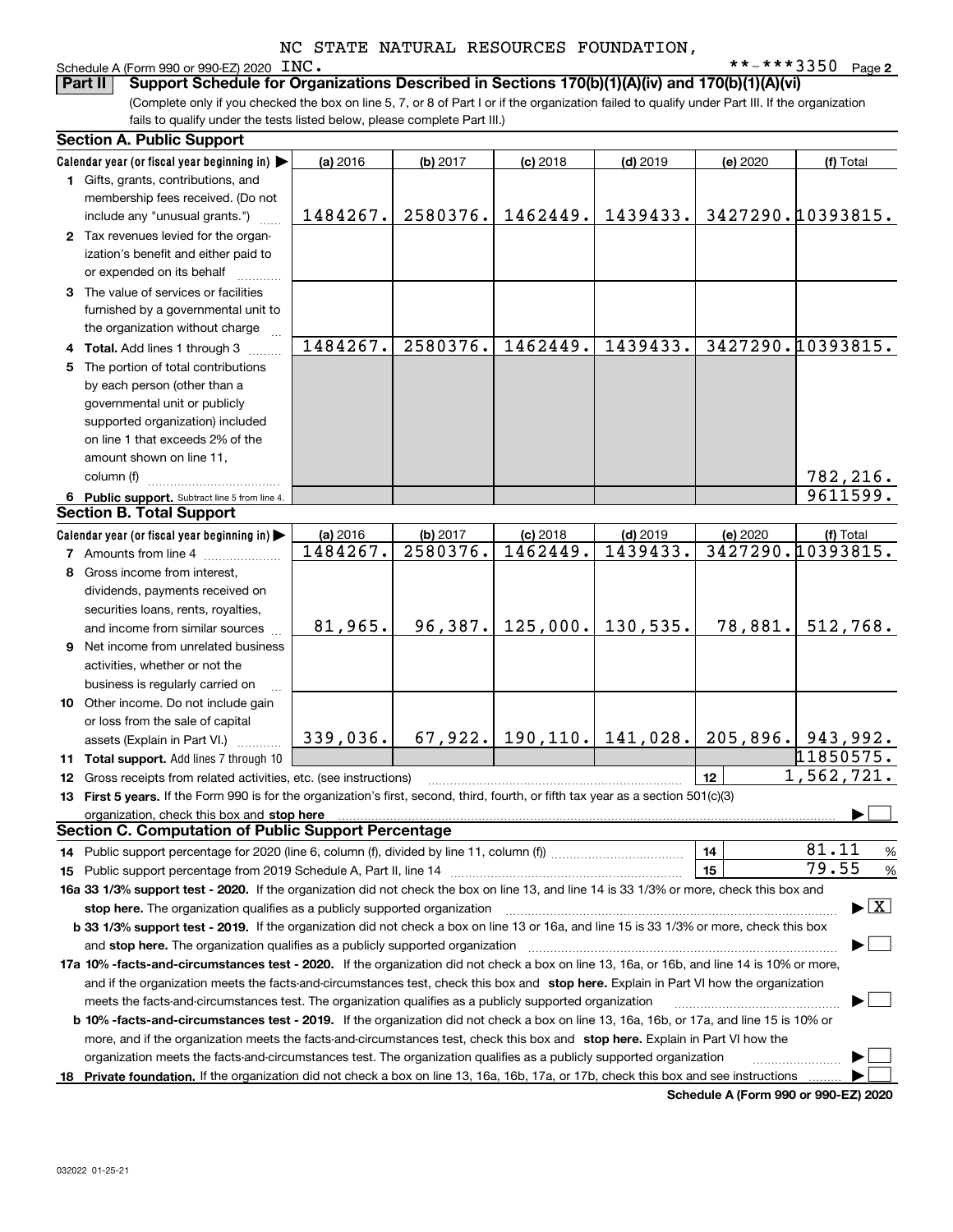NC STATE NATURAL RESOURCES FOUNDATION, INC.

Schedule A (Form 990 or 990-EZ) 2020 **-***3350 Page 2

**Part II** **Support Schedule for Organizations Described in Sections 170(b)(1)(A)(iv) and 170(b)(1)(A)(vi)**

(Complete only if you checked the box on line 5, 7, or 8 of Part I or if the organization failed to qualify under Part III. If the organization fails to qualify under the tests listed below, please complete Part III.)

**Section A. Public Support**

| Calendar year (or fiscal year beginning in) ▶ | (a) 2016 | (b) 2017 | (c) 2018 | (d) 2019 | (e) 2020 | (f) Total |
|---|---|---|---|---|---|---|
| **1** Gifts, grants, contributions, and membership fees received. (Do not include any "unusual grants.") | 1484267. | 2580376. | 1462449. | 1439433. | 3427290. | 10393815. |
| **2** Tax revenues levied for the organization's benefit and either paid to or expended on its behalf | | | | | | |
| **3** The value of services or facilities furnished by a governmental unit to the organization without charge | | | | | | |
| **4 Total.** Add lines 1 through 3 | 1484267. | 2580376. | 1462449. | 1439433. | 3427290. | 10393815. |
| **5** The portion of total contributions by each person (other than a governmental unit or publicly supported organization) included on line 1 that exceeds 2% of the amount shown on line 11, column (f) | | | | | | 782,216. |
| **6 Public support.** Subtract line 5 from line 4. | | | | | | 9611599. |

**Section B. Total Support**

| Calendar year (or fiscal year beginning in) ▶ | (a) 2016 | (b) 2017 | (c) 2018 | (d) 2019 | (e) 2020 | (f) Total |
|---|---|---|---|---|---|---|
| **7** Amounts from line 4 | 1484267. | 2580376. | 1462449. | 1439433. | 3427290. | 10393815. |
| **8** Gross income from interest, dividends, payments received on securities loans, rents, royalties, and income from similar sources | 81,965. | 96,387. | 125,000. | 130,535. | 78,881. | 512,768. |
| **9** Net income from unrelated business activities, whether or not the business is regularly carried on | | | | | | |
| **10** Other income. Do not include gain or loss from the sale of capital assets (Explain in Part VI.) | 339,036. | 67,922. | 190,110. | 141,028. | 205,896. | 943,992. |
| **11 Total support.** Add lines 7 through 10 | | | | | | 11850575. |

**12** Gross receipts from related activities, etc. (see instructions) **12** 1,562,721.

**13 First 5 years.** If the Form 990 is for the organization's first, second, third, fourth, or fifth tax year as a section 501(c)(3) organization, check this box and **stop here** ▶ ☐

**Section C. Computation of Public Support Percentage**

**14** Public support percentage for 2020 (line 6, column (f), divided by line 11, column (f)) **14** 81.11 %

**15** Public support percentage from 2019 Schedule A, Part II, line 14 **15** 79.55 %

**16a 33 1/3% support test - 2020.** If the organization did not check the box on line 13, and line 14 is 33 1/3% or more, check this box and **stop here.** The organization qualifies as a publicly supported organization ▶ ☒

**b 33 1/3% support test - 2019.** If the organization did not check a box on line 13 or 16a, and line 15 is 33 1/3% or more, check this box and **stop here.** The organization qualifies as a publicly supported organization ▶ ☐

**17a 10% -facts-and-circumstances test - 2020.** If the organization did not check a box on line 13, 16a, or 16b, and line 14 is 10% or more, and if the organization meets the facts-and-circumstances test, check this box and **stop here.** Explain in Part VI how the organization meets the facts-and-circumstances test. The organization qualifies as a publicly supported organization ▶ ☐

**b 10% -facts-and-circumstances test - 2019.** If the organization did not check a box on line 13, 16a, 16b, or 17a, and line 15 is 10% or more, and if the organization meets the facts-and-circumstances test, check this box and **stop here.** Explain in Part VI how the organization meets the facts-and-circumstances test. The organization qualifies as a publicly supported organization ▶ ☐

**18 Private foundation.** If the organization did not check a box on line 13, 16a, 16b, 17a, or 17b, check this box and see instructions ▶ ☐

**Schedule A (Form 990 or 990-EZ) 2020**

032022 01-25-21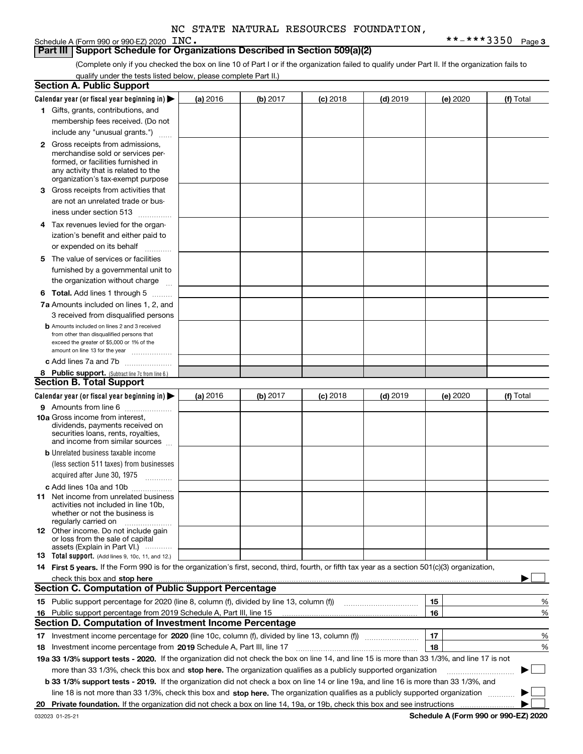NC STATE NATURAL RESOURCES FOUNDATION, INC. **-***3350

Schedule A (Form 990 or 990-EZ) 2020

## Part III Support Schedule for Organizations Described in Section 509(a)(2)

(Complete only if you checked the box on line 10 of Part I or if the organization failed to qualify under Part II. If the organization fails to qualify under the tests listed below, please complete Part II.)

### Section A. Public Support

| Calendar year (or fiscal year beginning in) ▶ | (a) 2016 | (b) 2017 | (c) 2018 | (d) 2019 | (e) 2020 | (f) Total |
|---|---|---|---|---|---|---|
| 1 Gifts, grants, contributions, and membership fees received. (Do not include any "unusual grants.") | | | | | | |
| 2 Gross receipts from admissions, merchandise sold or services performed, or facilities furnished in any activity that is related to the organization's tax-exempt purpose | | | | | | |
| 3 Gross receipts from activities that are not an unrelated trade or business under section 513 | | | | | | |
| 4 Tax revenues levied for the organization's benefit and either paid to or expended on its behalf | | | | | | |
| 5 The value of services or facilities furnished by a governmental unit to the organization without charge | | | | | | |
| 6 Total. Add lines 1 through 5 | | | | | | |
| 7a Amounts included on lines 1, 2, and 3 received from disqualified persons | | | | | | |
| b Amounts included on lines 2 and 3 received from other than disqualified persons that exceed the greater of $5,000 or 1% of the amount on line 13 for the year | | | | | | |
| c Add lines 7a and 7b | | | | | | |
| 8 Public support. (Subtract line 7c from line 6.) | | | | | | |

### Section B. Total Support

| Calendar year (or fiscal year beginning in) ▶ | (a) 2016 | (b) 2017 | (c) 2018 | (d) 2019 | (e) 2020 | (f) Total |
|---|---|---|---|---|---|---|
| 9 Amounts from line 6 | | | | | | |
| 10a Gross income from interest, dividends, payments received on securities loans, rents, royalties, and income from similar sources | | | | | | |
| b Unrelated business taxable income (less section 511 taxes) from businesses acquired after June 30, 1975 | | | | | | |
| c Add lines 10a and 10b | | | | | | |
| 11 Net income from unrelated business activities not included in line 10b, whether or not the business is regularly carried on | | | | | | |
| 12 Other income. Do not include gain or loss from the sale of capital assets (Explain in Part VI.) | | | | | | |
| 13 Total support. (Add lines 9, 10c, 11, and 12.) | | | | | | |

14 **First 5 years.** If the Form 990 is for the organization's first, second, third, fourth, or fifth tax year as a section 501(c)(3) organization, check this box and **stop here** ▶ ☐

### Section C. Computation of Public Support Percentage

| | | | |
|---|---|---|---|
| 15 | Public support percentage for 2020 (line 8, column (f), divided by line 13, column (f)) | 15 | % |
| 16 | Public support percentage from 2019 Schedule A, Part III, line 15 | 16 | % |

### Section D. Computation of Investment Income Percentage

| | | | |
|---|---|---|---|
| 17 | Investment income percentage for **2020** (line 10c, column (f), divided by line 13, column (f)) | 17 | % |
| 18 | Investment income percentage from **2019** Schedule A, Part III, line 17 | 18 | % |

**19a 33 1/3% support tests - 2020.** If the organization did not check the box on line 14, and line 15 is more than 33 1/3%, and line 17 is not more than 33 1/3%, check this box and **stop here.** The organization qualifies as a publicly supported organization ▶ ☐

**b 33 1/3% support tests - 2019.** If the organization did not check a box on line 14 or line 19a, and line 16 is more than 33 1/3%, and line 18 is not more than 33 1/3%, check this box and **stop here.** The organization qualifies as a publicly supported organization ▶ ☐

**20 Private foundation.** If the organization did not check a box on line 14, 19a, or 19b, check this box and see instructions ▶ ☐

032023 01-25-21 **Schedule A (Form 990 or 990-EZ) 2020**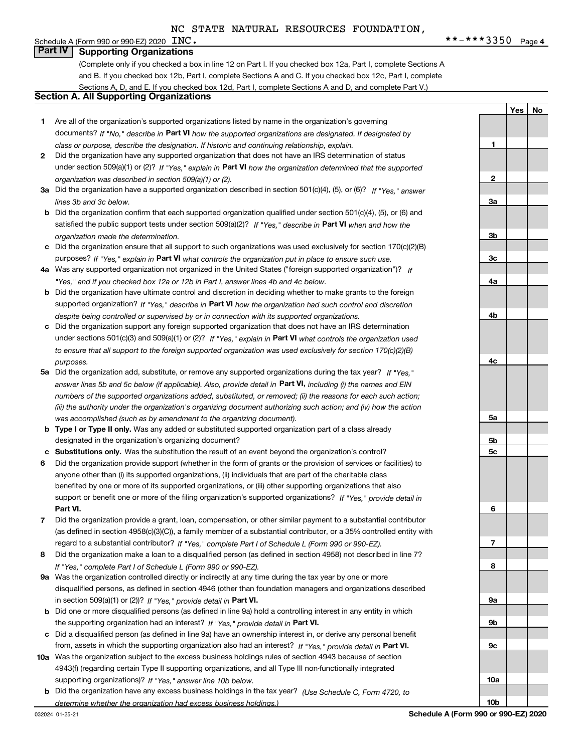NC STATE NATURAL RESOURCES FOUNDATION, INC. **-***3350

## Part IV Supporting Organizations

(Complete only if you checked a box in line 12 on Part I. If you checked box 12a, Part I, complete Sections A and B. If you checked box 12b, Part I, complete Sections A and C. If you checked box 12c, Part I, complete Sections A, D, and E. If you checked box 12d, Part I, complete Sections A and D, and complete Part V.)

### Section A. All Supporting Organizations

| | | | Yes | No |
|---|---|---|---|---|
| **1** | Are all of the organization's supported organizations listed by name in the organization's governing documents? *If "No," describe in* **Part VI** *how the supported organizations are designated. If designated by class or purpose, describe the designation. If historic and continuing relationship, explain.* | **1** | | |
| **2** | Did the organization have any supported organization that does not have an IRS determination of status under section 509(a)(1) or (2)? *If "Yes," explain in* **Part VI** *how the organization determined that the supported organization was described in section 509(a)(1) or (2).* | **2** | | |
| **3a** | Did the organization have a supported organization described in section 501(c)(4), (5), or (6)? *If "Yes," answer lines 3b and 3c below.* | **3a** | | |
| **b** | Did the organization confirm that each supported organization qualified under section 501(c)(4), (5), or (6) and satisfied the public support tests under section 509(a)(2)? *If "Yes," describe in* **Part VI** *when and how the organization made the determination.* | **3b** | | |
| **c** | Did the organization ensure that all support to such organizations was used exclusively for section 170(c)(2)(B) purposes? *If "Yes," explain in* **Part VI** *what controls the organization put in place to ensure such use.* | **3c** | | |
| **4a** | Was any supported organization not organized in the United States ("foreign supported organization")? *If "Yes," and if you checked box 12a or 12b in Part I, answer lines 4b and 4c below.* | **4a** | | |
| **b** | Did the organization have ultimate control and discretion in deciding whether to make grants to the foreign supported organization? *If "Yes," describe in* **Part VI** *how the organization had such control and discretion despite being controlled or supervised by or in connection with its supported organizations.* | **4b** | | |
| **c** | Did the organization support any foreign supported organization that does not have an IRS determination under sections 501(c)(3) and 509(a)(1) or (2)? *If "Yes," explain in* **Part VI** *what controls the organization used to ensure that all support to the foreign supported organization was used exclusively for section 170(c)(2)(B) purposes.* | **4c** | | |
| **5a** | Did the organization add, substitute, or remove any supported organizations during the tax year? *If "Yes," answer lines 5b and 5c below (if applicable). Also, provide detail in* **Part VI,** *including (i) the names and EIN numbers of the supported organizations added, substituted, or removed; (ii) the reasons for each such action; (iii) the authority under the organization's organizing document authorizing such action; and (iv) how the action was accomplished (such as by amendment to the organizing document).* | **5a** | | |
| **b** | **Type I or Type II only.** Was any added or substituted supported organization part of a class already designated in the organization's organizing document? | **5b** | | |
| **c** | **Substitutions only.** Was the substitution the result of an event beyond the organization's control? | **5c** | | |
| **6** | Did the organization provide support (whether in the form of grants or the provision of services or facilities) to anyone other than (i) its supported organizations, (ii) individuals that are part of the charitable class benefited by one or more of its supported organizations, or (iii) other supporting organizations that also support or benefit one or more of the filing organization's supported organizations? *If "Yes," provide detail in* **Part VI.** | **6** | | |
| **7** | Did the organization provide a grant, loan, compensation, or other similar payment to a substantial contributor (as defined in section 4958(c)(3)(C)), a family member of a substantial contributor, or a 35% controlled entity with regard to a substantial contributor? *If "Yes," complete Part I of Schedule L (Form 990 or 990-EZ).* | **7** | | |
| **8** | Did the organization make a loan to a disqualified person (as defined in section 4958) not described in line 7? *If "Yes," complete Part I of Schedule L (Form 990 or 990-EZ).* | **8** | | |
| **9a** | Was the organization controlled directly or indirectly at any time during the tax year by one or more disqualified persons, as defined in section 4946 (other than foundation managers and organizations described in section 509(a)(1) or (2))? *If "Yes," provide detail in* **Part VI.** | **9a** | | |
| **b** | Did one or more disqualified persons (as defined in line 9a) hold a controlling interest in any entity in which the supporting organization had an interest? *If "Yes," provide detail in* **Part VI.** | **9b** | | |
| **c** | Did a disqualified person (as defined in line 9a) have an ownership interest in, or derive any personal benefit from, assets in which the supporting organization also had an interest? *If "Yes," provide detail in* **Part VI.** | **9c** | | |
| **10a** | Was the organization subject to the excess business holdings rules of section 4943 because of section 4943(f) (regarding certain Type II supporting organizations, and all Type III non-functionally integrated supporting organizations)? *If "Yes," answer line 10b below.* | **10a** | | |
| **b** | Did the organization have any excess business holdings in the tax year? *(Use Schedule C, Form 4720, to determine whether the organization had excess business holdings.)* | **10b** | | |

**Schedule A (Form 990 or 990-EZ) 2020**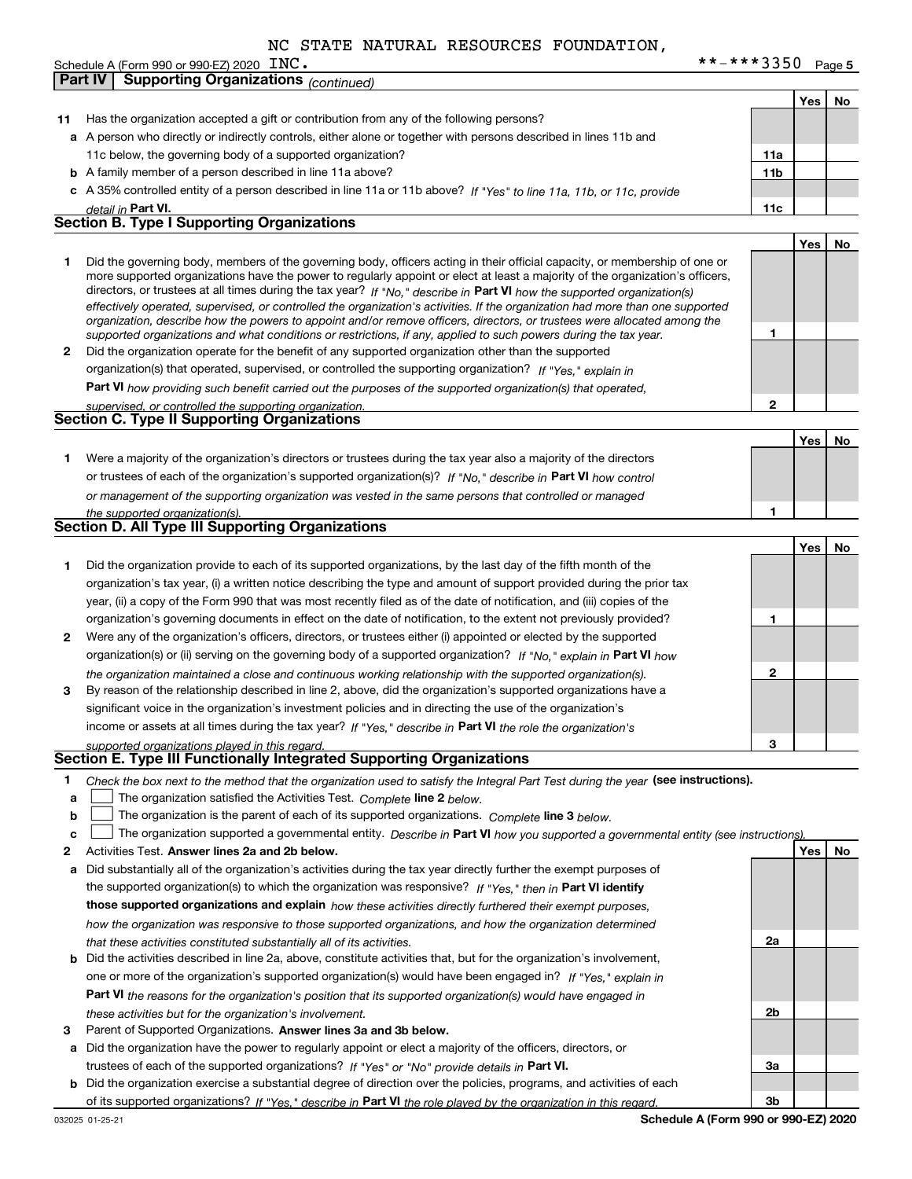NC STATE NATURAL RESOURCES FOUNDATION, INC.

Schedule A (Form 990 or 990-EZ) 2020 **-***3350 Page 5

## Part IV Supporting Organizations *(continued)*

| | | | Yes | No |
|---|---|---|---|---|
| **11** | Has the organization accepted a gift or contribution from any of the following persons? | | | |
| **a** | A person who directly or indirectly controls, either alone or together with persons described in lines 11b and 11c below, the governing body of a supported organization? | 11a | | |
| **b** | A family member of a person described in line 11a above? | 11b | | |
| **c** | A 35% controlled entity of a person described in line 11a or 11b above? *If "Yes" to line 11a, 11b, or 11c, provide detail in* **Part VI.** | 11c | | |

### Section B. Type I Supporting Organizations

| | | | Yes | No |
|---|---|---|---|---|
| **1** | Did the governing body, members of the governing body, officers acting in their official capacity, or membership of one or more supported organizations have the power to regularly appoint or elect at least a majority of the organization's officers, directors, or trustees at all times during the tax year? *If "No," describe in* **Part VI** *how the supported organization(s) effectively operated, supervised, or controlled the organization's activities. If the organization had more than one supported organization, describe how the powers to appoint and/or remove officers, directors, or trustees were allocated among the supported organizations and what conditions or restrictions, if any, applied to such powers during the tax year.* | 1 | | |
| **2** | Did the organization operate for the benefit of any supported organization other than the supported organization(s) that operated, supervised, or controlled the supporting organization? *If "Yes," explain in* **Part VI** *how providing such benefit carried out the purposes of the supported organization(s) that operated, supervised, or controlled the supporting organization.* | 2 | | |

### Section C. Type II Supporting Organizations

| | | | Yes | No |
|---|---|---|---|---|
| **1** | Were a majority of the organization's directors or trustees during the tax year also a majority of the directors or trustees of each of the organization's supported organization(s)? *If "No," describe in* **Part VI** *how control or management of the supporting organization was vested in the same persons that controlled or managed the supported organization(s).* | 1 | | |

### Section D. All Type III Supporting Organizations

| | | | Yes | No |
|---|---|---|---|---|
| **1** | Did the organization provide to each of its supported organizations, by the last day of the fifth month of the organization's tax year, (i) a written notice describing the type and amount of support provided during the prior tax year, (ii) a copy of the Form 990 that was most recently filed as of the date of notification, and (iii) copies of the organization's governing documents in effect on the date of notification, to the extent not previously provided? | 1 | | |
| **2** | Were any of the organization's officers, directors, or trustees either (i) appointed or elected by the supported organization(s) or (ii) serving on the governing body of a supported organization? *If "No," explain in* **Part VI** *how the organization maintained a close and continuous working relationship with the supported organization(s).* | 2 | | |
| **3** | By reason of the relationship described in line 2, above, did the organization's supported organizations have a significant voice in the organization's investment policies and in directing the use of the organization's income or assets at all times during the tax year? *If "Yes," describe in* **Part VI** *the role the organization's supported organizations played in this regard.* | 3 | | |

### Section E. Type III Functionally Integrated Supporting Organizations

**1** *Check the box next to the method that the organization used to satisfy the Integral Part Test during the year* **(see instructions).**

- **a** ☐ The organization satisfied the Activities Test. *Complete* **line 2** *below.*
- **b** ☐ The organization is the parent of each of its supported organizations. *Complete* **line 3** *below.*
- **c** ☐ The organization supported a governmental entity. *Describe in* **Part VI** *how you supported a governmental entity (see instructions).*

| | | | Yes | No |
|---|---|---|---|---|
| **2** | Activities Test. **Answer lines 2a and 2b below.** | | | |
| **a** | Did substantially all of the organization's activities during the tax year directly further the exempt purposes of the supported organization(s) to which the organization was responsive? *If "Yes," then in* **Part VI identify those supported organizations and explain** *how these activities directly furthered their exempt purposes, how the organization was responsive to those supported organizations, and how the organization determined that these activities constituted substantially all of its activities.* | 2a | | |
| **b** | Did the activities described in line 2a, above, constitute activities that, but for the organization's involvement, one or more of the organization's supported organization(s) would have been engaged in? *If "Yes," explain in* **Part VI** *the reasons for the organization's position that its supported organization(s) would have engaged in these activities but for the organization's involvement.* | 2b | | |
| **3** | Parent of Supported Organizations. **Answer lines 3a and 3b below.** | | | |
| **a** | Did the organization have the power to regularly appoint or elect a majority of the officers, directors, or trustees of each of the supported organizations? *If "Yes" or "No" provide details in* **Part VI.** | 3a | | |
| **b** | Did the organization exercise a substantial degree of direction over the policies, programs, and activities of each of its supported organizations? *If "Yes," describe in* **Part VI** *the role played by the organization in this regard.* | 3b | | |

032025 01-25-21 **Schedule A (Form 990 or 990-EZ) 2020**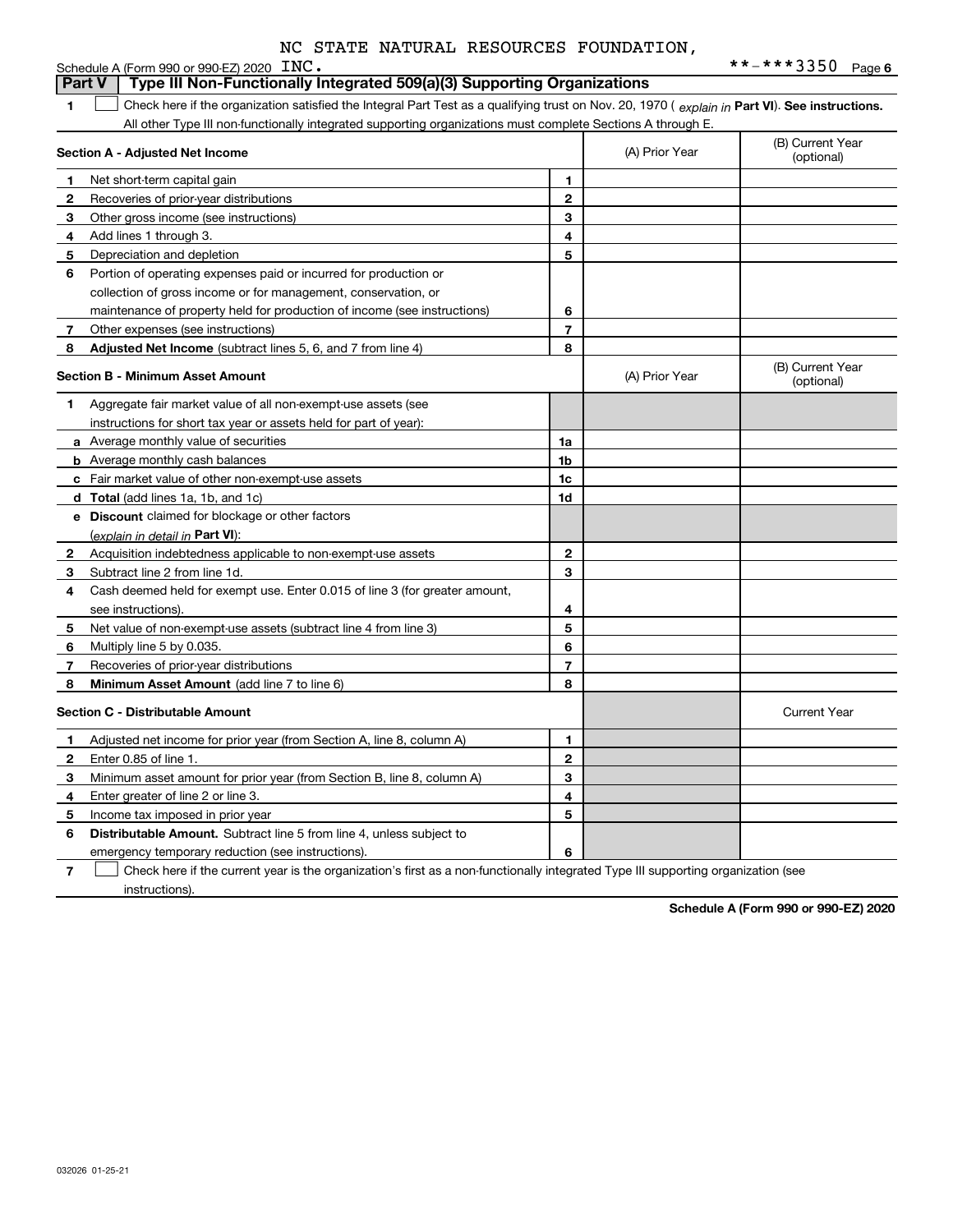NC STATE NATURAL RESOURCES FOUNDATION,

Schedule A (Form 990 or 990-EZ) 2020 INC. **-***3350 Page 6

## Part V | Type III Non-Functionally Integrated 509(a)(3) Supporting Organizations

**1** ☐ Check here if the organization satisfied the Integral Part Test as a qualifying trust on Nov. 20, 1970 ( *explain in* **Part VI**). **See instructions.** All other Type III non-functionally integrated supporting organizations must complete Sections A through E.

| **Section A - Adjusted Net Income** | | | (A) Prior Year | (B) Current Year (optional) |
|---|---|---|---|---|
| **1** | Net short-term capital gain | **1** | | |
| **2** | Recoveries of prior-year distributions | **2** | | |
| **3** | Other gross income (see instructions) | **3** | | |
| **4** | Add lines 1 through 3. | **4** | | |
| **5** | Depreciation and depletion | **5** | | |
| **6** | Portion of operating expenses paid or incurred for production or collection of gross income or for management, conservation, or maintenance of property held for production of income (see instructions) | **6** | | |
| **7** | Other expenses (see instructions) | **7** | | |
| **8** | **Adjusted Net Income** (subtract lines 5, 6, and 7 from line 4) | **8** | | |

| **Section B - Minimum Asset Amount** | | | (A) Prior Year | (B) Current Year (optional) |
|---|---|---|---|---|
| **1** | Aggregate fair market value of all non-exempt-use assets (see instructions for short tax year or assets held for part of year): | | | |
| **a** | Average monthly value of securities | **1a** | | |
| **b** | Average monthly cash balances | **1b** | | |
| **c** | Fair market value of other non-exempt-use assets | **1c** | | |
| **d** | **Total** (add lines 1a, 1b, and 1c) | **1d** | | |
| **e** | **Discount** claimed for blockage or other factors (*explain in detail in* **Part VI**): | | | |
| **2** | Acquisition indebtedness applicable to non-exempt-use assets | **2** | | |
| **3** | Subtract line 2 from line 1d. | **3** | | |
| **4** | Cash deemed held for exempt use. Enter 0.015 of line 3 (for greater amount, see instructions). | **4** | | |
| **5** | Net value of non-exempt-use assets (subtract line 4 from line 3) | **5** | | |
| **6** | Multiply line 5 by 0.035. | **6** | | |
| **7** | Recoveries of prior-year distributions | **7** | | |
| **8** | **Minimum Asset Amount** (add line 7 to line 6) | **8** | | |

| **Section C - Distributable Amount** | | | | Current Year |
|---|---|---|---|---|
| **1** | Adjusted net income for prior year (from Section A, line 8, column A) | **1** | | |
| **2** | Enter 0.85 of line 1. | **2** | | |
| **3** | Minimum asset amount for prior year (from Section B, line 8, column A) | **3** | | |
| **4** | Enter greater of line 2 or line 3. | **4** | | |
| **5** | Income tax imposed in prior year | **5** | | |
| **6** | **Distributable Amount.** Subtract line 5 from line 4, unless subject to emergency temporary reduction (see instructions). | **6** | | |

**7** ☐ Check here if the current year is the organization's first as a non-functionally integrated Type III supporting organization (see instructions).

**Schedule A (Form 990 or 990-EZ) 2020**

032026 01-25-21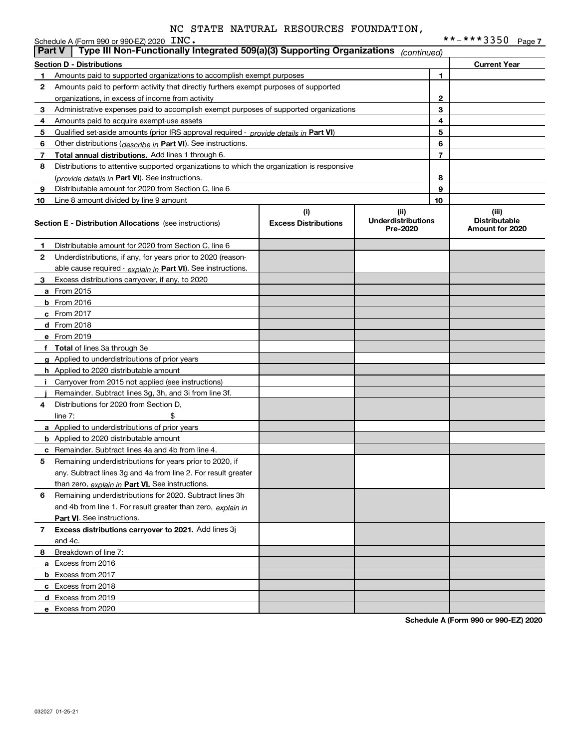NC STATE NATURAL RESOURCES FOUNDATION,

Schedule A (Form 990 or 990-EZ) 2020 INC. **-***3350 Page 7

## Part V | Type III Non-Functionally Integrated 509(a)(3) Supporting Organizations *(continued)*

| Section D - Distributions | | | Current Year |
|---|---|---|---|
| 1 | Amounts paid to supported organizations to accomplish exempt purposes | 1 | |
| 2 | Amounts paid to perform activity that directly furthers exempt purposes of supported organizations, in excess of income from activity | 2 | |
| 3 | Administrative expenses paid to accomplish exempt purposes of supported organizations | 3 | |
| 4 | Amounts paid to acquire exempt-use assets | 4 | |
| 5 | Qualified set-aside amounts (prior IRS approval required - *provide details in* **Part VI**) | 5 | |
| 6 | Other distributions (*describe in* **Part VI**). See instructions. | 6 | |
| 7 | **Total annual distributions.** Add lines 1 through 6. | 7 | |
| 8 | Distributions to attentive supported organizations to which the organization is responsive (*provide details in* **Part VI**). See instructions. | 8 | |
| 9 | Distributable amount for 2020 from Section C, line 6 | 9 | |
| 10 | Line 8 amount divided by line 9 amount | 10 | |

| | Section E - Distribution Allocations (see instructions) | (i) Excess Distributions | (ii) Underdistributions Pre-2020 | (iii) Distributable Amount for 2020 |
|---|---|---|---|---|
| 1 | Distributable amount for 2020 from Section C, line 6 | | | |
| 2 | Underdistributions, if any, for years prior to 2020 (reasonable cause required - *explain in* **Part VI**). See instructions. | | | |
| 3 | Excess distributions carryover, if any, to 2020 | | | |
| a | From 2015 | | | |
| b | From 2016 | | | |
| c | From 2017 | | | |
| d | From 2018 | | | |
| e | From 2019 | | | |
| f | **Total** of lines 3a through 3e | | | |
| g | Applied to underdistributions of prior years | | | |
| h | Applied to 2020 distributable amount | | | |
| i | Carryover from 2015 not applied (see instructions) | | | |
| j | Remainder. Subtract lines 3g, 3h, and 3i from line 3f. | | | |
| 4 | Distributions for 2020 from Section D, line 7: $ | | | |
| a | Applied to underdistributions of prior years | | | |
| b | Applied to 2020 distributable amount | | | |
| c | Remainder. Subtract lines 4a and 4b from line 4. | | | |
| 5 | Remaining underdistributions for years prior to 2020, if any. Subtract lines 3g and 4a from line 2. For result greater than zero, *explain in* **Part VI.** See instructions. | | | |
| 6 | Remaining underdistributions for 2020. Subtract lines 3h and 4b from line 1. For result greater than zero, *explain in* **Part VI**. See instructions. | | | |
| 7 | **Excess distributions carryover to 2021.** Add lines 3j and 4c. | | | |
| 8 | Breakdown of line 7: | | | |
| a | Excess from 2016 | | | |
| b | Excess from 2017 | | | |
| c | Excess from 2018 | | | |
| d | Excess from 2019 | | | |
| e | Excess from 2020 | | | |

**Schedule A (Form 990 or 990-EZ) 2020**

032027 01-25-21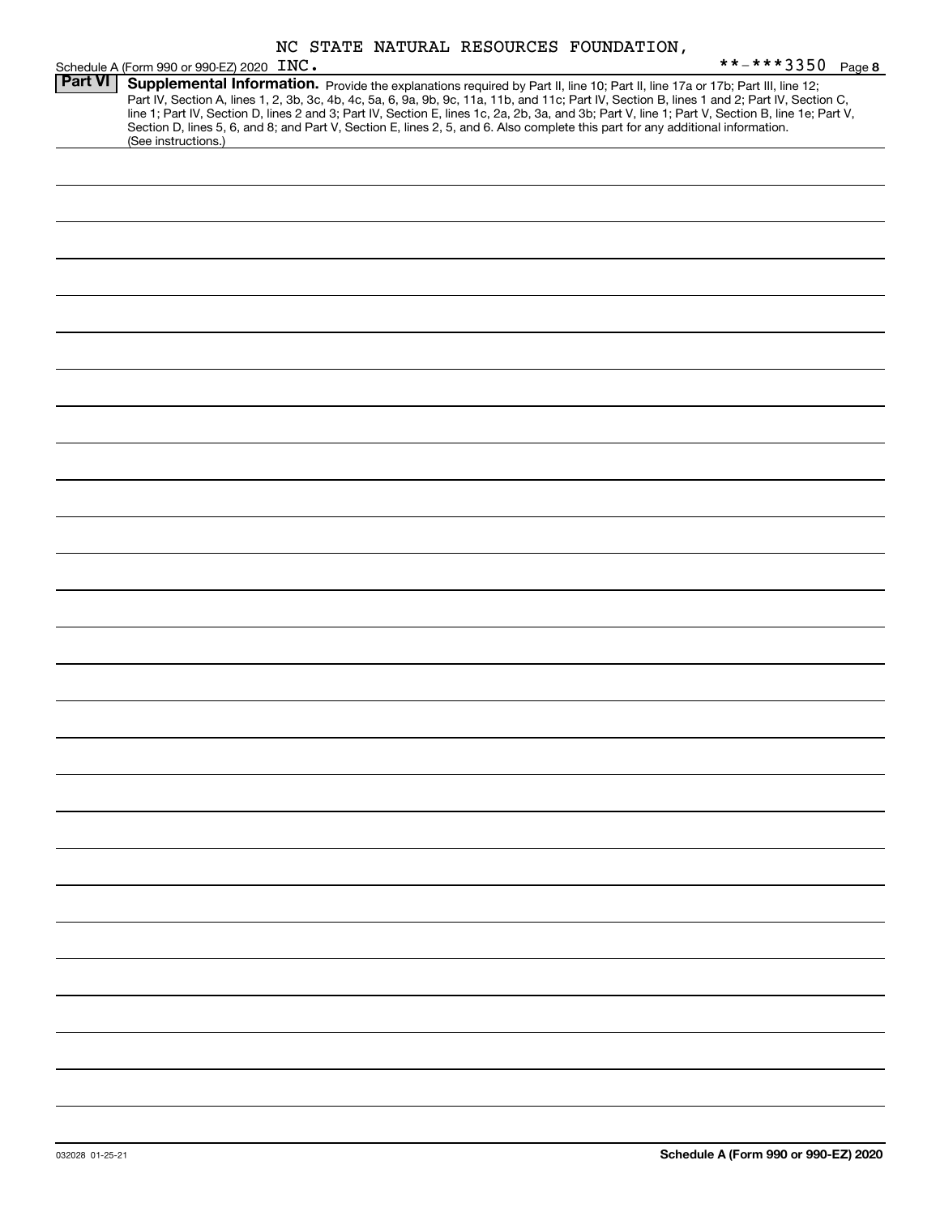NC STATE NATURAL RESOURCES FOUNDATION, INC.

Schedule A (Form 990 or 990-EZ) 2020 **-***3350 Page 8

**Part VI** **Supplemental Information.** Provide the explanations required by Part II, line 10; Part II, line 17a or 17b; Part III, line 12; Part IV, Section A, lines 1, 2, 3b, 3c, 4b, 4c, 5a, 6, 9a, 9b, 9c, 11a, 11b, and 11c; Part IV, Section B, lines 1 and 2; Part IV, Section C, line 1; Part IV, Section D, lines 2 and 3; Part IV, Section E, lines 1c, 2a, 2b, 3a, and 3b; Part V, line 1; Part V, Section B, line 1e; Part V, Section D, lines 5, 6, and 8; and Part V, Section E, lines 2, 5, and 6. Also complete this part for any additional information. (See instructions.)

032028 01-25-21 **Schedule A (Form 990 or 990-EZ) 2020**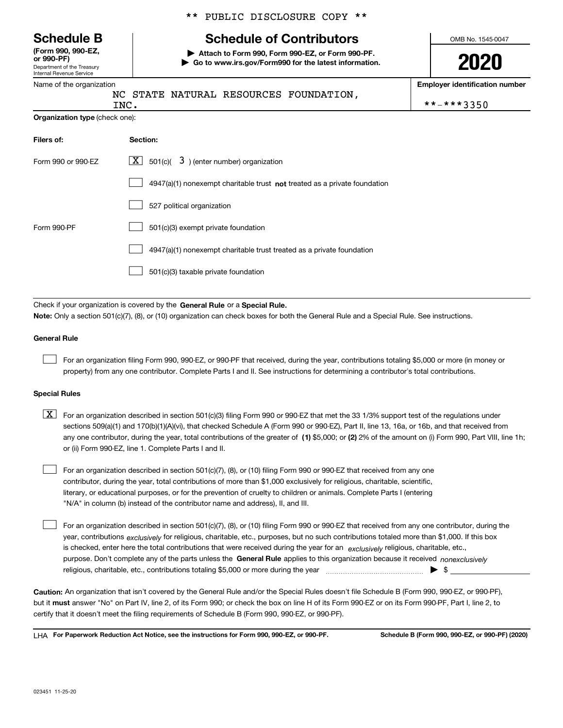** PUBLIC DISCLOSURE COPY **

# Schedule B

**(Form 990, 990-EZ, or 990-PF)**
Department of the Treasury
Internal Revenue Service

## Schedule of Contributors

▶ **Attach to Form 990, Form 990-EZ, or Form 990-PF.**
▶ **Go to www.irs.gov/Form990 for the latest information.**

OMB No. 1545-0047

**2020**

Name of the organization: NC STATE NATURAL RESOURCES FOUNDATION, INC.

**Employer identification number:** **-***3350

**Organization type** (check one):

| **Filers of:** | **Section:** |
|---|---|
| Form 990 or 990-EZ | [X] 501(c)( 3 ) (enter number) organization |
| | [ ] 4947(a)(1) nonexempt charitable trust **not** treated as a private foundation |
| | [ ] 527 political organization |
| Form 990-PF | [ ] 501(c)(3) exempt private foundation |
| | [ ] 4947(a)(1) nonexempt charitable trust treated as a private foundation |
| | [ ] 501(c)(3) taxable private foundation |

Check if your organization is covered by the **General Rule** or a **Special Rule.**

**Note:** Only a section 501(c)(7), (8), or (10) organization can check boxes for both the General Rule and a Special Rule. See instructions.

### General Rule

[ ] For an organization filing Form 990, 990-EZ, or 990-PF that received, during the year, contributions totaling $5,000 or more (in money or property) from any one contributor. Complete Parts I and II. See instructions for determining a contributor's total contributions.

### Special Rules

[X] For an organization described in section 501(c)(3) filing Form 990 or 990-EZ that met the 33 1/3% support test of the regulations under sections 509(a)(1) and 170(b)(1)(A)(vi), that checked Schedule A (Form 990 or 990-EZ), Part II, line 13, 16a, or 16b, and that received from any one contributor, during the year, total contributions of the greater of **(1)** $5,000; or **(2)** 2% of the amount on (i) Form 990, Part VIII, line 1h; or (ii) Form 990-EZ, line 1. Complete Parts I and II.

[ ] For an organization described in section 501(c)(7), (8), or (10) filing Form 990 or 990-EZ that received from any one contributor, during the year, total contributions of more than $1,000 exclusively for religious, charitable, scientific, literary, or educational purposes, or for the prevention of cruelty to children or animals. Complete Parts I (entering "N/A" in column (b) instead of the contributor name and address), II, and III.

[ ] For an organization described in section 501(c)(7), (8), or (10) filing Form 990 or 990-EZ that received from any one contributor, during the year, contributions *exclusively* for religious, charitable, etc., purposes, but no such contributions totaled more than $1,000. If this box is checked, enter here the total contributions that were received during the year for an *exclusively* religious, charitable, etc., purpose. Don't complete any of the parts unless the **General Rule** applies to this organization because it received *nonexclusively* religious, charitable, etc., contributions totaling $5,000 or more during the year ▶ $

**Caution:** An organization that isn't covered by the General Rule and/or the Special Rules doesn't file Schedule B (Form 990, 990-EZ, or 990-PF), but it **must** answer "No" on Part IV, line 2, of its Form 990; or check the box on line H of its Form 990-EZ or on its Form 990-PF, Part I, line 2, to certify that it doesn't meet the filing requirements of Schedule B (Form 990, 990-EZ, or 990-PF).

LHA **For Paperwork Reduction Act Notice, see the instructions for Form 990, 990-EZ, or 990-PF.** **Schedule B (Form 990, 990-EZ, or 990-PF) (2020)**

023451 11-25-20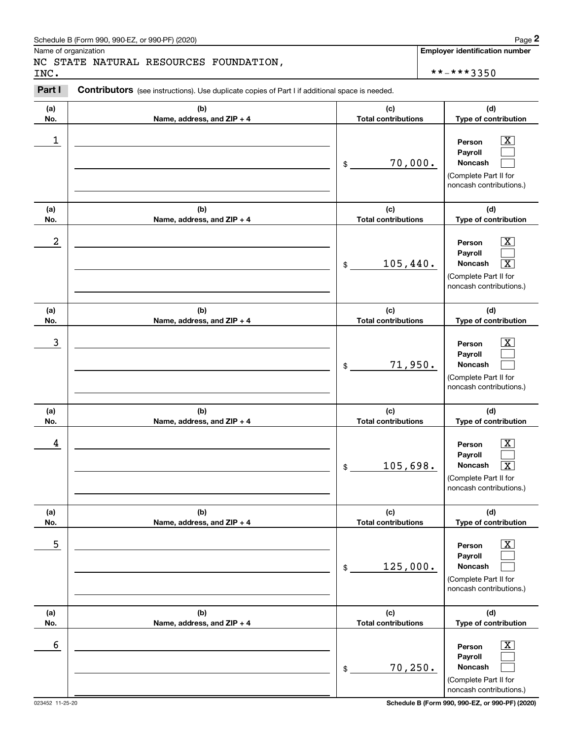Schedule B (Form 990, 990-EZ, or 990-PF) (2020)

Name of organization

NC STATE NATURAL RESOURCES FOUNDATION, INC.

**Employer identification number**

**-***3350

**Part I** **Contributors** (see instructions). Use duplicate copies of Part I if additional space is needed.

| (a) No. | (b) Name, address, and ZIP + 4 | (c) Total contributions | (d) Type of contribution |
|---|---|---|---|
| 1 | | $ 70,000. | Person [X] Payroll [ ] Noncash [ ] (Complete Part II for noncash contributions.) |
| 2 | | $ 105,440. | Person [X] Payroll [ ] Noncash [X] (Complete Part II for noncash contributions.) |
| 3 | | $ 71,950. | Person [X] Payroll [ ] Noncash [ ] (Complete Part II for noncash contributions.) |
| 4 | | $ 105,698. | Person [X] Payroll [ ] Noncash [X] (Complete Part II for noncash contributions.) |
| 5 | | $ 125,000. | Person [X] Payroll [ ] Noncash [ ] (Complete Part II for noncash contributions.) |
| 6 | | $ 70,250. | Person [X] Payroll [ ] Noncash [ ] (Complete Part II for noncash contributions.) |

023452 11-25-20

Schedule B (Form 990, 990-EZ, or 990-PF) (2020)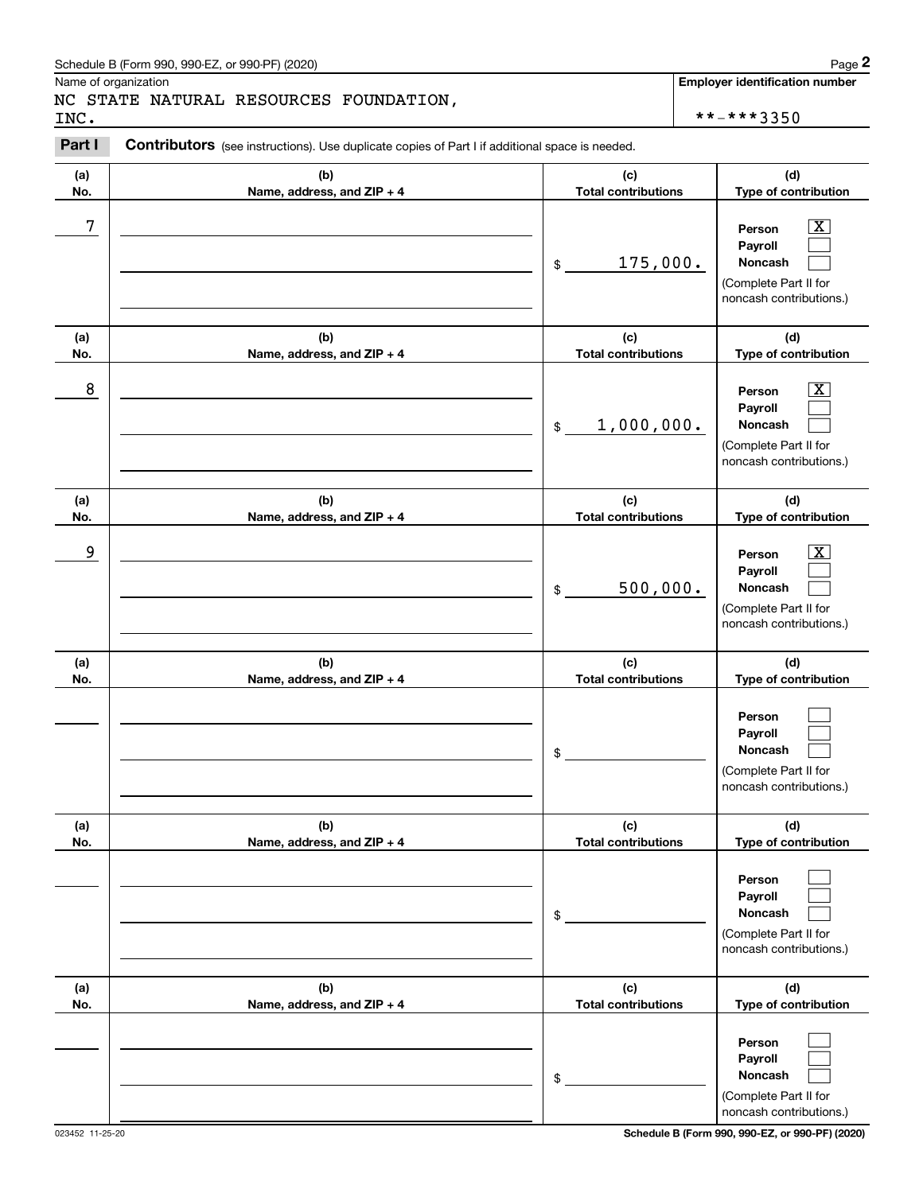Name of organization

NC STATE NATURAL RESOURCES FOUNDATION, INC.

**Employer identification number**

**-***3350

**Part I** **Contributors** (see instructions). Use duplicate copies of Part I if additional space is needed.

| (a) No. | (b) Name, address, and ZIP + 4 | (c) Total contributions | (d) Type of contribution |
|---|---|---|---|
| 7 | | $ 175,000. | Person [X] Payroll [ ] Noncash [ ] (Complete Part II for noncash contributions.) |
| 8 | | $ 1,000,000. | Person [X] Payroll [ ] Noncash [ ] (Complete Part II for noncash contributions.) |
| 9 | | $ 500,000. | Person [X] Payroll [ ] Noncash [ ] (Complete Part II for noncash contributions.) |
| | | $ | Person [ ] Payroll [ ] Noncash [ ] (Complete Part II for noncash contributions.) |
| | | $ | Person [ ] Payroll [ ] Noncash [ ] (Complete Part II for noncash contributions.) |
| | | $ | Person [ ] Payroll [ ] Noncash [ ] (Complete Part II for noncash contributions.) |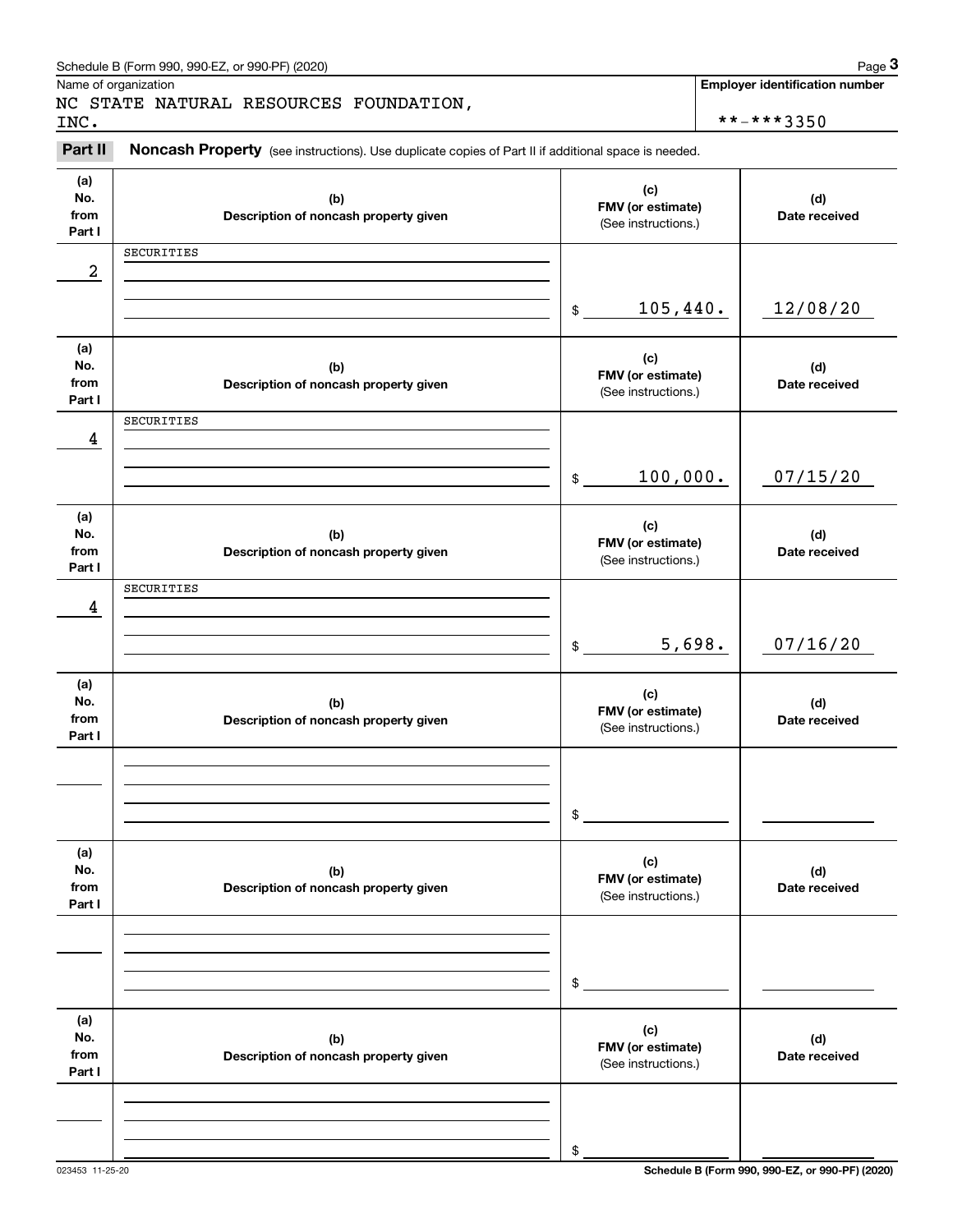Schedule B (Form 990, 990-EZ, or 990-PF) (2020)

Name of organization: NC STATE NATURAL RESOURCES FOUNDATION, INC.

Employer identification number: **-***3350

## Part II Noncash Property

(see instructions). Use duplicate copies of Part II if additional space is needed.

| (a) No. from Part I | (b) Description of noncash property given | (c) FMV (or estimate) (See instructions.) | (d) Date received |
|---|---|---|---|
| 2 | SECURITIES | $ 105,440. | 12/08/20 |
| 4 | SECURITIES | $ 100,000. | 07/15/20 |
| 4 | SECURITIES | $ 5,698. | 07/16/20 |
| | | $ | |
| | | $ | |
| | | $ | |

Schedule B (Form 990, 990-EZ, or 990-PF) (2020)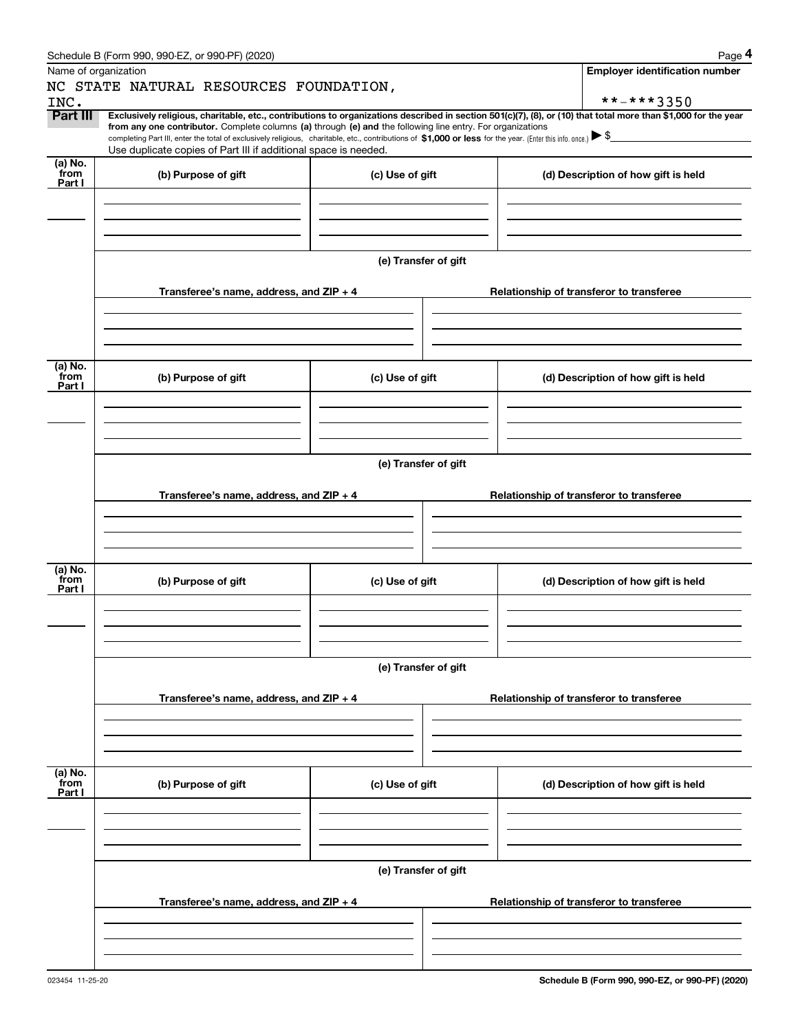Schedule B (Form 990, 990-EZ, or 990-PF) (2020)

Name of organization

NC STATE NATURAL RESOURCES FOUNDATION, INC.

Employer identification number

**-***3350

**Part III** **Exclusively religious, charitable, etc., contributions to organizations described in section 501(c)(7), (8), or (10) that total more than $1,000 for the year from any one contributor.** Complete columns **(a)** through **(e) and** the following line entry. For organizations completing Part III, enter the total of exclusively religious, charitable, etc., contributions of **$1,000 or less** for the year. (Enter this info. once.) ▶ $

Use duplicate copies of Part III if additional space is needed.

| (a) No. from Part I | (b) Purpose of gift | (c) Use of gift | (d) Description of how gift is held |
|---|---|---|---|
| | | | |

(e) Transfer of gift

| Transferee's name, address, and ZIP + 4 | Relationship of transferor to transferee |
|---|---|
| | |

| (a) No. from Part I | (b) Purpose of gift | (c) Use of gift | (d) Description of how gift is held |
|---|---|---|---|
| | | | |

(e) Transfer of gift

| Transferee's name, address, and ZIP + 4 | Relationship of transferor to transferee |
|---|---|
| | |

| (a) No. from Part I | (b) Purpose of gift | (c) Use of gift | (d) Description of how gift is held |
|---|---|---|---|
| | | | |

(e) Transfer of gift

| Transferee's name, address, and ZIP + 4 | Relationship of transferor to transferee |
|---|---|
| | |

| (a) No. from Part I | (b) Purpose of gift | (c) Use of gift | (d) Description of how gift is held |
|---|---|---|---|
| | | | |

(e) Transfer of gift

| Transferee's name, address, and ZIP + 4 | Relationship of transferor to transferee |
|---|---|
| | |

023454 11-25-20

**Schedule B (Form 990, 990-EZ, or 990-PF) (2020)**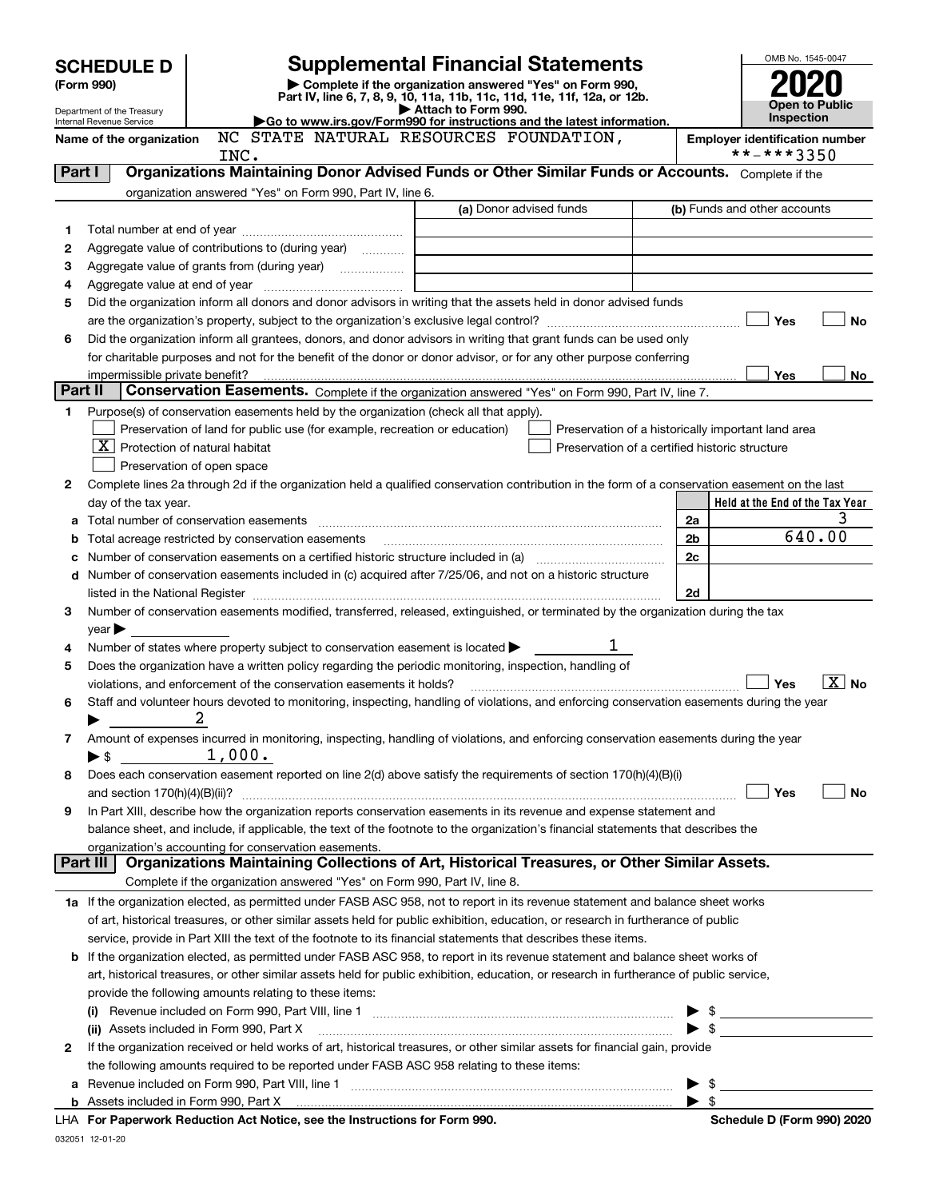# SCHEDULE D (Form 990)

Department of the Treasury
Internal Revenue Service

## Supplemental Financial Statements

▶ Complete if the organization answered "Yes" on Form 990, Part IV, line 6, 7, 8, 9, 10, 11a, 11b, 11c, 11d, 11e, 11f, 12a, or 12b.
▶ Attach to Form 990.
▶ Go to www.irs.gov/Form990 for instructions and the latest information.

OMB No. 1545-0047
**2020**
**Open to Public Inspection**

**Name of the organization:** NC STATE NATURAL RESOURCES FOUNDATION, INC.

**Employer identification number:** **-***3350

## Part I Organizations Maintaining Donor Advised Funds or Other Similar Funds or Accounts. 

Complete if the organization answered "Yes" on Form 990, Part IV, line 6.

| | | (a) Donor advised funds | (b) Funds and other accounts |
|---|---|---|---|
| 1 | Total number at end of year | | |
| 2 | Aggregate value of contributions to (during year) | | |
| 3 | Aggregate value of grants from (during year) | | |
| 4 | Aggregate value at end of year | | |

5 Did the organization inform all donors and donor advisors in writing that the assets held in donor advised funds are the organization's property, subject to the organization's exclusive legal control? ☐ Yes ☐ No

6 Did the organization inform all grantees, donors, and donor advisors in writing that grant funds can be used only for charitable purposes and not for the benefit of the donor or donor advisor, or for any other purpose conferring impermissible private benefit? ☐ Yes ☐ No

## Part II Conservation Easements. 

Complete if the organization answered "Yes" on Form 990, Part IV, line 7.

1 Purpose(s) of conservation easements held by the organization (check all that apply).

- ☐ Preservation of land for public use (for example, recreation or education)
- ☒ Protection of natural habitat
- ☐ Preservation of open space
- ☐ Preservation of a historically important land area
- ☐ Preservation of a certified historic structure

2 Complete lines 2a through 2d if the organization held a qualified conservation contribution in the form of a conservation easement on the last day of the tax year.

| | | | Held at the End of the Tax Year |
|---|---|---|---|
| a | Total number of conservation easements | 2a | 3 |
| b | Total acreage restricted by conservation easements | 2b | 640.00 |
| c | Number of conservation easements on a certified historic structure included in (a) | 2c | |
| d | Number of conservation easements included in (c) acquired after 7/25/06, and not on a historic structure listed in the National Register | 2d | |

3 Number of conservation easements modified, transferred, released, extinguished, or terminated by the organization during the tax year ▶

4 Number of states where property subject to conservation easement is located ▶ 1

5 Does the organization have a written policy regarding the periodic monitoring, inspection, handling of violations, and enforcement of the conservation easements it holds? ☐ Yes ☒ No

6 Staff and volunteer hours devoted to monitoring, inspecting, handling of violations, and enforcing conservation easements during the year ▶ 2

7 Amount of expenses incurred in monitoring, inspecting, handling of violations, and enforcing conservation easements during the year ▶ $ 1,000.

8 Does each conservation easement reported on line 2(d) above satisfy the requirements of section 170(h)(4)(B)(i) and section 170(h)(4)(B)(ii)? ☐ Yes ☐ No

9 In Part XIII, describe how the organization reports conservation easements in its revenue and expense statement and balance sheet, and include, if applicable, the text of the footnote to the organization's financial statements that describes the organization's accounting for conservation easements.

## Part III Organizations Maintaining Collections of Art, Historical Treasures, or Other Similar Assets.

Complete if the organization answered "Yes" on Form 990, Part IV, line 8.

1a If the organization elected, as permitted under FASB ASC 958, not to report in its revenue statement and balance sheet works of art, historical treasures, or other similar assets held for public exhibition, education, or research in furtherance of public service, provide in Part XIII the text of the footnote to its financial statements that describes these items.

b If the organization elected, as permitted under FASB ASC 958, to report in its revenue statement and balance sheet works of art, historical treasures, or other similar assets held for public exhibition, education, or research in furtherance of public service, provide the following amounts relating to these items:

(i) Revenue included on Form 990, Part VIII, line 1 ▶ $

(ii) Assets included in Form 990, Part X ▶ $

2 If the organization received or held works of art, historical treasures, or other similar assets for financial gain, provide the following amounts required to be reported under FASB ASC 958 relating to these items:

a Revenue included on Form 990, Part VIII, line 1 ▶ $

b Assets included in Form 990, Part X ▶ $

LHA For Paperwork Reduction Act Notice, see the Instructions for Form 990. Schedule D (Form 990) 2020

032051 12-01-20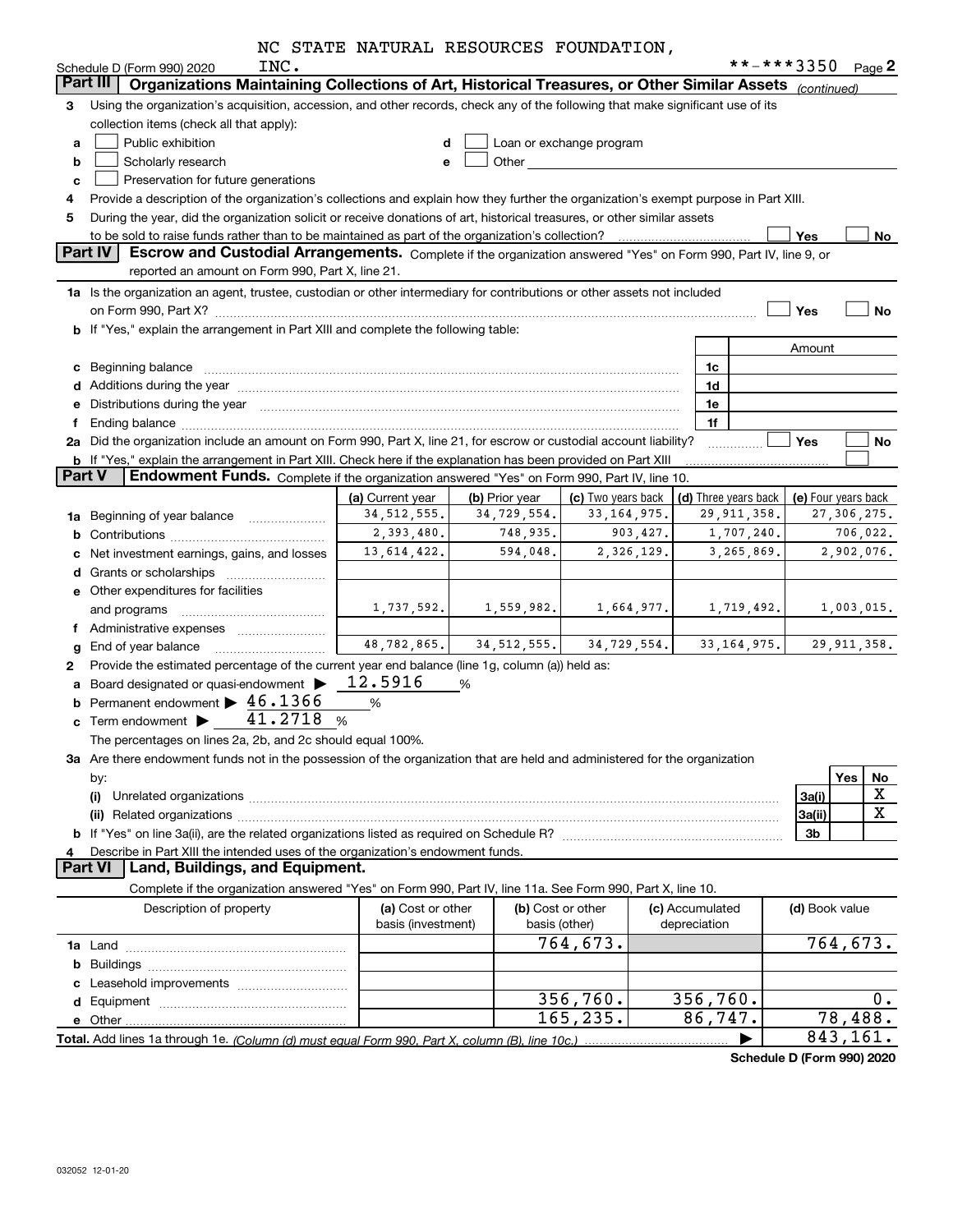NC STATE NATURAL RESOURCES FOUNDATION, INC.

Schedule D (Form 990) 2020 **-***3350 Page 2

## Part III Organizations Maintaining Collections of Art, Historical Treasures, or Other Similar Assets *(continued)*

3 Using the organization's acquisition, accession, and other records, check any of the following that make significant use of its collection items (check all that apply):

- a ☐ Public exhibition
- b ☐ Scholarly research
- c ☐ Preservation for future generations
- d ☐ Loan or exchange program
- e ☐ Other

4 Provide a description of the organization's collections and explain how they further the organization's exempt purpose in Part XIII.

5 During the year, did the organization solicit or receive donations of art, historical treasures, or other similar assets to be sold to raise funds rather than to be maintained as part of the organization's collection? ☐ Yes ☐ No

## Part IV Escrow and Custodial Arrangements.

Complete if the organization answered "Yes" on Form 990, Part IV, line 9, or reported an amount on Form 990, Part X, line 21.

1a Is the organization an agent, trustee, custodian or other intermediary for contributions or other assets not included on Form 990, Part X? ☐ Yes ☐ No

b If "Yes," explain the arrangement in Part XIII and complete the following table:

| | | Amount |
|---|---|---|
| c Beginning balance | 1c | |
| d Additions during the year | 1d | |
| e Distributions during the year | 1e | |
| f Ending balance | 1f | |

2a Did the organization include an amount on Form 990, Part X, line 21, for escrow or custodial account liability? ☐ Yes ☐ No

b If "Yes," explain the arrangement in Part XIII. Check here if the explanation has been provided on Part XIII ☐

## Part V Endowment Funds.

Complete if the organization answered "Yes" on Form 990, Part IV, line 10.

| | (a) Current year | (b) Prior year | (c) Two years back | (d) Three years back | (e) Four years back |
|---|---|---|---|---|---|
| 1a Beginning of year balance | 34,512,555. | 34,729,554. | 33,164,975. | 29,911,358. | 27,306,275. |
| b Contributions | 2,393,480. | 748,935. | 903,427. | 1,707,240. | 706,022. |
| c Net investment earnings, gains, and losses | 13,614,422. | 594,048. | 2,326,129. | 3,265,869. | 2,902,076. |
| d Grants or scholarships | | | | | |
| e Other expenditures for facilities and programs | 1,737,592. | 1,559,982. | 1,664,977. | 1,719,492. | 1,003,015. |
| f Administrative expenses | | | | | |
| g End of year balance | 48,782,865. | 34,512,555. | 34,729,554. | 33,164,975. | 29,911,358. |

2 Provide the estimated percentage of the current year end balance (line 1g, column (a)) held as:

- a Board designated or quasi-endowment ▶ 12.5916 %
- b Permanent endowment ▶ 46.1366 %
- c Term endowment ▶ 41.2718 %

The percentages on lines 2a, 2b, and 2c should equal 100%.

3a Are there endowment funds not in the possession of the organization that are held and administered for the organization by:

| | | Yes | No |
|---|---|---|---|
| (i) Unrelated organizations | 3a(i) | | X |
| (ii) Related organizations | 3a(ii) | | X |
| b If "Yes" on line 3a(ii), are the related organizations listed as required on Schedule R? | 3b | | |

4 Describe in Part XIII the intended uses of the organization's endowment funds.

## Part VI Land, Buildings, and Equipment.

Complete if the organization answered "Yes" on Form 990, Part IV, line 11a. See Form 990, Part X, line 10.

| Description of property | (a) Cost or other basis (investment) | (b) Cost or other basis (other) | (c) Accumulated depreciation | (d) Book value |
|---|---|---|---|---|
| 1a Land | | 764,673. | | 764,673. |
| b Buildings | | | | |
| c Leasehold improvements | | | | |
| d Equipment | | 356,760. | 356,760. | 0. |
| e Other | | 165,235. | 86,747. | 78,488. |
| **Total.** Add lines 1a through 1e. *(Column (d) must equal Form 990, Part X, column (B), line 10c.)* | | | ▶ | 843,161. |

**Schedule D (Form 990) 2020**

032052 12-01-20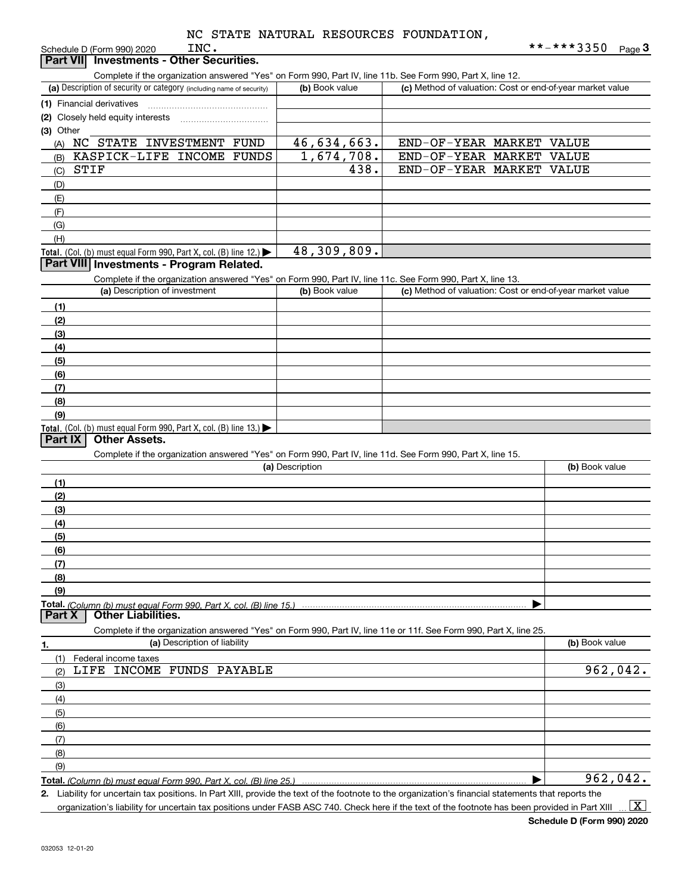NC STATE NATURAL RESOURCES FOUNDATION, INC. **-***3350

Schedule D (Form 990) 2020

## Part VII Investments - Other Securities.

Complete if the organization answered "Yes" on Form 990, Part IV, line 11b. See Form 990, Part X, line 12.

| (a) Description of security or category (including name of security) | (b) Book value | (c) Method of valuation: Cost or end-of-year market value |
|---|---|---|
| (1) Financial derivatives | | |
| (2) Closely held equity interests | | |
| (3) Other | | |
| (A) NC STATE INVESTMENT FUND | 46,634,663. | END-OF-YEAR MARKET VALUE |
| (B) KASPICK-LIFE INCOME FUNDS | 1,674,708. | END-OF-YEAR MARKET VALUE |
| (C) STIF | 438. | END-OF-YEAR MARKET VALUE |
| (D) | | |
| (E) | | |
| (F) | | |
| (G) | | |
| (H) | | |
| **Total.** (Col. (b) must equal Form 990, Part X, col. (B) line 12.) | 48,309,809. | |

## Part VIII Investments - Program Related.

Complete if the organization answered "Yes" on Form 990, Part IV, line 11c. See Form 990, Part X, line 13.

| (a) Description of investment | (b) Book value | (c) Method of valuation: Cost or end-of-year market value |
|---|---|---|
| (1) | | |
| (2) | | |
| (3) | | |
| (4) | | |
| (5) | | |
| (6) | | |
| (7) | | |
| (8) | | |
| (9) | | |
| **Total.** (Col. (b) must equal Form 990, Part X, col. (B) line 13.) | | |

## Part IX Other Assets.

Complete if the organization answered "Yes" on Form 990, Part IV, line 11d. See Form 990, Part X, line 15.

| (a) Description | (b) Book value |
|---|---|
| (1) | |
| (2) | |
| (3) | |
| (4) | |
| (5) | |
| (6) | |
| (7) | |
| (8) | |
| (9) | |
| **Total.** *(Column (b) must equal Form 990, Part X, col. (B) line 15.)* | |

## Part X Other Liabilities.

Complete if the organization answered "Yes" on Form 990, Part IV, line 11e or 11f. See Form 990, Part X, line 25.

| 1. (a) Description of liability | (b) Book value |
|---|---|
| (1) Federal income taxes | |
| (2) LIFE INCOME FUNDS PAYABLE | 962,042. |
| (3) | |
| (4) | |
| (5) | |
| (6) | |
| (7) | |
| (8) | |
| (9) | |
| **Total.** *(Column (b) must equal Form 990, Part X, col. (B) line 25.)* | 962,042. |

2. Liability for uncertain tax positions. In Part XIII, provide the text of the footnote to the organization's financial statements that reports the organization's liability for uncertain tax positions under FASB ASC 740. Check here if the text of the footnote has been provided in Part XIII [X]

Schedule D (Form 990) 2020

032053 12-01-20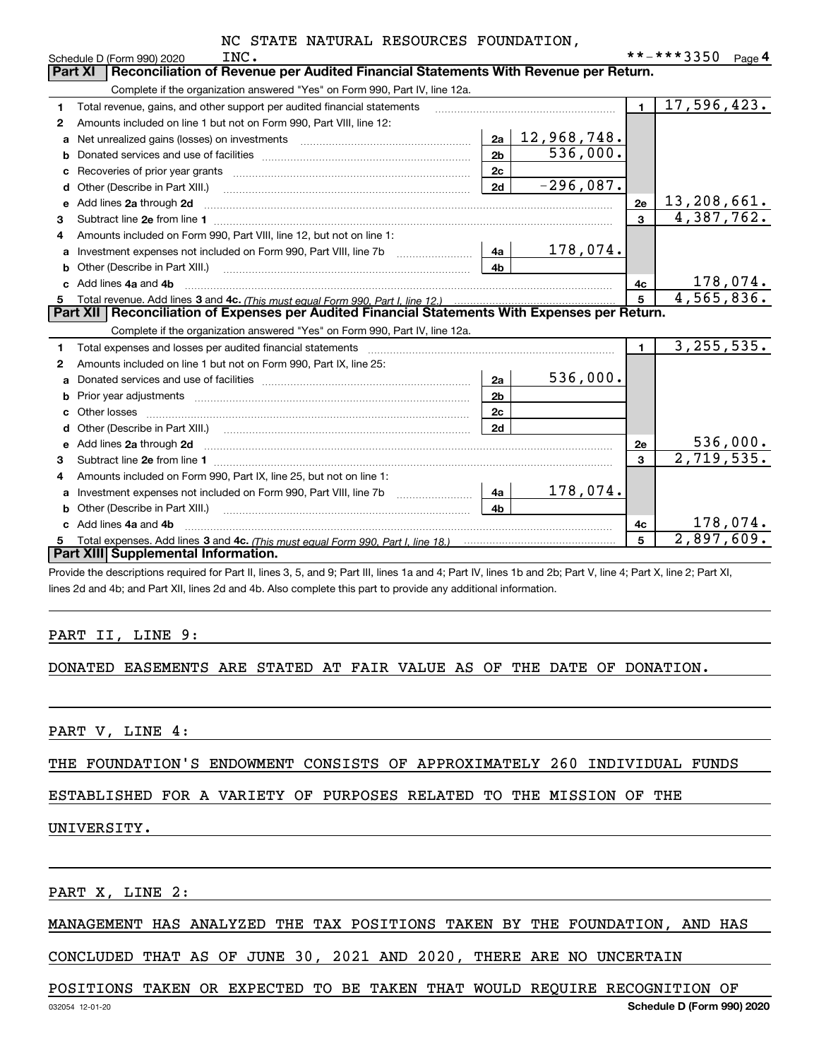NC STATE NATURAL RESOURCES FOUNDATION, INC.

Schedule D (Form 990) 2020 **-***3350 Page 4

## Part XI Reconciliation of Revenue per Audited Financial Statements With Revenue per Return.

Complete if the organization answered "Yes" on Form 990, Part IV, line 12a.

| | | | | | |
|---|---|---|---|---|---|
| 1 | Total revenue, gains, and other support per audited financial statements | | | 1 | 17,596,423. |
| 2 | Amounts included on line 1 but not on Form 990, Part VIII, line 12: | | | | |
| a | Net unrealized gains (losses) on investments | 2a | 12,968,748. | | |
| b | Donated services and use of facilities | 2b | 536,000. | | |
| c | Recoveries of prior year grants | 2c | | | |
| d | Other (Describe in Part XIII.) | 2d | -296,087. | | |
| e | Add lines 2a through 2d | | | 2e | 13,208,661. |
| 3 | Subtract line 2e from line 1 | | | 3 | 4,387,762. |
| 4 | Amounts included on Form 990, Part VIII, line 12, but not on line 1: | | | | |
| a | Investment expenses not included on Form 990, Part VIII, line 7b | 4a | 178,074. | | |
| b | Other (Describe in Part XIII.) | 4b | | | |
| c | Add lines 4a and 4b | | | 4c | 178,074. |
| 5 | Total revenue. Add lines 3 and 4c. *(This must equal Form 990, Part I, line 12.)* | | | 5 | 4,565,836. |

## Part XII Reconciliation of Expenses per Audited Financial Statements With Expenses per Return.

Complete if the organization answered "Yes" on Form 990, Part IV, line 12a.

| | | | | | |
|---|---|---|---|---|---|
| 1 | Total expenses and losses per audited financial statements | | | 1 | 3,255,535. |
| 2 | Amounts included on line 1 but not on Form 990, Part IX, line 25: | | | | |
| a | Donated services and use of facilities | 2a | 536,000. | | |
| b | Prior year adjustments | 2b | | | |
| c | Other losses | 2c | | | |
| d | Other (Describe in Part XIII.) | 2d | | | |
| e | Add lines 2a through 2d | | | 2e | 536,000. |
| 3 | Subtract line 2e from line 1 | | | 3 | 2,719,535. |
| 4 | Amounts included on Form 990, Part IX, line 25, but not on line 1: | | | | |
| a | Investment expenses not included on Form 990, Part VIII, line 7b | 4a | 178,074. | | |
| b | Other (Describe in Part XIII.) | 4b | | | |
| c | Add lines 4a and 4b | | | 4c | 178,074. |
| 5 | Total expenses. Add lines 3 and 4c. *(This must equal Form 990, Part I, line 18.)* | | | 5 | 2,897,609. |

## Part XIII Supplemental Information.

Provide the descriptions required for Part II, lines 3, 5, and 9; Part III, lines 1a and 4; Part IV, lines 1b and 2b; Part V, line 4; Part X, line 2; Part XI, lines 2d and 4b; and Part XII, lines 2d and 4b. Also complete this part to provide any additional information.

PART II, LINE 9:

DONATED EASEMENTS ARE STATED AT FAIR VALUE AS OF THE DATE OF DONATION.

PART V, LINE 4:

THE FOUNDATION'S ENDOWMENT CONSISTS OF APPROXIMATELY 260 INDIVIDUAL FUNDS ESTABLISHED FOR A VARIETY OF PURPOSES RELATED TO THE MISSION OF THE UNIVERSITY.

PART X, LINE 2:

MANAGEMENT HAS ANALYZED THE TAX POSITIONS TAKEN BY THE FOUNDATION, AND HAS CONCLUDED THAT AS OF JUNE 30, 2021 AND 2020, THERE ARE NO UNCERTAIN POSITIONS TAKEN OR EXPECTED TO BE TAKEN THAT WOULD REQUIRE RECOGNITION OF

032054 12-01-20 Schedule D (Form 990) 2020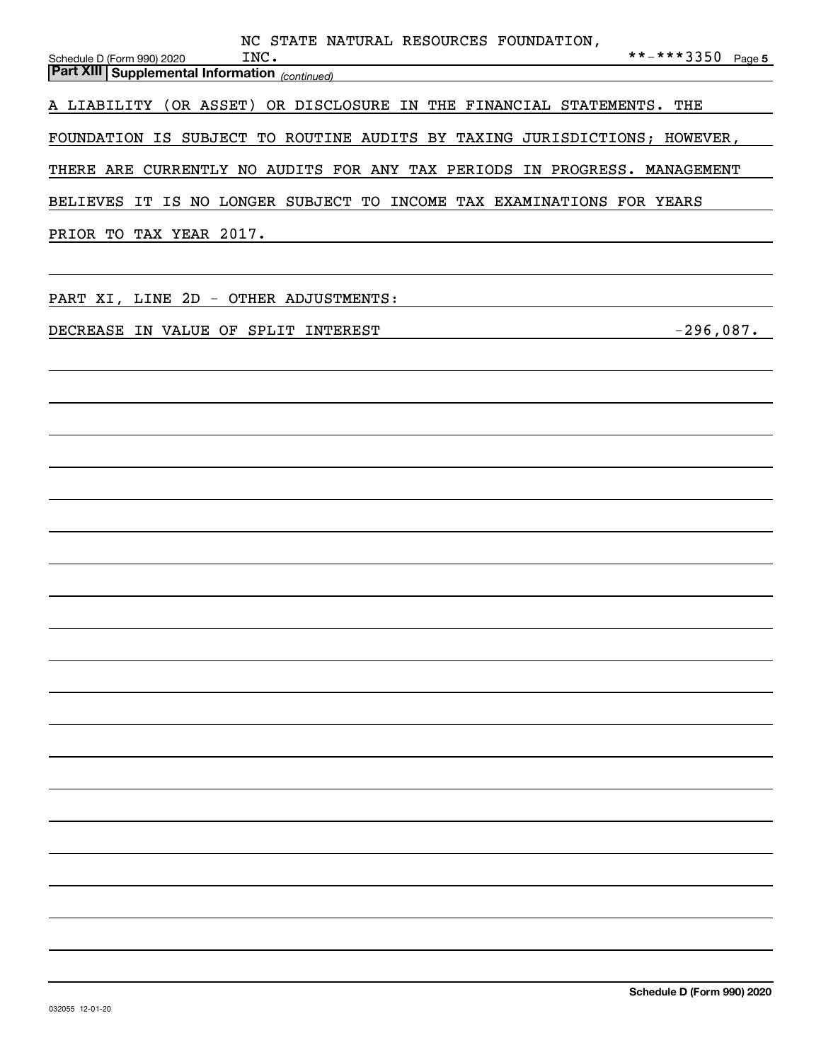## Part XIII Supplemental Information *(continued)*

A LIABILITY (OR ASSET) OR DISCLOSURE IN THE FINANCIAL STATEMENTS. THE FOUNDATION IS SUBJECT TO ROUTINE AUDITS BY TAXING JURISDICTIONS; HOWEVER, THERE ARE CURRENTLY NO AUDITS FOR ANY TAX PERIODS IN PROGRESS. MANAGEMENT BELIEVES IT IS NO LONGER SUBJECT TO INCOME TAX EXAMINATIONS FOR YEARS PRIOR TO TAX YEAR 2017.

PART XI, LINE 2D - OTHER ADJUSTMENTS:

| | |
|---|---|
| DECREASE IN VALUE OF SPLIT INTEREST | -296,087. |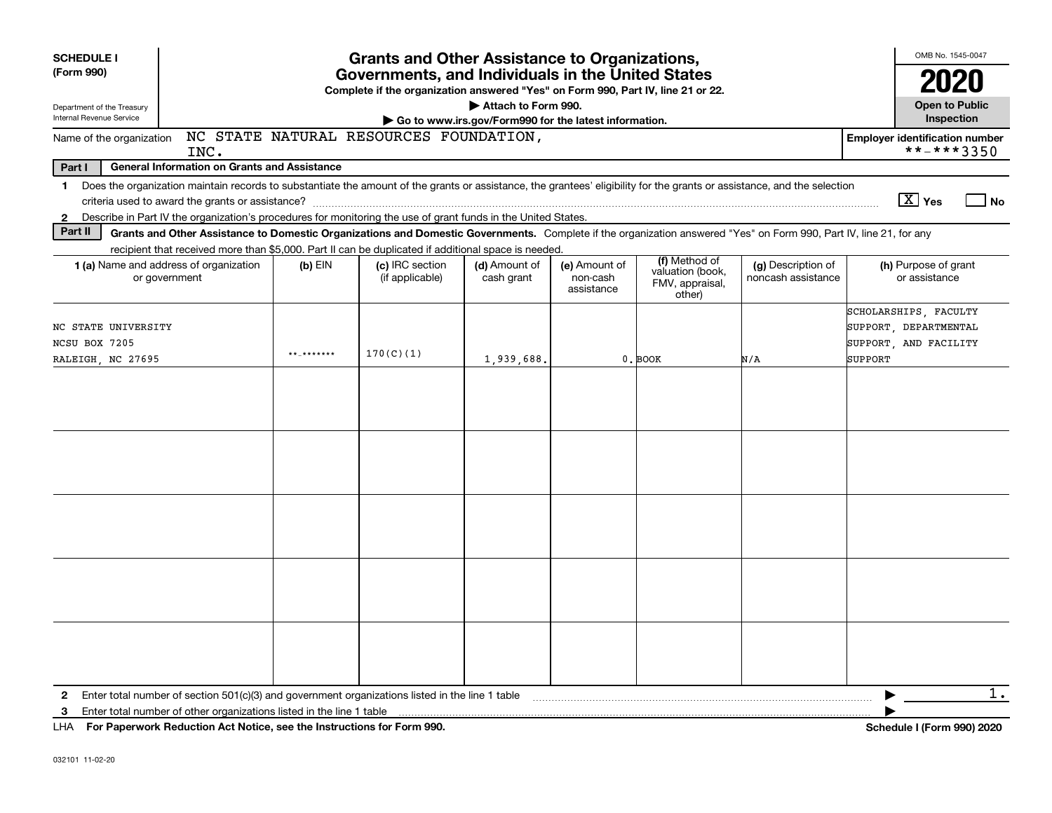**SCHEDULE I (Form 990)**

Department of the Treasury
Internal Revenue Service

# Grants and Other Assistance to Organizations, Governments, and Individuals in the United States

**Complete if the organization answered "Yes" on Form 990, Part IV, line 21 or 22.**

**▶ Attach to Form 990.**

**▶ Go to www.irs.gov/Form990 for the latest information.**

OMB No. 1545-0047

**2020**

**Open to Public Inspection**

Name of the organization: NC STATE NATURAL RESOURCES FOUNDATION, INC.

**Employer identification number** **-***3350

**Part I General Information on Grants and Assistance**

1 Does the organization maintain records to substantiate the amount of the grants or assistance, the grantees' eligibility for the grants or assistance, and the selection criteria used to award the grants or assistance? [X] Yes [ ] No

2 Describe in Part IV the organization's procedures for monitoring the use of grant funds in the United States.

**Part II Grants and Other Assistance to Domestic Organizations and Domestic Governments.** Complete if the organization answered "Yes" on Form 990, Part IV, line 21, for any recipient that received more than $5,000. Part II can be duplicated if additional space is needed.

| 1 (a) Name and address of organization or government | (b) EIN | (c) IRC section (if applicable) | (d) Amount of cash grant | (e) Amount of non-cash assistance | (f) Method of valuation (book, FMV, appraisal, other) | (g) Description of noncash assistance | (h) Purpose of grant or assistance |
|---|---|---|---|---|---|---|---|
| NC STATE UNIVERSITY<br>NCSU BOX 7205<br>RALEIGH, NC 27695 | **-******* | 170(C)(1) | 1,939,688. | 0. | BOOK | N/A | SCHOLARSHIPS, FACULTY SUPPORT, DEPARTMENTAL SUPPORT, AND FACILITY SUPPORT |
| | | | | | | | |
| | | | | | | | |
| | | | | | | | |
| | | | | | | | |
| | | | | | | | |

2 Enter total number of section 501(c)(3) and government organizations listed in the line 1 table ▶ 1.

3 Enter total number of other organizations listed in the line 1 table ▶

LHA **For Paperwork Reduction Act Notice, see the Instructions for Form 990.** **Schedule I (Form 990) 2020**

032101 11-02-20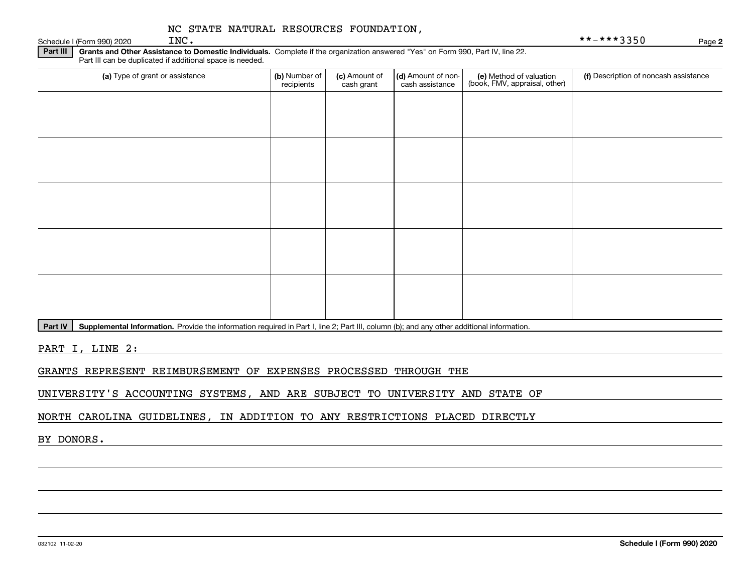NC STATE NATURAL RESOURCES FOUNDATION, INC.

Schedule I (Form 990) 2020 **-***3350 Page 2

**Part III** **Grants and Other Assistance to Domestic Individuals.** Complete if the organization answered "Yes" on Form 990, Part IV, line 22. Part III can be duplicated if additional space is needed.

| (a) Type of grant or assistance | (b) Number of recipients | (c) Amount of cash grant | (d) Amount of non-cash assistance | (e) Method of valuation (book, FMV, appraisal, other) | (f) Description of noncash assistance |
|---|---|---|---|---|---|
| | | | | | |
| | | | | | |
| | | | | | |
| | | | | | |
| | | | | | |

**Part IV** **Supplemental Information.** Provide the information required in Part I, line 2; Part III, column (b); and any other additional information.

PART I, LINE 2:

GRANTS REPRESENT REIMBURSEMENT OF EXPENSES PROCESSED THROUGH THE UNIVERSITY'S ACCOUNTING SYSTEMS, AND ARE SUBJECT TO UNIVERSITY AND STATE OF NORTH CAROLINA GUIDELINES, IN ADDITION TO ANY RESTRICTIONS PLACED DIRECTLY BY DONORS.

032102 11-02-20 **Schedule I (Form 990) 2020**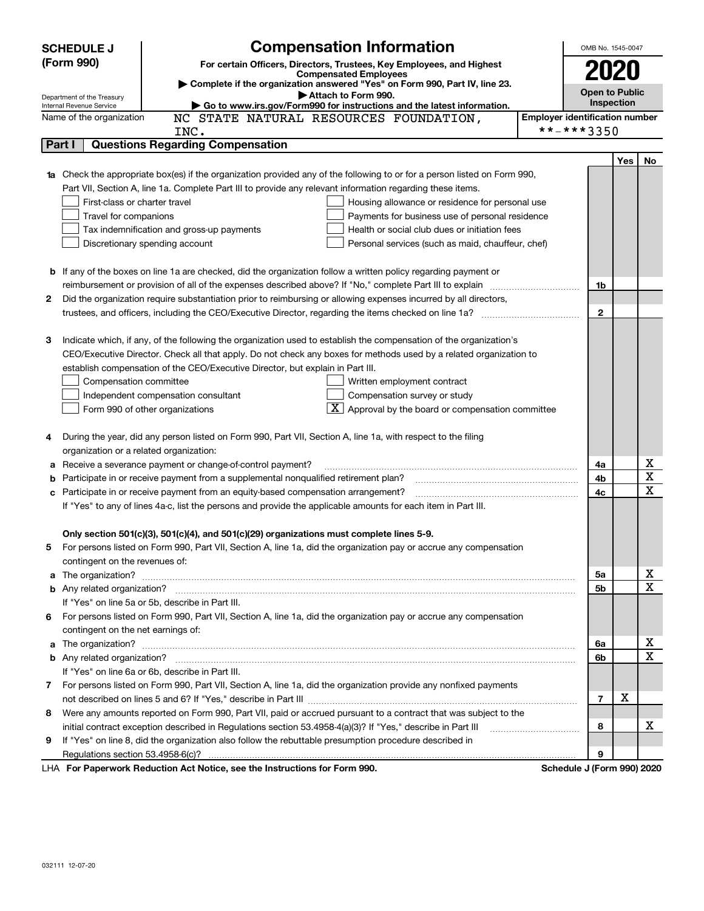**SCHEDULE J (Form 990)**

Department of the Treasury
Internal Revenue Service

# Compensation Information

**For certain Officers, Directors, Trustees, Key Employees, and Highest Compensated Employees**

▶ **Complete if the organization answered "Yes" on Form 990, Part IV, line 23.**

▶ **Attach to Form 990.**

▶ **Go to www.irs.gov/Form990 for instructions and the latest information.**

OMB No. 1545-0047

**2020**

**Open to Public Inspection**

Name of the organization: NC STATE NATURAL RESOURCES FOUNDATION, INC.

Employer identification number: **-***3350

## Part I Questions Regarding Compensation

| | | | Yes | No |
|---|---|---|---|---|
| **1a** | Check the appropriate box(es) if the organization provided any of the following to or for a person listed on Form 990, Part VII, Section A, line 1a. Complete Part III to provide any relevant information regarding these items.<br>☐ First-class or charter travel ☐ Housing allowance or residence for personal use<br>☐ Travel for companions ☐ Payments for business use of personal residence<br>☐ Tax indemnification and gross-up payments ☐ Health or social club dues or initiation fees<br>☐ Discretionary spending account ☐ Personal services (such as maid, chauffeur, chef) | | | |
| **b** | If any of the boxes on line 1a are checked, did the organization follow a written policy regarding payment or reimbursement or provision of all of the expenses described above? If "No," complete Part III to explain | 1b | | |
| **2** | Did the organization require substantiation prior to reimbursing or allowing expenses incurred by all directors, trustees, and officers, including the CEO/Executive Director, regarding the items checked on line 1a? | 2 | | |
| **3** | Indicate which, if any, of the following the organization used to establish the compensation of the organization's CEO/Executive Director. Check all that apply. Do not check any boxes for methods used by a related organization to establish compensation of the CEO/Executive Director, but explain in Part III.<br>☐ Compensation committee ☐ Written employment contract<br>☐ Independent compensation consultant ☐ Compensation survey or study<br>☐ Form 990 of other organizations ☒ Approval by the board or compensation committee | | | |
| **4** | During the year, did any person listed on Form 990, Part VII, Section A, line 1a, with respect to the filing organization or a related organization: | | | |
| **a** | Receive a severance payment or change-of-control payment? | 4a | | X |
| **b** | Participate in or receive payment from a supplemental nonqualified retirement plan? | 4b | | X |
| **c** | Participate in or receive payment from an equity-based compensation arrangement? | 4c | | X |
| | If "Yes" to any of lines 4a-c, list the persons and provide the applicable amounts for each item in Part III. | | | |
| | **Only section 501(c)(3), 501(c)(4), and 501(c)(29) organizations must complete lines 5-9.** | | | |
| **5** | For persons listed on Form 990, Part VII, Section A, line 1a, did the organization pay or accrue any compensation contingent on the revenues of: | | | |
| **a** | The organization? | 5a | | X |
| **b** | Any related organization? | 5b | | X |
| | If "Yes" on line 5a or 5b, describe in Part III. | | | |
| **6** | For persons listed on Form 990, Part VII, Section A, line 1a, did the organization pay or accrue any compensation contingent on the net earnings of: | | | |
| **a** | The organization? | 6a | | X |
| **b** | Any related organization? | 6b | | X |
| | If "Yes" on line 6a or 6b, describe in Part III. | | | |
| **7** | For persons listed on Form 990, Part VII, Section A, line 1a, did the organization provide any nonfixed payments not described on lines 5 and 6? If "Yes," describe in Part III | 7 | X | |
| **8** | Were any amounts reported on Form 990, Part VII, paid or accrued pursuant to a contract that was subject to the initial contract exception described in Regulations section 53.4958-4(a)(3)? If "Yes," describe in Part III | 8 | | X |
| **9** | If "Yes" on line 8, did the organization also follow the rebuttable presumption procedure described in Regulations section 53.4958-6(c)? | 9 | | |

LHA **For Paperwork Reduction Act Notice, see the Instructions for Form 990.** **Schedule J (Form 990) 2020**

032111 12-07-20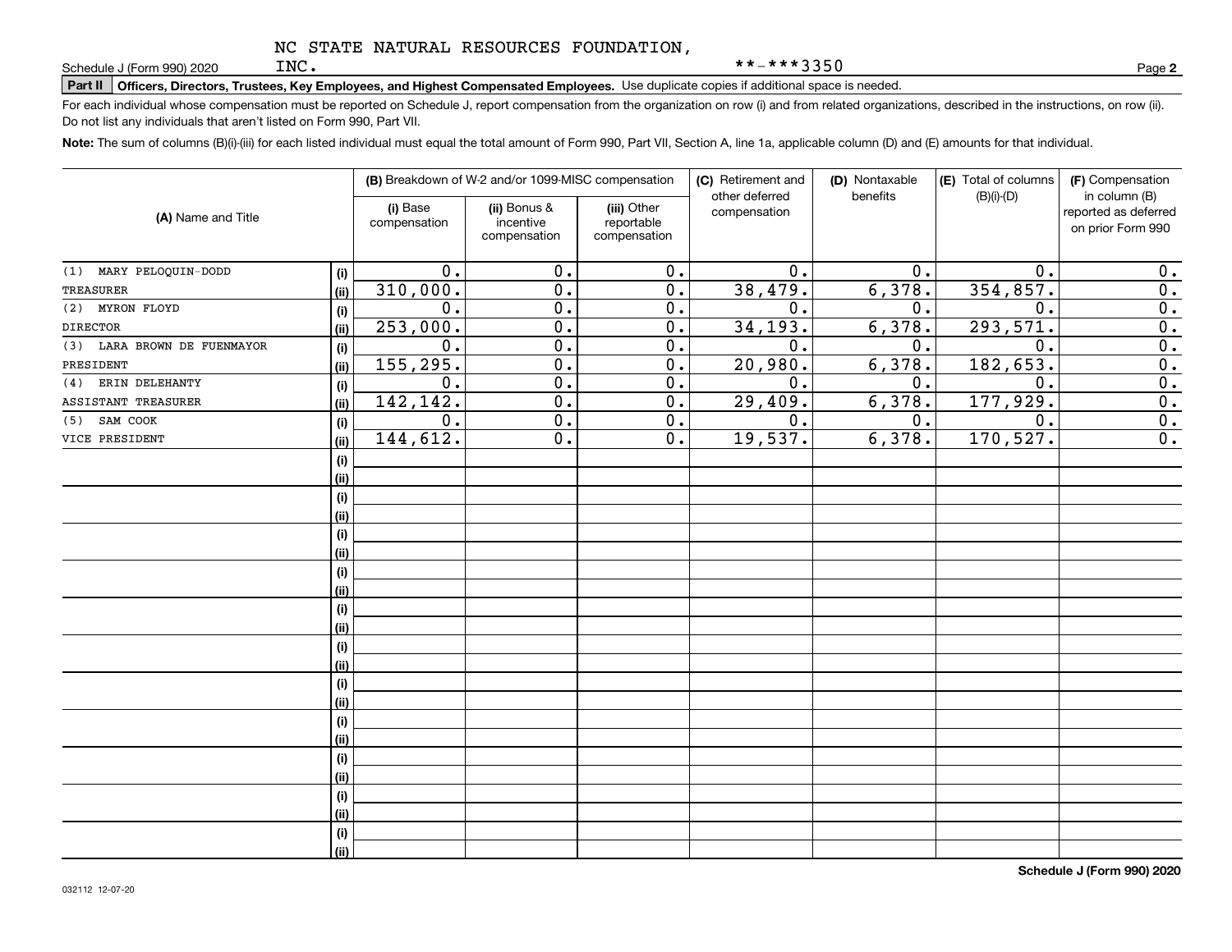NC STATE NATURAL RESOURCES FOUNDATION, INC. **-***3350

Schedule J (Form 990) 2020

## Part II Officers, Directors, Trustees, Key Employees, and Highest Compensated Employees. Use duplicate copies if additional space is needed.

For each individual whose compensation must be reported on Schedule J, report compensation from the organization on row (i) and from related organizations, described in the instructions, on row (ii). Do not list any individuals that aren't listed on Form 990, Part VII.

**Note:** The sum of columns (B)(i)-(iii) for each listed individual must equal the total amount of Form 990, Part VII, Section A, line 1a, applicable column (D) and (E) amounts for that individual.

| (A) Name and Title | | (B) Breakdown of W-2 and/or 1099-MISC compensation | | | (C) Retirement and other deferred compensation | (D) Nontaxable benefits | (E) Total of columns (B)(i)-(D) | (F) Compensation in column (B) reported as deferred on prior Form 990 |
|---|---|---|---|---|---|---|---|---|
| | | (i) Base compensation | (ii) Bonus & incentive compensation | (iii) Other reportable compensation | | | | |
| (1) MARY PELOQUIN-DODD | (i) | 0. | 0. | 0. | 0. | 0. | 0. | 0. |
| TREASURER | (ii) | 310,000. | 0. | 0. | 38,479. | 6,378. | 354,857. | 0. |
| (2) MYRON FLOYD | (i) | 0. | 0. | 0. | 0. | 0. | 0. | 0. |
| DIRECTOR | (ii) | 253,000. | 0. | 0. | 34,193. | 6,378. | 293,571. | 0. |
| (3) LARA BROWN DE FUENMAYOR | (i) | 0. | 0. | 0. | 0. | 0. | 0. | 0. |
| PRESIDENT | (ii) | 155,295. | 0. | 0. | 20,980. | 6,378. | 182,653. | 0. |
| (4) ERIN DELEHANTY | (i) | 0. | 0. | 0. | 0. | 0. | 0. | 0. |
| ASSISTANT TREASURER | (ii) | 142,142. | 0. | 0. | 29,409. | 6,378. | 177,929. | 0. |
| (5) SAM COOK | (i) | 0. | 0. | 0. | 0. | 0. | 0. | 0. |
| VICE PRESIDENT | (ii) | 144,612. | 0. | 0. | 19,537. | 6,378. | 170,527. | 0. |

Schedule J (Form 990) 2020

032112 12-07-20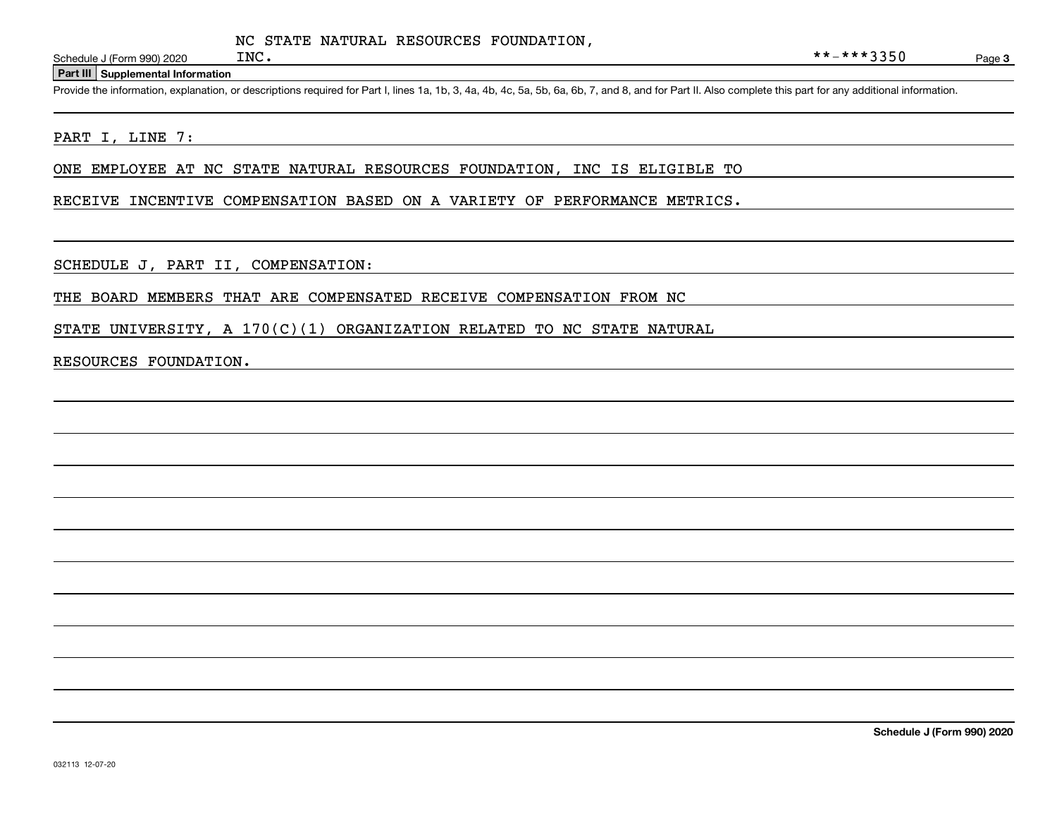NC STATE NATURAL RESOURCES FOUNDATION, INC.

**-***3350

## Part III Supplemental Information

Provide the information, explanation, or descriptions required for Part I, lines 1a, 1b, 3, 4a, 4b, 4c, 5a, 5b, 6a, 6b, 7, and 8, and for Part II. Also complete this part for any additional information.

PART I, LINE 7:

ONE EMPLOYEE AT NC STATE NATURAL RESOURCES FOUNDATION, INC IS ELIGIBLE TO RECEIVE INCENTIVE COMPENSATION BASED ON A VARIETY OF PERFORMANCE METRICS.

SCHEDULE J, PART II, COMPENSATION:

THE BOARD MEMBERS THAT ARE COMPENSATED RECEIVE COMPENSATION FROM NC STATE UNIVERSITY, A 170(C)(1) ORGANIZATION RELATED TO NC STATE NATURAL RESOURCES FOUNDATION.

Schedule J (Form 990) 2020

032113 12-07-20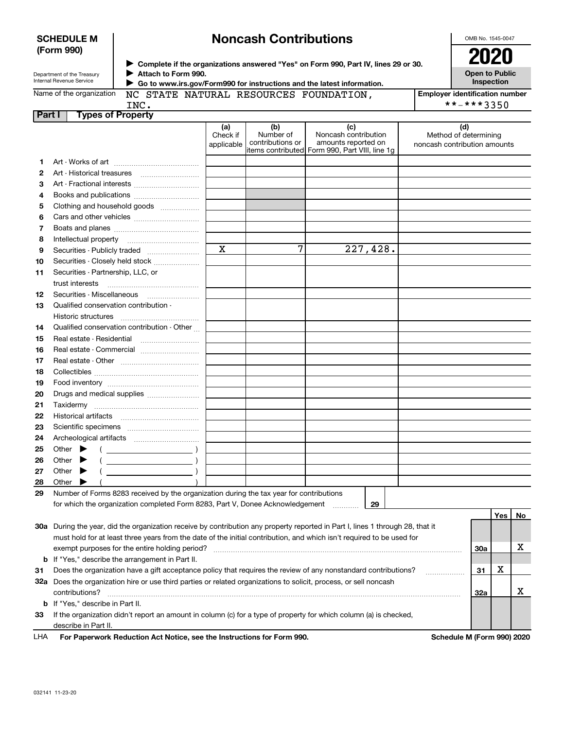**SCHEDULE M (Form 990)**

Department of the Treasury
Internal Revenue Service

# Noncash Contributions

▶ Complete if the organizations answered "Yes" on Form 990, Part IV, lines 29 or 30.
▶ Attach to Form 990.
▶ Go to www.irs.gov/Form990 for instructions and the latest information.

OMB No. 1545-0047

**2020**

**Open to Public Inspection**

Name of the organization: NC STATE NATURAL RESOURCES FOUNDATION, INC.

Employer identification number: **-***3350

**Part I — Types of Property**

| | | (a) Check if applicable | (b) Number of contributions or items contributed | (c) Noncash contribution amounts reported on Form 990, Part VIII, line 1g | (d) Method of determining noncash contribution amounts |
|---|---|---|---|---|---|
| 1 | Art - Works of art | | | | |
| 2 | Art - Historical treasures | | | | |
| 3 | Art - Fractional interests | | | | |
| 4 | Books and publications | | | | |
| 5 | Clothing and household goods | | | | |
| 6 | Cars and other vehicles | | | | |
| 7 | Boats and planes | | | | |
| 8 | Intellectual property | | | | |
| 9 | Securities - Publicly traded | X | 7 | 227,428. | |
| 10 | Securities - Closely held stock | | | | |
| 11 | Securities - Partnership, LLC, or trust interests | | | | |
| 12 | Securities - Miscellaneous | | | | |
| 13 | Qualified conservation contribution - Historic structures | | | | |
| 14 | Qualified conservation contribution - Other | | | | |
| 15 | Real estate - Residential | | | | |
| 16 | Real estate - Commercial | | | | |
| 17 | Real estate - Other | | | | |
| 18 | Collectibles | | | | |
| 19 | Food inventory | | | | |
| 20 | Drugs and medical supplies | | | | |
| 21 | Taxidermy | | | | |
| 22 | Historical artifacts | | | | |
| 23 | Scientific specimens | | | | |
| 24 | Archeological artifacts | | | | |
| 25 | Other ▶ ( ) | | | | |
| 26 | Other ▶ ( ) | | | | |
| 27 | Other ▶ ( ) | | | | |
| 28 | Other ▶ ( ) | | | | |

29 Number of Forms 8283 received by the organization during the tax year for contributions for which the organization completed Form 8283, Part V, Donee Acknowledgement ..... 29

| | | | Yes | No |
|---|---|---|---|---|
| 30a | During the year, did the organization receive by contribution any property reported in Part I, lines 1 through 28, that it must hold for at least three years from the date of the initial contribution, and which isn't required to be used for exempt purposes for the entire holding period? | 30a | | X |
| b | If "Yes," describe the arrangement in Part II. | | | |
| 31 | Does the organization have a gift acceptance policy that requires the review of any nonstandard contributions? | 31 | X | |
| 32a | Does the organization hire or use third parties or related organizations to solicit, process, or sell noncash contributions? | 32a | | X |
| b | If "Yes," describe in Part II. | | | |
| 33 | If the organization didn't report an amount in column (c) for a type of property for which column (a) is checked, describe in Part II. | | | |

LHA **For Paperwork Reduction Act Notice, see the Instructions for Form 990.** **Schedule M (Form 990) 2020**

032141 11-23-20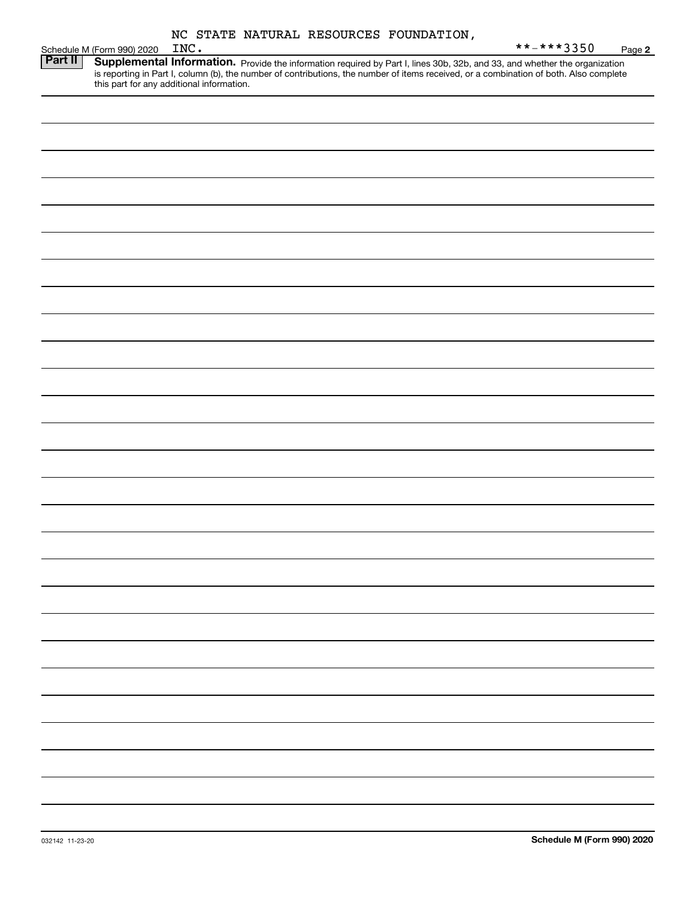NC STATE NATURAL RESOURCES FOUNDATION, INC.

Schedule M (Form 990) 2020 **-***3350 Page **2**

**Part II** **Supplemental Information.** Provide the information required by Part I, lines 30b, 32b, and 33, and whether the organization is reporting in Part I, column (b), the number of contributions, the number of items received, or a combination of both. Also complete this part for any additional information.

032142 11-23-20 **Schedule M (Form 990) 2020**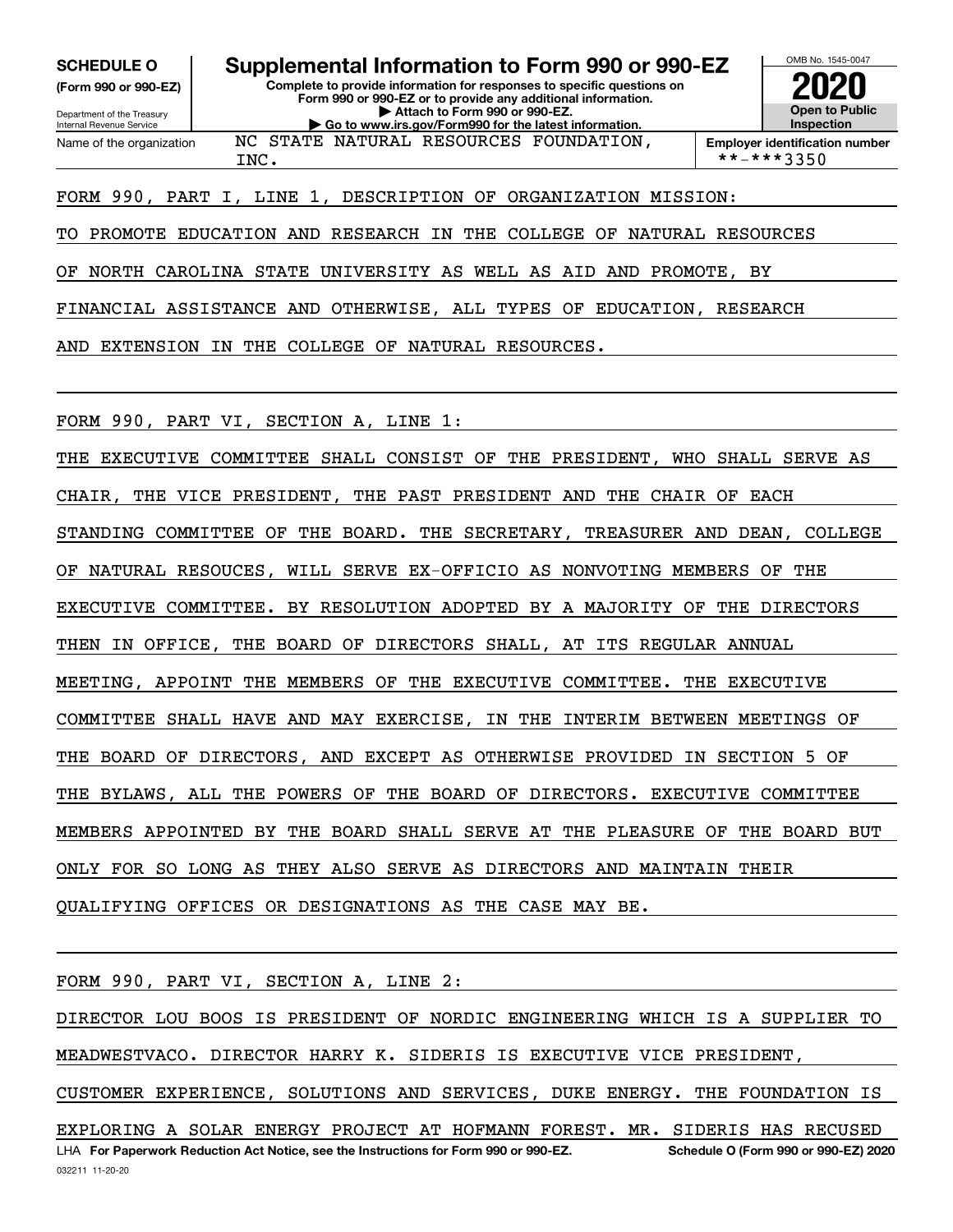**SCHEDULE O**
**(Form 990 or 990-EZ)**

Department of the Treasury
Internal Revenue Service

# Supplemental Information to Form 990 or 990-EZ

**Complete to provide information for responses to specific questions on Form 990 or 990-EZ or to provide any additional information.**
**▶ Attach to Form 990 or 990-EZ.**
**▶ Go to www.irs.gov/Form990 for the latest information.**

OMB No. 1545-0047
**2020**
**Open to Public Inspection**

Name of the organization: NC STATE NATURAL RESOURCES FOUNDATION, INC.

**Employer identification number** **-***3350

FORM 990, PART I, LINE 1, DESCRIPTION OF ORGANIZATION MISSION:

TO PROMOTE EDUCATION AND RESEARCH IN THE COLLEGE OF NATURAL RESOURCES OF NORTH CAROLINA STATE UNIVERSITY AS WELL AS AID AND PROMOTE, BY FINANCIAL ASSISTANCE AND OTHERWISE, ALL TYPES OF EDUCATION, RESEARCH AND EXTENSION IN THE COLLEGE OF NATURAL RESOURCES.

FORM 990, PART VI, SECTION A, LINE 1:

THE EXECUTIVE COMMITTEE SHALL CONSIST OF THE PRESIDENT, WHO SHALL SERVE AS CHAIR, THE VICE PRESIDENT, THE PAST PRESIDENT AND THE CHAIR OF EACH STANDING COMMITTEE OF THE BOARD. THE SECRETARY, TREASURER AND DEAN, COLLEGE OF NATURAL RESOUCES, WILL SERVE EX-OFFICIO AS NONVOTING MEMBERS OF THE EXECUTIVE COMMITTEE. BY RESOLUTION ADOPTED BY A MAJORITY OF THE DIRECTORS THEN IN OFFICE, THE BOARD OF DIRECTORS SHALL, AT ITS REGULAR ANNUAL MEETING, APPOINT THE MEMBERS OF THE EXECUTIVE COMMITTEE. THE EXECUTIVE COMMITTEE SHALL HAVE AND MAY EXERCISE, IN THE INTERIM BETWEEN MEETINGS OF THE BOARD OF DIRECTORS, AND EXCEPT AS OTHERWISE PROVIDED IN SECTION 5 OF THE BYLAWS, ALL THE POWERS OF THE BOARD OF DIRECTORS. EXECUTIVE COMMITTEE MEMBERS APPOINTED BY THE BOARD SHALL SERVE AT THE PLEASURE OF THE BOARD BUT ONLY FOR SO LONG AS THEY ALSO SERVE AS DIRECTORS AND MAINTAIN THEIR QUALIFYING OFFICES OR DESIGNATIONS AS THE CASE MAY BE.

FORM 990, PART VI, SECTION A, LINE 2:

DIRECTOR LOU BOOS IS PRESIDENT OF NORDIC ENGINEERING WHICH IS A SUPPLIER TO MEADWESTVACO. DIRECTOR HARRY K. SIDERIS IS EXECUTIVE VICE PRESIDENT, CUSTOMER EXPERIENCE, SOLUTIONS AND SERVICES, DUKE ENERGY. THE FOUNDATION IS EXPLORING A SOLAR ENERGY PROJECT AT HOFMANN FOREST. MR. SIDERIS HAS RECUSED

LHA **For Paperwork Reduction Act Notice, see the Instructions for Form 990 or 990-EZ.** **Schedule O (Form 990 or 990-EZ) 2020**
032211 11-20-20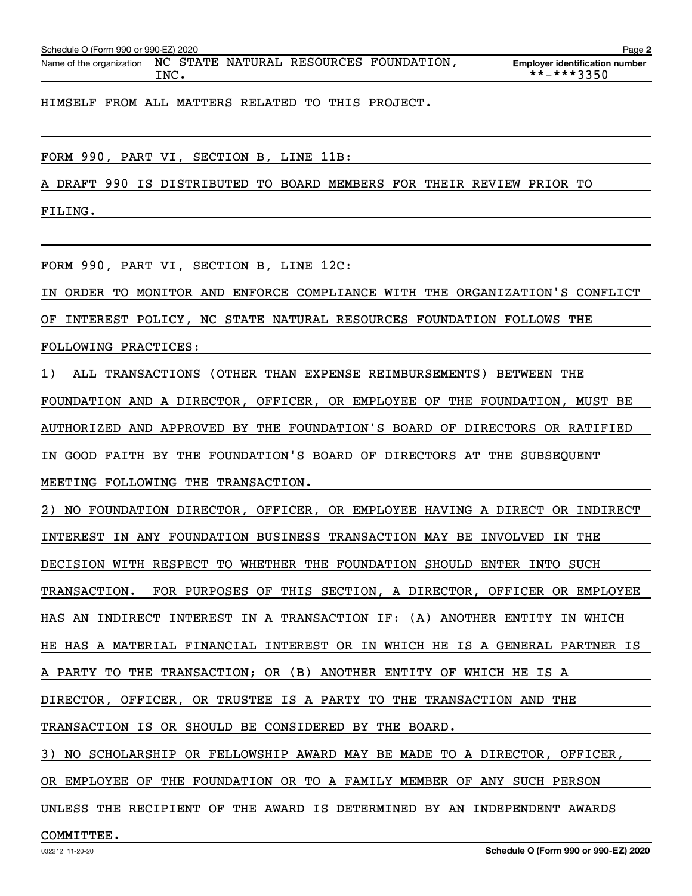Name of the organization: NC STATE NATURAL RESOURCES FOUNDATION, INC.

Employer identification number: **-***3350

HIMSELF FROM ALL MATTERS RELATED TO THIS PROJECT.

FORM 990, PART VI, SECTION B, LINE 11B:

A DRAFT 990 IS DISTRIBUTED TO BOARD MEMBERS FOR THEIR REVIEW PRIOR TO FILING.

FORM 990, PART VI, SECTION B, LINE 12C:

IN ORDER TO MONITOR AND ENFORCE COMPLIANCE WITH THE ORGANIZATION'S CONFLICT OF INTEREST POLICY, NC STATE NATURAL RESOURCES FOUNDATION FOLLOWS THE FOLLOWING PRACTICES:

1) ALL TRANSACTIONS (OTHER THAN EXPENSE REIMBURSEMENTS) BETWEEN THE FOUNDATION AND A DIRECTOR, OFFICER, OR EMPLOYEE OF THE FOUNDATION, MUST BE AUTHORIZED AND APPROVED BY THE FOUNDATION'S BOARD OF DIRECTORS OR RATIFIED IN GOOD FAITH BY THE FOUNDATION'S BOARD OF DIRECTORS AT THE SUBSEQUENT MEETING FOLLOWING THE TRANSACTION.

2) NO FOUNDATION DIRECTOR, OFFICER, OR EMPLOYEE HAVING A DIRECT OR INDIRECT INTEREST IN ANY FOUNDATION BUSINESS TRANSACTION MAY BE INVOLVED IN THE DECISION WITH RESPECT TO WHETHER THE FOUNDATION SHOULD ENTER INTO SUCH TRANSACTION. FOR PURPOSES OF THIS SECTION, A DIRECTOR, OFFICER OR EMPLOYEE HAS AN INDIRECT INTEREST IN A TRANSACTION IF: (A) ANOTHER ENTITY IN WHICH HE HAS A MATERIAL FINANCIAL INTEREST OR IN WHICH HE IS A GENERAL PARTNER IS A PARTY TO THE TRANSACTION; OR (B) ANOTHER ENTITY OF WHICH HE IS A DIRECTOR, OFFICER, OR TRUSTEE IS A PARTY TO THE TRANSACTION AND THE TRANSACTION IS OR SHOULD BE CONSIDERED BY THE BOARD.

3) NO SCHOLARSHIP OR FELLOWSHIP AWARD MAY BE MADE TO A DIRECTOR, OFFICER, OR EMPLOYEE OF THE FOUNDATION OR TO A FAMILY MEMBER OF ANY SUCH PERSON UNLESS THE RECIPIENT OF THE AWARD IS DETERMINED BY AN INDEPENDENT AWARDS COMMITTEE.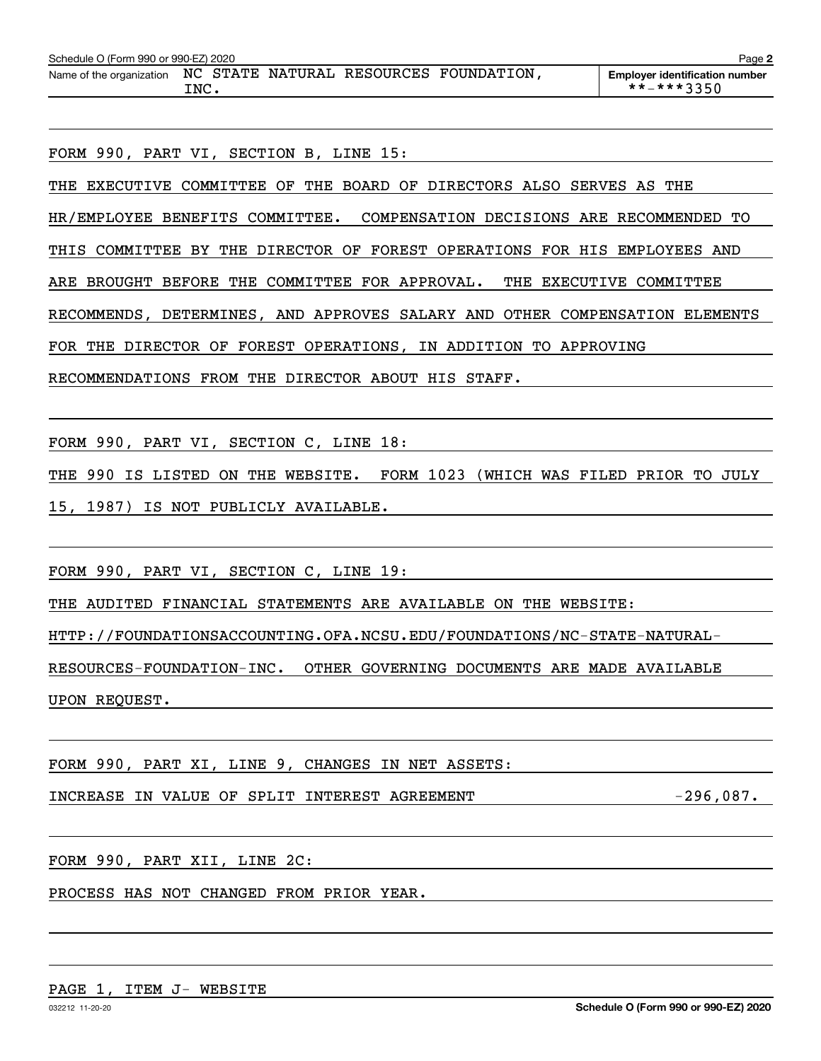Schedule O (Form 990 or 990-EZ) 2020 Page **2**

Name of the organization NC STATE NATURAL RESOURCES FOUNDATION, INC.

**Employer identification number** **-***3350

FORM 990, PART VI, SECTION B, LINE 15:

THE EXECUTIVE COMMITTEE OF THE BOARD OF DIRECTORS ALSO SERVES AS THE HR/EMPLOYEE BENEFITS COMMITTEE. COMPENSATION DECISIONS ARE RECOMMENDED TO THIS COMMITTEE BY THE DIRECTOR OF FOREST OPERATIONS FOR HIS EMPLOYEES AND ARE BROUGHT BEFORE THE COMMITTEE FOR APPROVAL. THE EXECUTIVE COMMITTEE RECOMMENDS, DETERMINES, AND APPROVES SALARY AND OTHER COMPENSATION ELEMENTS FOR THE DIRECTOR OF FOREST OPERATIONS, IN ADDITION TO APPROVING RECOMMENDATIONS FROM THE DIRECTOR ABOUT HIS STAFF.

FORM 990, PART VI, SECTION C, LINE 18:

THE 990 IS LISTED ON THE WEBSITE. FORM 1023 (WHICH WAS FILED PRIOR TO JULY 15, 1987) IS NOT PUBLICLY AVAILABLE.

FORM 990, PART VI, SECTION C, LINE 19:

THE AUDITED FINANCIAL STATEMENTS ARE AVAILABLE ON THE WEBSITE: HTTP://FOUNDATIONSACCOUNTING.OFA.NCSU.EDU/FOUNDATIONS/NC-STATE-NATURAL-RESOURCES-FOUNDATION-INC. OTHER GOVERNING DOCUMENTS ARE MADE AVAILABLE UPON REQUEST.

FORM 990, PART XI, LINE 9, CHANGES IN NET ASSETS:

| | |
|---|---|
| INCREASE IN VALUE OF SPLIT INTEREST AGREEMENT | -296,087. |

FORM 990, PART XII, LINE 2C:

PROCESS HAS NOT CHANGED FROM PRIOR YEAR.

PAGE 1, ITEM J- WEBSITE

032212 11-20-20 **Schedule O (Form 990 or 990-EZ) 2020**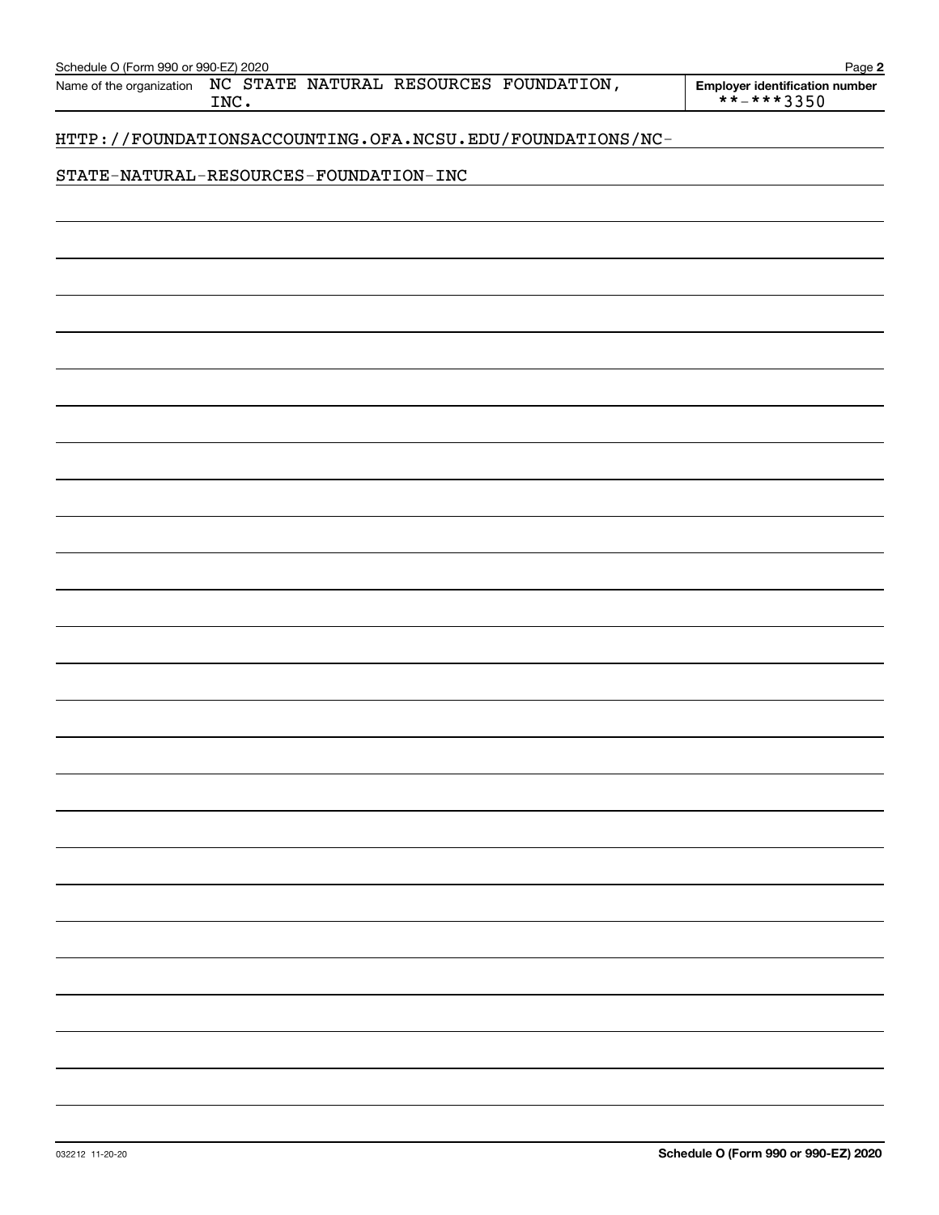Name of the organization NC STATE NATURAL RESOURCES FOUNDATION, INC.

Employer identification number **-***3350

HTTP://FOUNDATIONSACCOUNTING.OFA.NCSU.EDU/FOUNDATIONS/NC-
STATE-NATURAL-RESOURCES-FOUNDATION-INC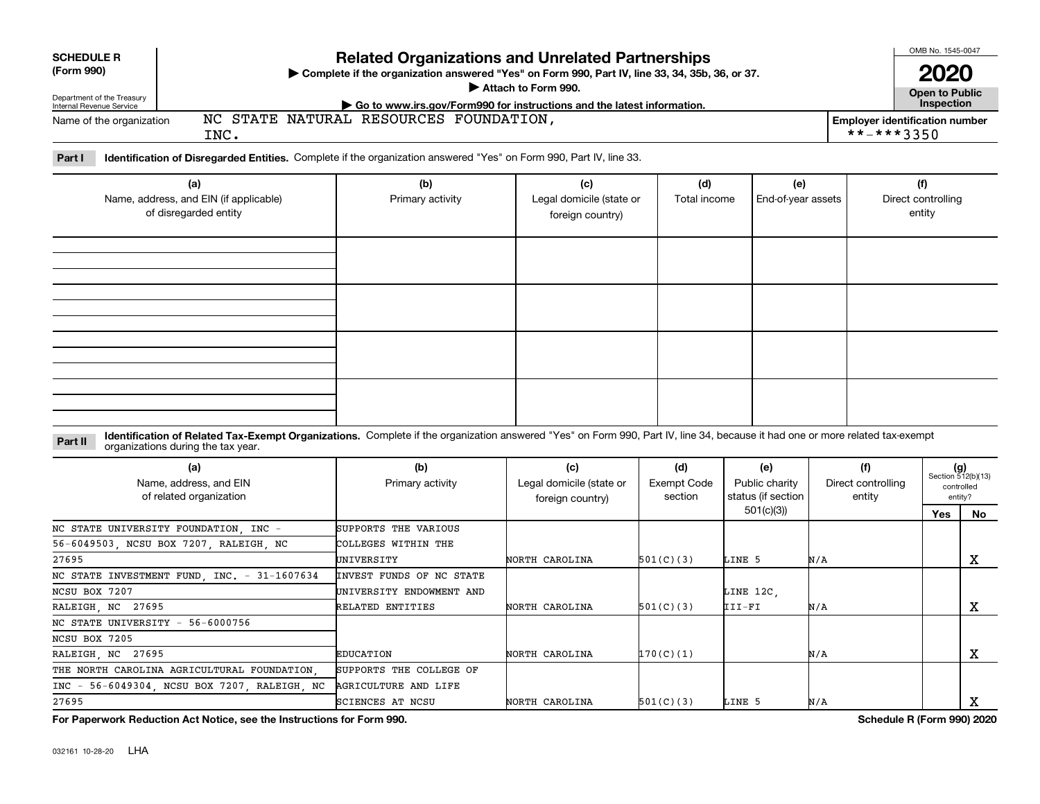**SCHEDULE R (Form 990)**

Department of the Treasury Internal Revenue Service

# Related Organizations and Unrelated Partnerships

▶ Complete if the organization answered "Yes" on Form 990, Part IV, line 33, 34, 35b, 36, or 37.

▶ Attach to Form 990.

▶ Go to www.irs.gov/Form990 for instructions and the latest information.

OMB No. 1545-0047

**2020**

**Open to Public Inspection**

Name of the organization: NC STATE NATURAL RESOURCES FOUNDATION, INC.

Employer identification number: **-***3350

**Part I** **Identification of Disregarded Entities.** Complete if the organization answered "Yes" on Form 990, Part IV, line 33.

| (a) Name, address, and EIN (if applicable) of disregarded entity | (b) Primary activity | (c) Legal domicile (state or foreign country) | (d) Total income | (e) End-of-year assets | (f) Direct controlling entity |
|---|---|---|---|---|---|
| | | | | | |
| | | | | | |
| | | | | | |
| | | | | | |

**Part II** **Identification of Related Tax-Exempt Organizations.** Complete if the organization answered "Yes" on Form 990, Part IV, line 34, because it had one or more related tax-exempt organizations during the tax year.

| (a) Name, address, and EIN of related organization | (b) Primary activity | (c) Legal domicile (state or foreign country) | (d) Exempt Code section | (e) Public charity status (if section 501(c)(3)) | (f) Direct controlling entity | (g) Section 512(b)(13) controlled entity? Yes | No |
|---|---|---|---|---|---|---|---|
| NC STATE UNIVERSITY FOUNDATION, INC - 56-6049503, NCSU BOX 7207, RALEIGH, NC 27695 | SUPPORTS THE VARIOUS COLLEGES WITHIN THE UNIVERSITY | NORTH CAROLINA | 501(C)(3) | LINE 5 | N/A | | X |
| NC STATE INVESTMENT FUND, INC. - 31-1607634 NCSU BOX 7207 RALEIGH, NC 27695 | INVEST FUNDS OF NC STATE UNIVERSITY ENDOWMENT AND RELATED ENTITIES | NORTH CAROLINA | 501(C)(3) | LINE 12C, III-FI | N/A | | X |
| NC STATE UNIVERSITY - 56-6000756 NCSU BOX 7205 RALEIGH, NC 27695 | EDUCATION | NORTH CAROLINA | 170(C)(1) | | N/A | | X |
| THE NORTH CAROLINA AGRICULTURAL FOUNDATION, INC - 56-6049304, NCSU BOX 7207, RALEIGH, NC 27695 | SUPPORTS THE COLLEGE OF AGRICULTURE AND LIFE SCIENCES AT NCSU | NORTH CAROLINA | 501(C)(3) | LINE 5 | N/A | | X |

**For Paperwork Reduction Act Notice, see the Instructions for Form 990.**

**Schedule R (Form 990) 2020**

032161 10-28-20 LHA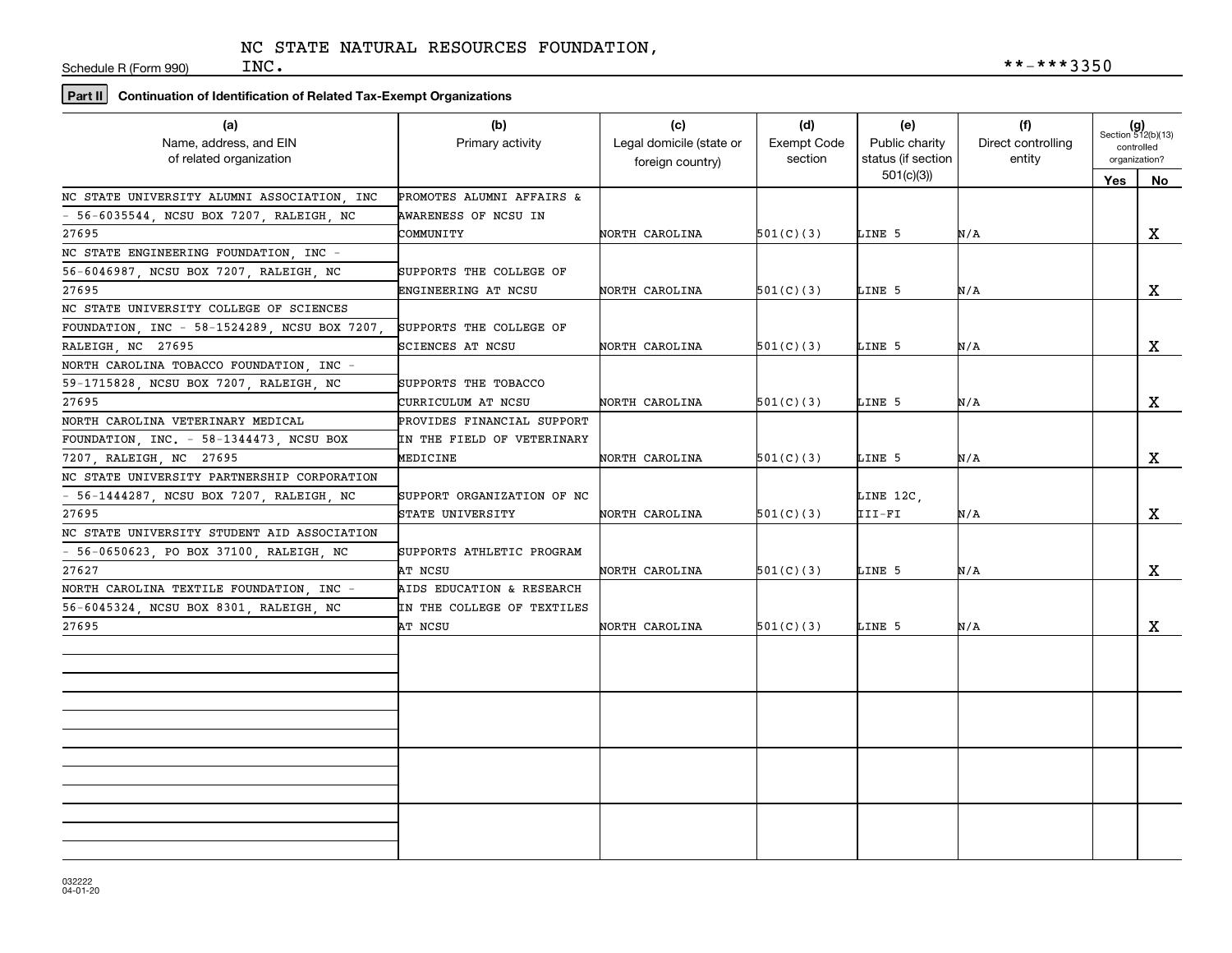NC STATE NATURAL RESOURCES FOUNDATION, INC.

Schedule R (Form 990)

**-***3350

**Part II Continuation of Identification of Related Tax-Exempt Organizations**

| (a) Name, address, and EIN of related organization | (b) Primary activity | (c) Legal domicile (state or foreign country) | (d) Exempt Code section | (e) Public charity status (if section 501(c)(3)) | (f) Direct controlling entity | (g) Section 512(b)(13) controlled organization? Yes | No |
|---|---|---|---|---|---|---|---|
| NC STATE UNIVERSITY ALUMNI ASSOCIATION, INC - 56-6035544, NCSU BOX 7207, RALEIGH, NC 27695 | PROMOTES ALUMNI AFFAIRS & AWARENESS OF NCSU IN COMMUNITY | NORTH CAROLINA | 501(C)(3) | LINE 5 | N/A | | X |
| NC STATE ENGINEERING FOUNDATION, INC - 56-6046987, NCSU BOX 7207, RALEIGH, NC 27695 | SUPPORTS THE COLLEGE OF ENGINEERING AT NCSU | NORTH CAROLINA | 501(C)(3) | LINE 5 | N/A | | X |
| NC STATE UNIVERSITY COLLEGE OF SCIENCES FOUNDATION, INC - 58-1524289, NCSU BOX 7207, RALEIGH, NC 27695 | SUPPORTS THE COLLEGE OF SCIENCES AT NCSU | NORTH CAROLINA | 501(C)(3) | LINE 5 | N/A | | X |
| NORTH CAROLINA TOBACCO FOUNDATION, INC - 59-1715828, NCSU BOX 7207, RALEIGH, NC 27695 | SUPPORTS THE TOBACCO CURRICULUM AT NCSU | NORTH CAROLINA | 501(C)(3) | LINE 5 | N/A | | X |
| NORTH CAROLINA VETERINARY MEDICAL FOUNDATION, INC. - 58-1344473, NCSU BOX 7207, RALEIGH, NC 27695 | PROVIDES FINANCIAL SUPPORT IN THE FIELD OF VETERINARY MEDICINE | NORTH CAROLINA | 501(C)(3) | LINE 5 | N/A | | X |
| NC STATE UNIVERSITY PARTNERSHIP CORPORATION - 56-1444287, NCSU BOX 7207, RALEIGH, NC 27695 | SUPPORT ORGANIZATION OF NC STATE UNIVERSITY | NORTH CAROLINA | 501(C)(3) | LINE 12C, III-FI | N/A | | X |
| NC STATE UNIVERSITY STUDENT AID ASSOCIATION - 56-0650623, PO BOX 37100, RALEIGH, NC 27627 | SUPPORTS ATHLETIC PROGRAM AT NCSU | NORTH CAROLINA | 501(C)(3) | LINE 5 | N/A | | X |
| NORTH CAROLINA TEXTILE FOUNDATION, INC - 56-6045324, NCSU BOX 8301, RALEIGH, NC 27695 | AIDS EDUCATION & RESEARCH IN THE COLLEGE OF TEXTILES AT NCSU | NORTH CAROLINA | 501(C)(3) | LINE 5 | N/A | | X |
| | | | | | | | |
| | | | | | | | |
| | | | | | | | |
| | | | | | | | |

032222 04-01-20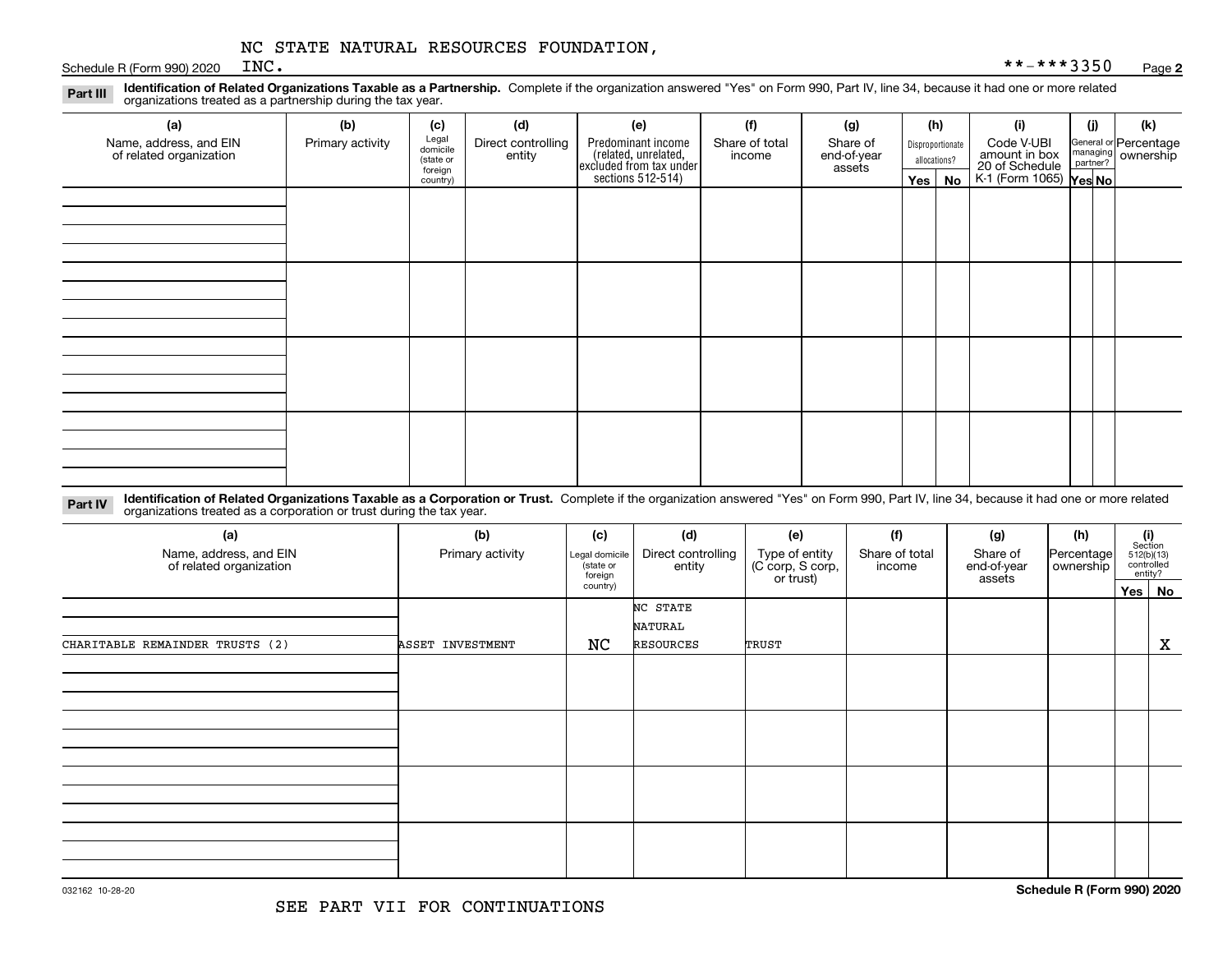NC STATE NATURAL RESOURCES FOUNDATION, INC.

Schedule R (Form 990) 2020 **-***3350

**Part III Identification of Related Organizations Taxable as a Partnership.** Complete if the organization answered "Yes" on Form 990, Part IV, line 34, because it had one or more related organizations treated as a partnership during the tax year.

| (a) Name, address, and EIN of related organization | (b) Primary activity | (c) Legal domicile (state or foreign country) | (d) Direct controlling entity | (e) Predominant income (related, unrelated, excluded from tax under sections 512-514) | (f) Share of total income | (g) Share of end-of-year assets | (h) Disproportionate allocations? Yes | No | (i) Code V-UBI amount in box 20 of Schedule K-1 (Form 1065) | (j) General or managing partner? Yes | No | (k) Percentage ownership |
|---|---|---|---|---|---|---|---|---|---|---|---|---|
| | | | | | | | | | | | | |
| | | | | | | | | | | | | |
| | | | | | | | | | | | | |
| | | | | | | | | | | | | |

**Part IV Identification of Related Organizations Taxable as a Corporation or Trust.** Complete if the organization answered "Yes" on Form 990, Part IV, line 34, because it had one or more related organizations treated as a corporation or trust during the tax year.

| (a) Name, address, and EIN of related organization | (b) Primary activity | (c) Legal domicile (state or foreign country) | (d) Direct controlling entity | (e) Type of entity (C corp, S corp, or trust) | (f) Share of total income | (g) Share of end-of-year assets | (h) Percentage ownership | (i) Section 512(b)(13) controlled entity? Yes | No |
|---|---|---|---|---|---|---|---|---|---|
| CHARITABLE REMAINDER TRUSTS (2) | ASSET INVESTMENT | NC | NC STATE NATURAL RESOURCES | TRUST | | | | | X |
| | | | | | | | | | |
| | | | | | | | | | |
| | | | | | | | | | |
| | | | | | | | | | |

032162 10-28-20

SEE PART VII FOR CONTINUATIONS

Schedule R (Form 990) 2020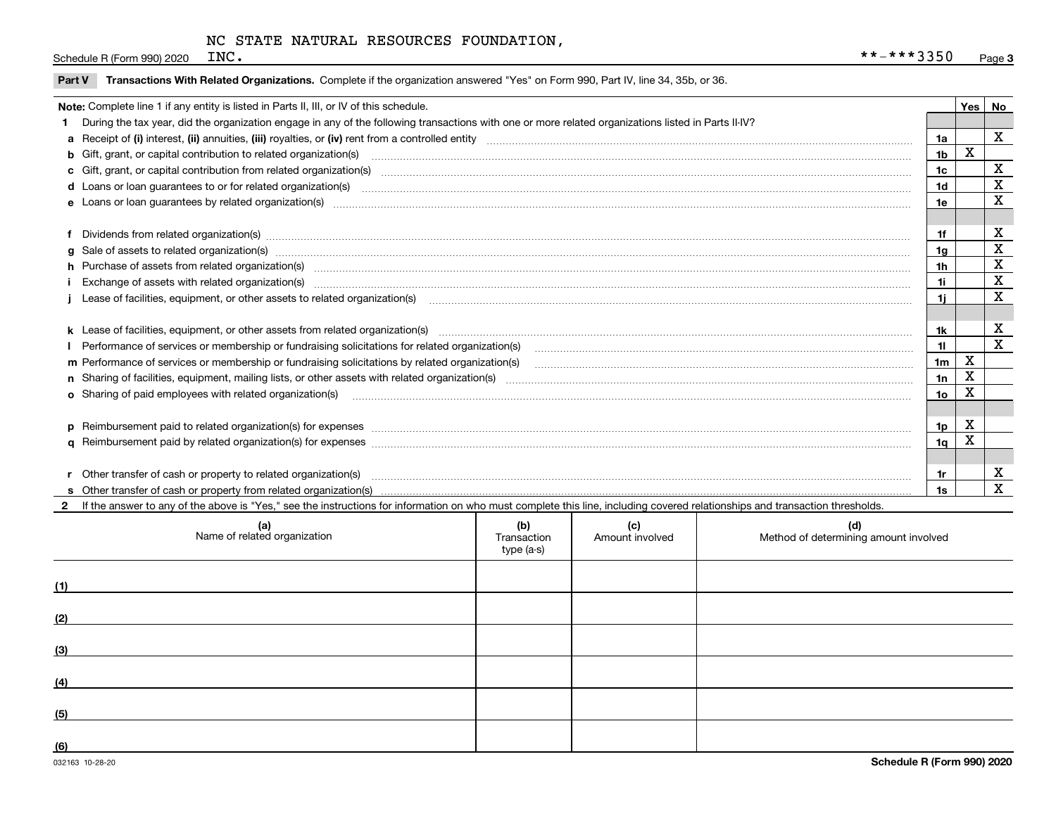NC STATE NATURAL RESOURCES FOUNDATION, INC.

Schedule R (Form 990) 2020 **-***3350

## Part V Transactions With Related Organizations. Complete if the organization answered "Yes" on Form 990, Part IV, line 34, 35b, or 36.

| Note: Complete line 1 if any entity is listed in Parts II, III, or IV of this schedule. | | Yes | No |
|---|---|---|---|
| **1** During the tax year, did the organization engage in any of the following transactions with one or more related organizations listed in Parts II-IV? | | | |
| **a** Receipt of **(i)** interest, **(ii)** annuities, **(iii)** royalties, or **(iv)** rent from a controlled entity | 1a | | X |
| **b** Gift, grant, or capital contribution to related organization(s) | 1b | X | |
| **c** Gift, grant, or capital contribution from related organization(s) | 1c | | X |
| **d** Loans or loan guarantees to or for related organization(s) | 1d | | X |
| **e** Loans or loan guarantees by related organization(s) | 1e | | X |
| **f** Dividends from related organization(s) | 1f | | X |
| **g** Sale of assets to related organization(s) | 1g | | X |
| **h** Purchase of assets from related organization(s) | 1h | | X |
| **i** Exchange of assets with related organization(s) | 1i | | X |
| **j** Lease of facilities, equipment, or other assets to related organization(s) | 1j | | X |
| **k** Lease of facilities, equipment, or other assets from related organization(s) | 1k | | X |
| **l** Performance of services or membership or fundraising solicitations for related organization(s) | 1l | | X |
| **m** Performance of services or membership or fundraising solicitations by related organization(s) | 1m | X | |
| **n** Sharing of facilities, equipment, mailing lists, or other assets with related organization(s) | 1n | X | |
| **o** Sharing of paid employees with related organization(s) | 1o | X | |
| **p** Reimbursement paid to related organization(s) for expenses | 1p | X | |
| **q** Reimbursement paid by related organization(s) for expenses | 1q | X | |
| **r** Other transfer of cash or property to related organization(s) | 1r | | X |
| **s** Other transfer of cash or property from related organization(s) | 1s | | X |

**2** If the answer to any of the above is "Yes," see the instructions for information on who must complete this line, including covered relationships and transaction thresholds.

| | (a) Name of related organization | (b) Transaction type (a-s) | (c) Amount involved | (d) Method of determining amount involved |
|---|---|---|---|---|
| (1) | | | | |
| (2) | | | | |
| (3) | | | | |
| (4) | | | | |
| (5) | | | | |
| (6) | | | | |

032163 10-28-20 Schedule R (Form 990) 2020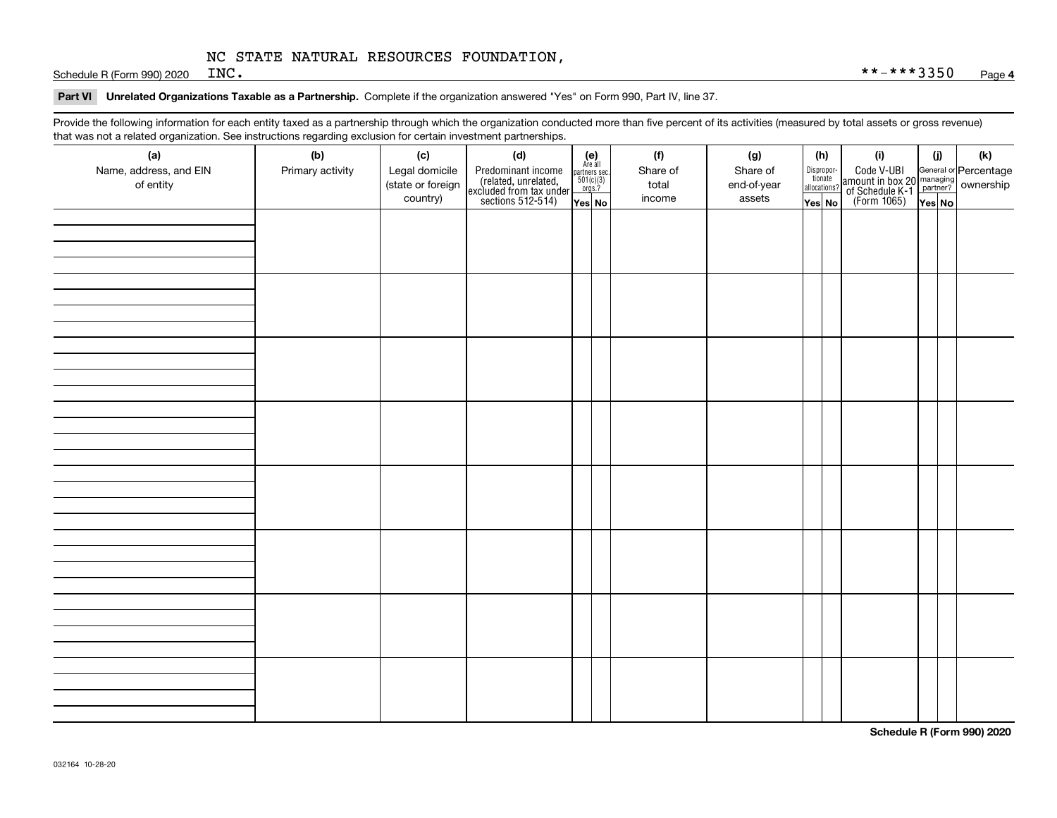NC STATE NATURAL RESOURCES FOUNDATION, INC. **-***3350

**Part VI Unrelated Organizations Taxable as a Partnership.** Complete if the organization answered "Yes" on Form 990, Part IV, line 37.

Provide the following information for each entity taxed as a partnership through which the organization conducted more than five percent of its activities (measured by total assets or gross revenue) that was not a related organization. See instructions regarding exclusion for certain investment partnerships.

| (a) Name, address, and EIN of entity | (b) Primary activity | (c) Legal domicile (state or foreign country) | (d) Predominant income (related, unrelated, excluded from tax under sections 512-514) | (e) Are all partners sec. 501(c)(3) orgs.? | | (f) Share of total income | (g) Share of end-of-year assets | (h) Disproportionate allocations? | | (i) Code V-UBI amount in box 20 of Schedule K-1 (Form 1065) | (j) General or managing partner? | | (k) Percentage ownership |
|---|---|---|---|---|---|---|---|---|---|---|---|---|---|
| | | | | Yes | No | | | Yes | No | | Yes | No | |
| | | | | | | | | | | | | | |
| | | | | | | | | | | | | | |
| | | | | | | | | | | | | | |
| | | | | | | | | | | | | | |
| | | | | | | | | | | | | | |
| | | | | | | | | | | | | | |
| | | | | | | | | | | | | | |
| | | | | | | | | | | | | | |

**Schedule R (Form 990) 2020**

032164 10-28-20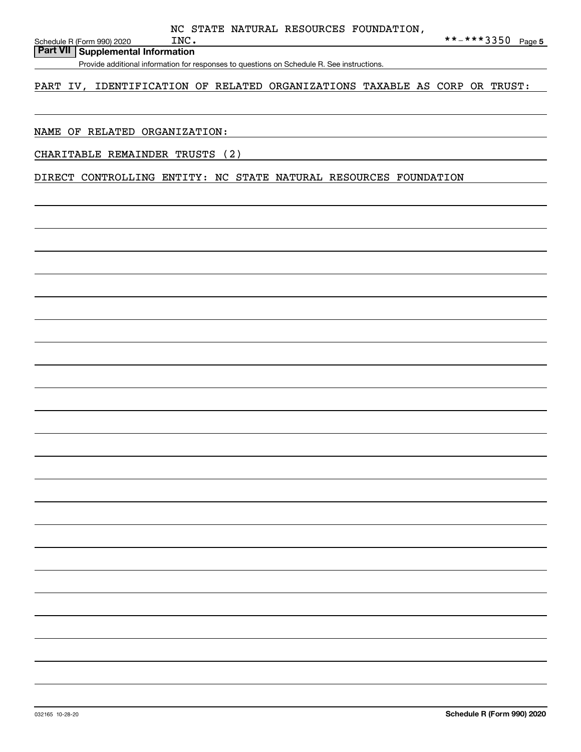NC STATE NATURAL RESOURCES FOUNDATION, INC.

**-***3350

## Part VII Supplemental Information

Provide additional information for responses to questions on Schedule R. See instructions.

PART IV, IDENTIFICATION OF RELATED ORGANIZATIONS TAXABLE AS CORP OR TRUST:

NAME OF RELATED ORGANIZATION:

CHARITABLE REMAINDER TRUSTS (2)

DIRECT CONTROLLING ENTITY: NC STATE NATURAL RESOURCES FOUNDATION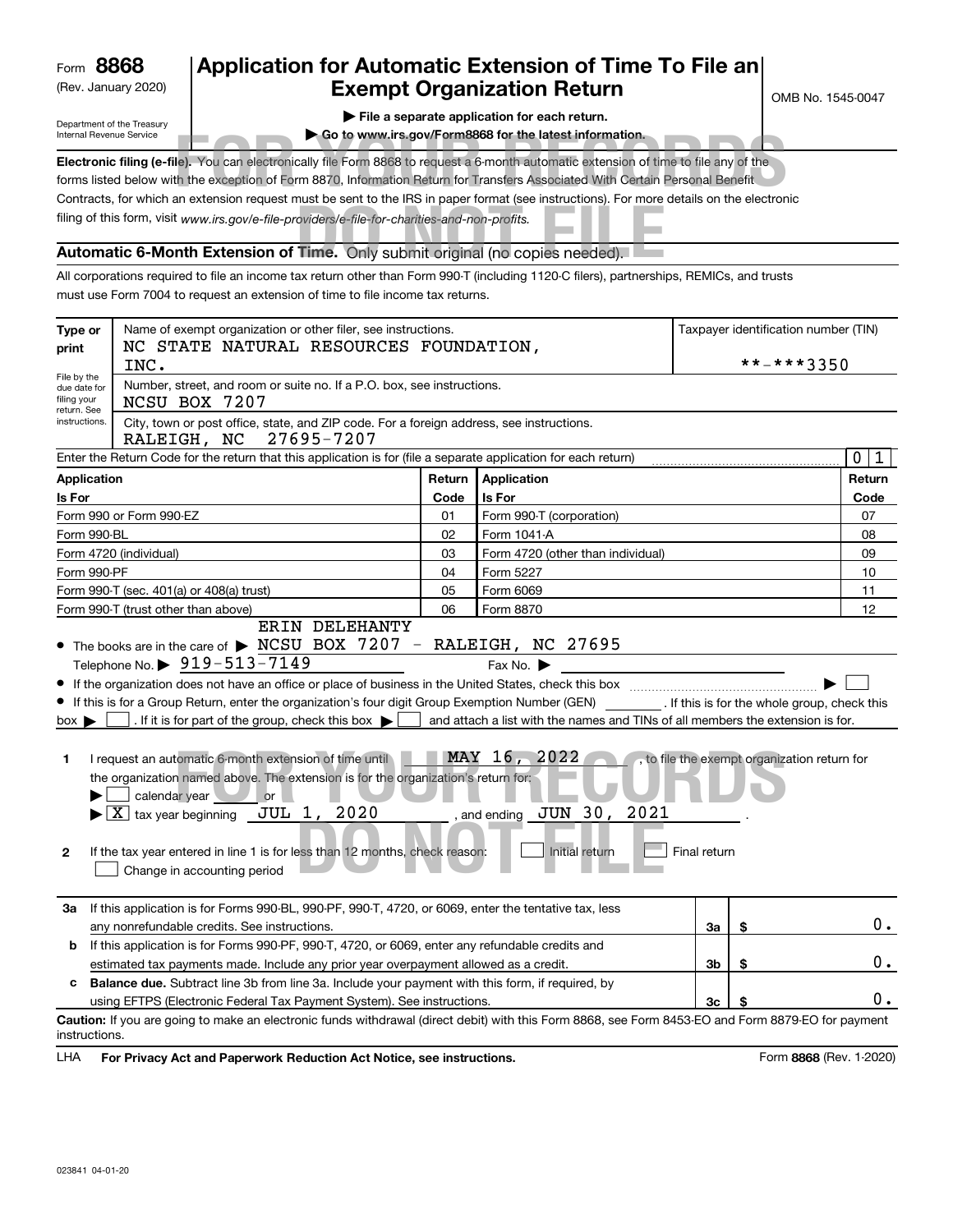Form **8868** (Rev. January 2020)

Department of the Treasury Internal Revenue Service

# Application for Automatic Extension of Time To File an Exempt Organization Return

OMB No. 1545-0047

▶ File a separate application for each return.

▶ Go to www.irs.gov/Form8868 for the latest information.

FOR YOUR RECORDS DO NOT FILE

**Electronic filing (e-file).** You can electronically file Form 8868 to request a 6-month automatic extension of time to file any of the forms listed below with the exception of Form 8870, Information Return for Transfers Associated With Certain Personal Benefit Contracts, for which an extension request must be sent to the IRS in paper format (see instructions). For more details on the electronic filing of this form, visit *www.irs.gov/e-file-providers/e-file-for-charities-and-non-profits.*

**Automatic 6-Month Extension of Time.** Only submit original (no copies needed).

All corporations required to file an income tax return other than Form 990-T (including 1120-C filers), partnerships, REMICs, and trusts must use Form 7004 to request an extension of time to file income tax returns.

| | | |
|---|---|---|
| **Type or print** | Name of exempt organization or other filer, see instructions. NC STATE NATURAL RESOURCES FOUNDATION, INC. | Taxpayer identification number (TIN) \*\*-\*\*\*3350 |
| File by the due date for filing your return. See instructions. | Number, street, and room or suite no. If a P.O. box, see instructions. NCSU BOX 7207 | |
| | City, town or post office, state, and ZIP code. For a foreign address, see instructions. RALEIGH, NC 27695-7207 | |

Enter the Return Code for the return that this application is for (file a separate application for each return) 0 1

| Application Is For | Return Code | Application Is For | Return Code |
|---|---|---|---|
| Form 990 or Form 990-EZ | 01 | Form 990-T (corporation) | 07 |
| Form 990-BL | 02 | Form 1041-A | 08 |
| Form 4720 (individual) | 03 | Form 4720 (other than individual) | 09 |
| Form 990-PF | 04 | Form 5227 | 10 |
| Form 990-T (sec. 401(a) or 408(a) trust) | 05 | Form 6069 | 11 |
| Form 990-T (trust other than above) | 06 | Form 8870 | 12 |

- The books are in the care of ▶ ERIN DELEHANTY NCSU BOX 7207 - RALEIGH, NC 27695

  Telephone No. ▶ 919-513-7149 Fax No. ▶
- If the organization does not have an office or place of business in the United States, check this box ▶ ☐
- If this is for a Group Return, enter the organization's four digit Group Exemption Number (GEN) ______ . If this is for the whole group, check this box ▶ ☐ . If it is for part of the group, check this box ▶ ☐ and attach a list with the names and TINs of all members the extension is for.

**1** I request an automatic 6-month extension of time until MAY 16, 2022 , to file the exempt organization return for the organization named above. The extension is for the organization's return for:

▶ ☐ calendar year ______ or

▶ ☒ tax year beginning JUL 1, 2020 , and ending JUN 30, 2021 .

**2** If the tax year entered in line 1 is for less than 12 months, check reason: ☐ Initial return ☐ Final return ☐ Change in accounting period

| | | | |
|---|---|---|---|
| **3a** | If this application is for Forms 990-BL, 990-PF, 990-T, 4720, or 6069, enter the tentative tax, less any nonrefundable credits. See instructions. | 3a | $ 0. |
| **b** | If this application is for Forms 990-PF, 990-T, 4720, or 6069, enter any refundable credits and estimated tax payments made. Include any prior year overpayment allowed as a credit. | 3b | $ 0. |
| **c** | **Balance due.** Subtract line 3b from line 3a. Include your payment with this form, if required, by using EFTPS (Electronic Federal Tax Payment System). See instructions. | 3c | $ 0. |

**Caution:** If you are going to make an electronic funds withdrawal (direct debit) with this Form 8868, see Form 8453-EO and Form 8879-EO for payment instructions.

LHA **For Privacy Act and Paperwork Reduction Act Notice, see instructions.** Form **8868** (Rev. 1-2020)

023841 04-01-20